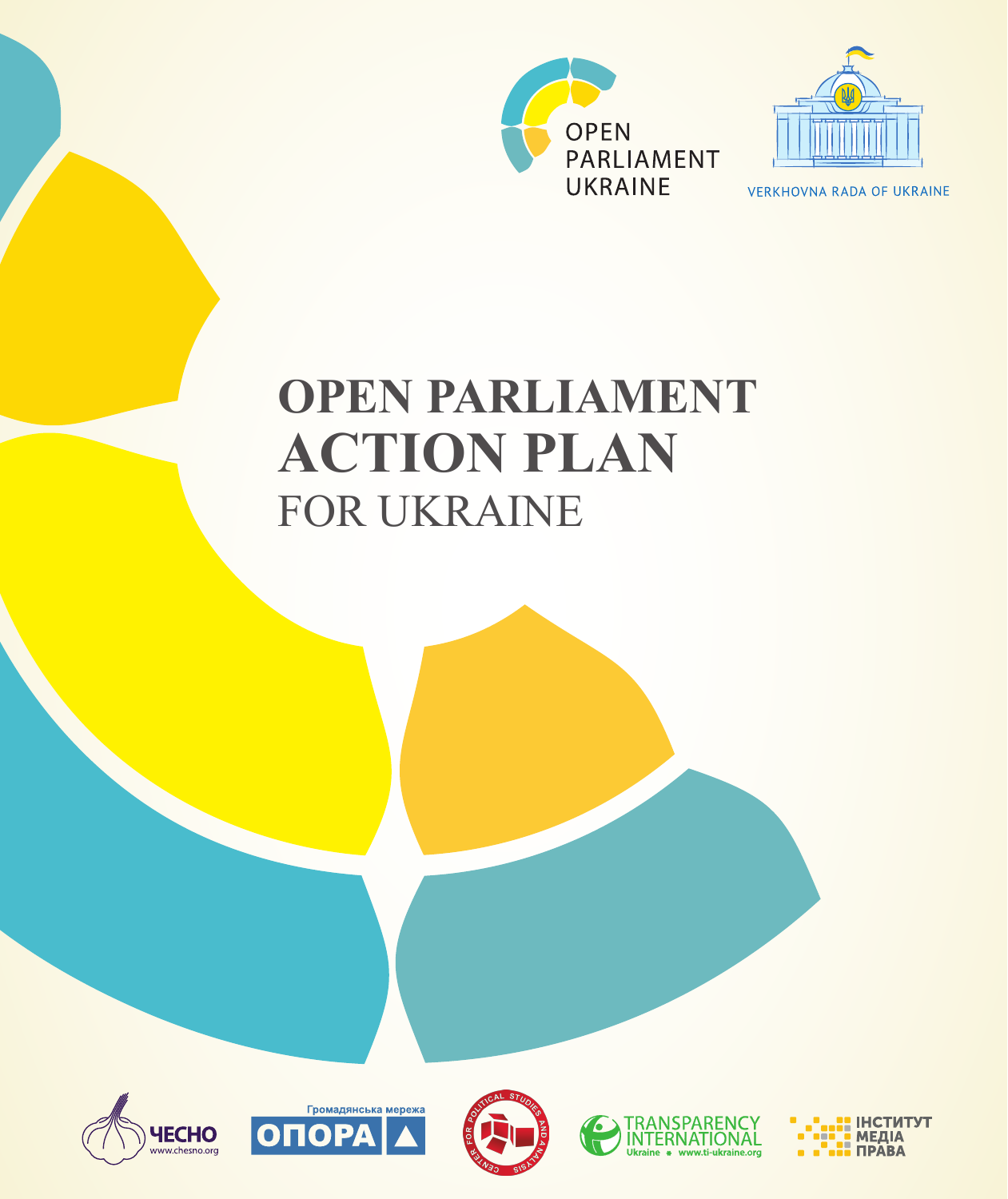OPEN PARLIAMENT UKRAINE

VERKHOVNA RADA OF UKRAINE

# OPEN PARLIAMENT ACTION PLAN FOR UKRAINE

ЧЕСНО www.chesno.org

Громадянська мережа ОПОРА

CENTER FOR POLITICAL STUDIES AND ANALYSIS

TRANSPARENCY INTERNATIONAL Ukraine www.ti-ukraine.org

ІНСТИТУТ МЕДІА ПРАВА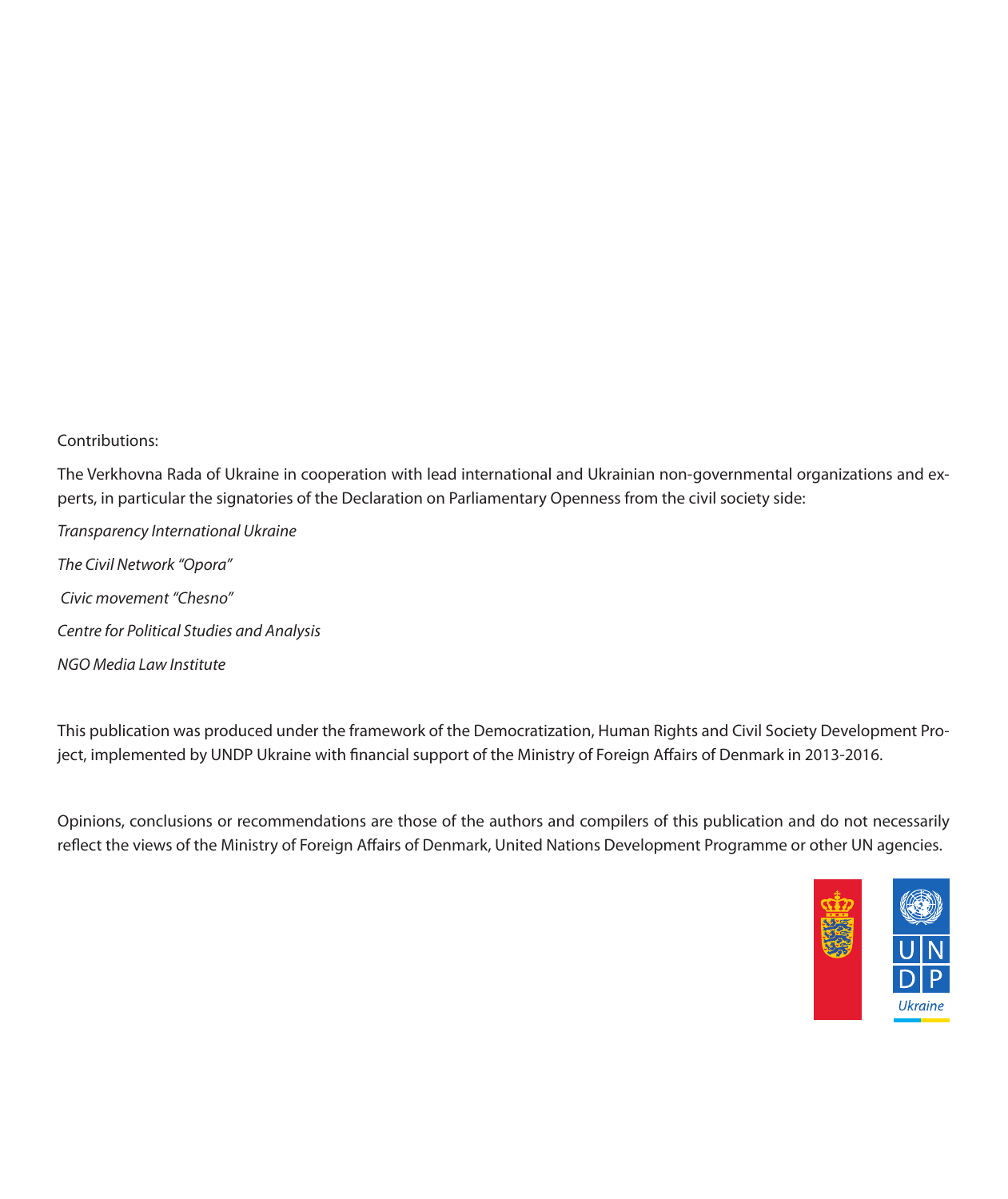Contributions:

The Verkhovna Rada of Ukraine in cooperation with lead international and Ukrainian non-governmental organizations and experts, in particular the signatories of the Declaration on Parliamentary Openness from the civil society side:

*Transparency International Ukraine*

*The Civil Network "Opora"*

*Civic movement "Chesno"*

*Centre for Political Studies and Analysis*

*NGO Media Law Institute*

This publication was produced under the framework of the Democratization, Human Rights and Civil Society Development Project, implemented by UNDP Ukraine with financial support of the Ministry of Foreign Affairs of Denmark in 2013-2016.

Opinions, conclusions or recommendations are those of the authors and compilers of this publication and do not necessarily reflect the views of the Ministry of Foreign Affairs of Denmark, United Nations Development Programme or other UN agencies.

UNDP
Ukraine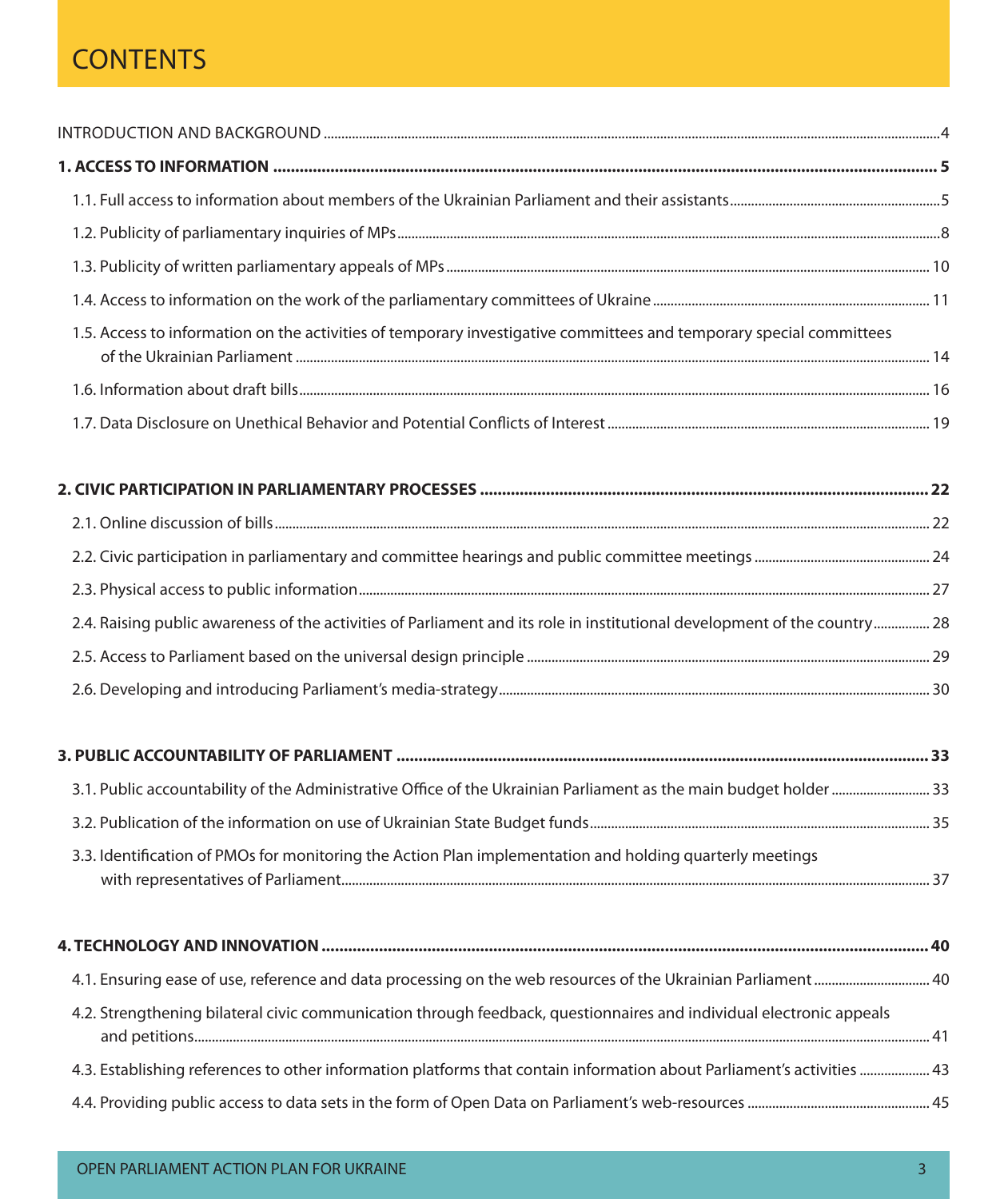# CONTENTS

INTRODUCTION AND BACKGROUND ........ 4

**1. ACCESS TO INFORMATION ........ 5**

- 1.1. Full access to information about members of the Ukrainian Parliament and their assistants ........ 5
- 1.2. Publicity of parliamentary inquiries of MPs ........ 8
- 1.3. Publicity of written parliamentary appeals of MPs ........ 10
- 1.4. Access to information on the work of the parliamentary committees of Ukraine ........ 11
- 1.5. Access to information on the activities of temporary investigative committees and temporary special committees of the Ukrainian Parliament ........ 14
- 1.6. Information about draft bills ........ 16
- 1.7. Data Disclosure on Unethical Behavior and Potential Conflicts of Interest ........ 19

**2. CIVIC PARTICIPATION IN PARLIAMENTARY PROCESSES ........ 22**

- 2.1. Online discussion of bills ........ 22
- 2.2. Civic participation in parliamentary and committee hearings and public committee meetings ........ 24
- 2.3. Physical access to public information ........ 27
- 2.4. Raising public awareness of the activities of Parliament and its role in institutional development of the country ........ 28
- 2.5. Access to Parliament based on the universal design principle ........ 29
- 2.6. Developing and introducing Parliament's media-strategy ........ 30

**3. PUBLIC ACCOUNTABILITY OF PARLIAMENT ........ 33**

- 3.1. Public accountability of the Administrative Office of the Ukrainian Parliament as the main budget holder ........ 33
- 3.2. Publication of the information on use of Ukrainian State Budget funds ........ 35
- 3.3. Identification of PMOs for monitoring the Action Plan implementation and holding quarterly meetings with representatives of Parliament ........ 37

**4. TECHNOLOGY AND INNOVATION ........ 40**

- 4.1. Ensuring ease of use, reference and data processing on the web resources of the Ukrainian Parliament ........ 40
- 4.2. Strengthening bilateral civic communication through feedback, questionnaires and individual electronic appeals and petitions ........ 41
- 4.3. Establishing references to other information platforms that contain information about Parliament's activities ........ 43
- 4.4. Providing public access to data sets in the form of Open Data on Parliament's web-resources ........ 45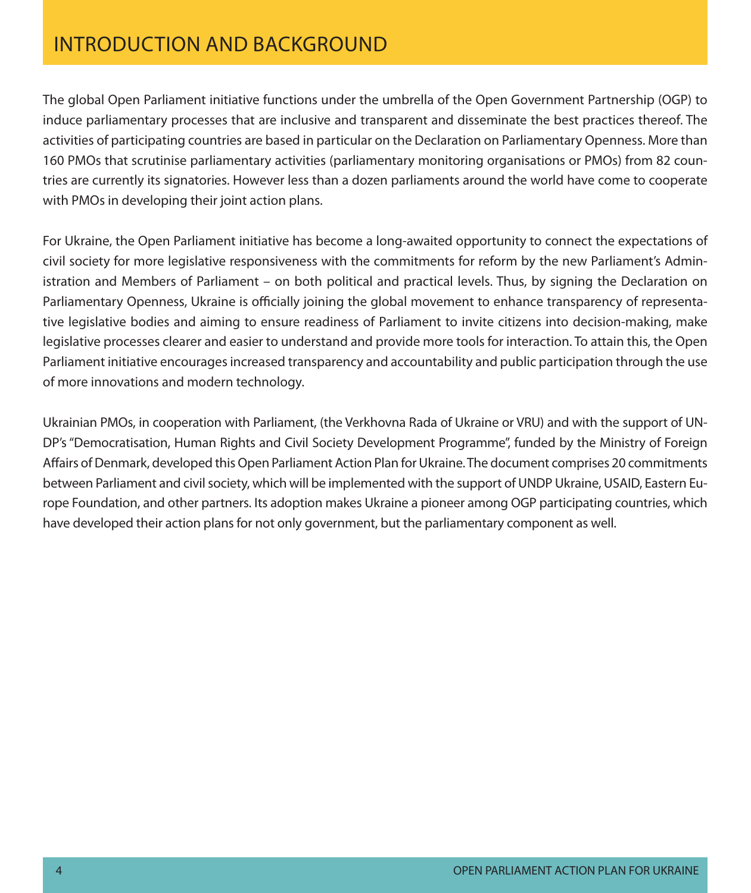# INTRODUCTION AND BACKGROUND

The global Open Parliament initiative functions under the umbrella of the Open Government Partnership (OGP) to induce parliamentary processes that are inclusive and transparent and disseminate the best practices thereof. The activities of participating countries are based in particular on the Declaration on Parliamentary Openness. More than 160 PMOs that scrutinise parliamentary activities (parliamentary monitoring organisations or PMOs) from 82 countries are currently its signatories. However less than a dozen parliaments around the world have come to cooperate with PMOs in developing their joint action plans.

For Ukraine, the Open Parliament initiative has become a long-awaited opportunity to connect the expectations of civil society for more legislative responsiveness with the commitments for reform by the new Parliament's Administration and Members of Parliament – on both political and practical levels. Thus, by signing the Declaration on Parliamentary Openness, Ukraine is officially joining the global movement to enhance transparency of representative legislative bodies and aiming to ensure readiness of Parliament to invite citizens into decision-making, make legislative processes clearer and easier to understand and provide more tools for interaction. To attain this, the Open Parliament initiative encourages increased transparency and accountability and public participation through the use of more innovations and modern technology.

Ukrainian PMOs, in cooperation with Parliament, (the Verkhovna Rada of Ukraine or VRU) and with the support of UNDP's "Democratisation, Human Rights and Civil Society Development Programme", funded by the Ministry of Foreign Affairs of Denmark, developed this Open Parliament Action Plan for Ukraine. The document comprises 20 commitments between Parliament and civil society, which will be implemented with the support of UNDP Ukraine, USAID, Eastern Europe Foundation, and other partners. Its adoption makes Ukraine a pioneer among OGP participating countries, which have developed their action plans for not only government, but the parliamentary component as well.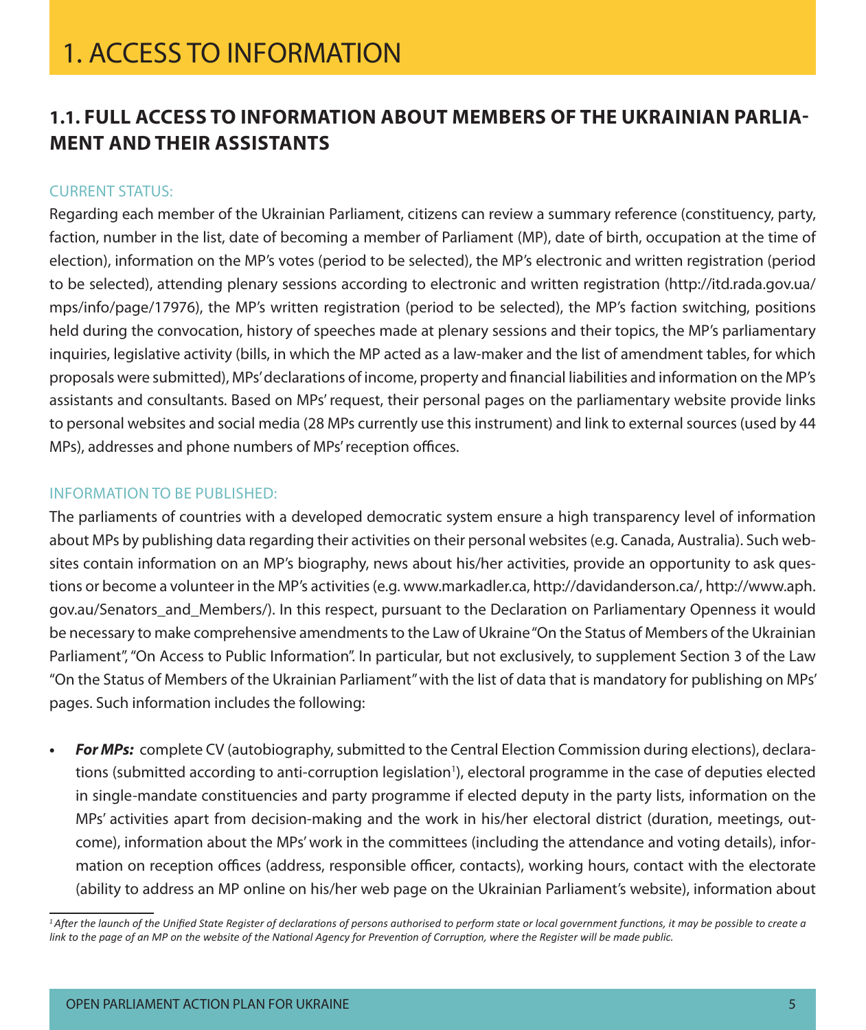# 1. ACCESS TO INFORMATION

## 1.1. FULL ACCESS TO INFORMATION ABOUT MEMBERS OF THE UKRAINIAN PARLIAMENT AND THEIR ASSISTANTS

### CURRENT STATUS:

Regarding each member of the Ukrainian Parliament, citizens can review a summary reference (constituency, party, faction, number in the list, date of becoming a member of Parliament (MP), date of birth, occupation at the time of election), information on the MP's votes (period to be selected), the MP's electronic and written registration (period to be selected), attending plenary sessions according to electronic and written registration (http://itd.rada.gov.ua/mps/info/page/17976), the MP's written registration (period to be selected), the MP's faction switching, positions held during the convocation, history of speeches made at plenary sessions and their topics, the MP's parliamentary inquiries, legislative activity (bills, in which the MP acted as a law-maker and the list of amendment tables, for which proposals were submitted), MPs' declarations of income, property and financial liabilities and information on the MP's assistants and consultants. Based on MPs' request, their personal pages on the parliamentary website provide links to personal websites and social media (28 MPs currently use this instrument) and link to external sources (used by 44 MPs), addresses and phone numbers of MPs' reception offices.

### INFORMATION TO BE PUBLISHED:

The parliaments of countries with a developed democratic system ensure a high transparency level of information about MPs by publishing data regarding their activities on their personal websites (e.g. Canada, Australia). Such websites contain information on an MP's biography, news about his/her activities, provide an opportunity to ask questions or become a volunteer in the MP's activities (e.g. www.markadler.ca, http://davidanderson.ca/, http://www.aph.gov.au/Senators_and_Members/). In this respect, pursuant to the Declaration on Parliamentary Openness it would be necessary to make comprehensive amendments to the Law of Ukraine "On the Status of Members of the Ukrainian Parliament", "On Access to Public Information". In particular, but not exclusively, to supplement Section 3 of the Law "On the Status of Members of the Ukrainian Parliament" with the list of data that is mandatory for publishing on MPs' pages. Such information includes the following:

- ***For MPs:*** complete CV (autobiography, submitted to the Central Election Commission during elections), declarations (submitted according to anti-corruption legislation[1]), electoral programme in the case of deputies elected in single-mandate constituencies and party programme if elected deputy in the party lists, information on the MPs' activities apart from decision-making and the work in his/her electoral district (duration, meetings, outcome), information about the MPs' work in the committees (including the attendance and voting details), information on reception offices (address, responsible officer, contacts), working hours, contact with the electorate (ability to address an MP online on his/her web page on the Ukrainian Parliament's website), information about

---

*[1] After the launch of the Unified State Register of declarations of persons authorised to perform state or local government functions, it may be possible to create a link to the page of an MP on the website of the National Agency for Prevention of Corruption, where the Register will be made public.*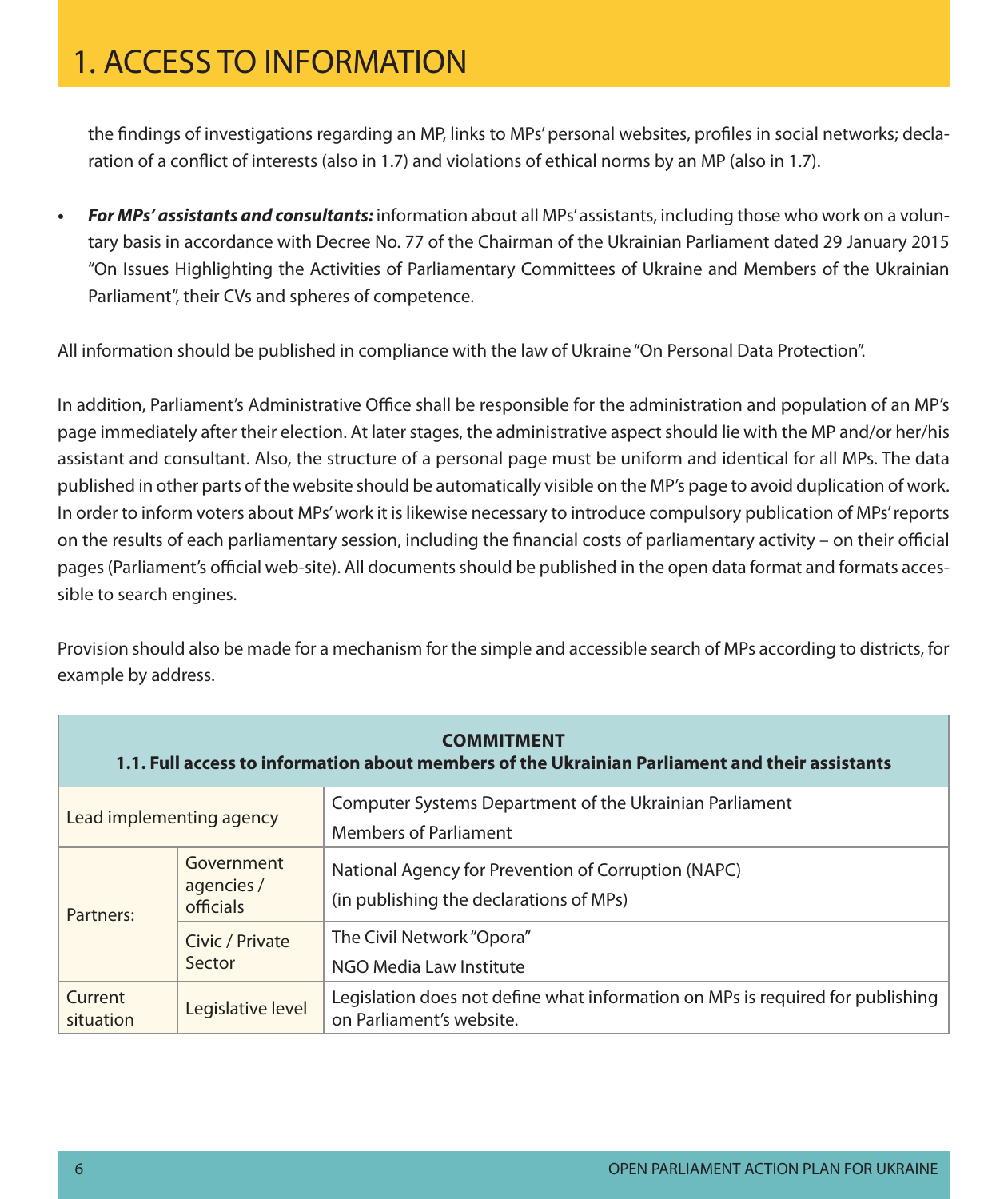# 1. ACCESS TO INFORMATION

the findings of investigations regarding an MP, links to MPs' personal websites, profiles in social networks; declaration of a conflict of interests (also in 1.7) and violations of ethical norms by an MP (also in 1.7).

- ***For MPs' assistants and consultants:*** information about all MPs' assistants, including those who work on a voluntary basis in accordance with Decree No. 77 of the Chairman of the Ukrainian Parliament dated 29 January 2015 "On Issues Highlighting the Activities of Parliamentary Committees of Ukraine and Members of the Ukrainian Parliament", their CVs and spheres of competence.

All information should be published in compliance with the law of Ukraine "On Personal Data Protection".

In addition, Parliament's Administrative Office shall be responsible for the administration and population of an MP's page immediately after their election. At later stages, the administrative aspect should lie with the MP and/or her/his assistant and consultant. Also, the structure of a personal page must be uniform and identical for all MPs. The data published in other parts of the website should be automatically visible on the MP's page to avoid duplication of work. In order to inform voters about MPs' work it is likewise necessary to introduce compulsory publication of MPs' reports on the results of each parliamentary session, including the financial costs of parliamentary activity – on their official pages (Parliament's official web-site). All documents should be published in the open data format and formats accessible to search engines.

Provision should also be made for a mechanism for the simple and accessible search of MPs according to districts, for example by address.

| **COMMITMENT<br>1.1. Full access to information about members of the Ukrainian Parliament and their assistants** | | |
|---|---|---|
| Lead implementing agency | | Computer Systems Department of the Ukrainian Parliament<br>Members of Parliament |
| Partners: | Government agencies / officials | National Agency for Prevention of Corruption (NAPC)<br>(in publishing the declarations of MPs) |
| | Civic / Private Sector | The Civil Network "Opora"<br>NGO Media Law Institute |
| Current situation | Legislative level | Legislation does not define what information on MPs is required for publishing on Parliament's website. |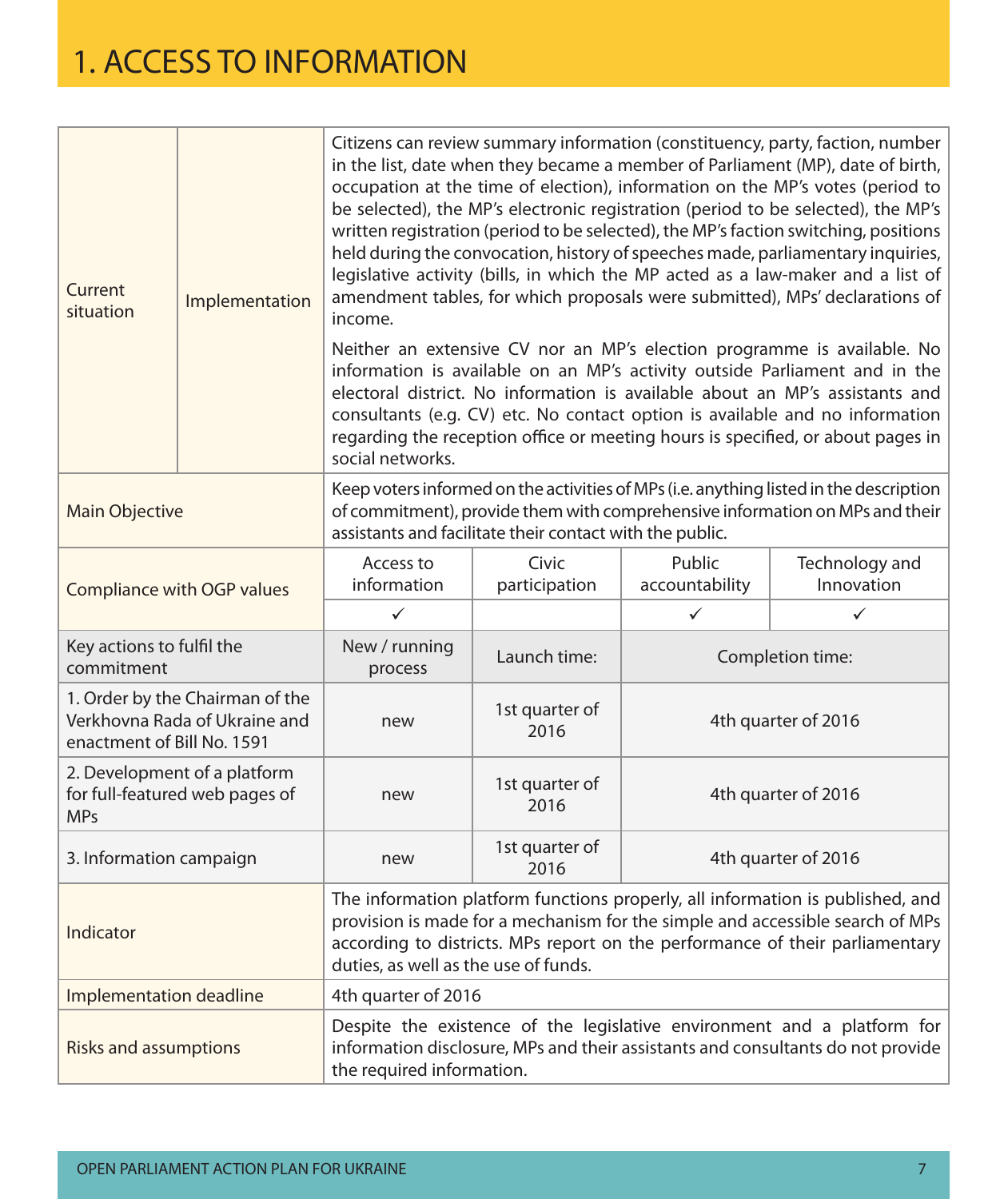# 1. ACCESS TO INFORMATION

| | | | | | |
|---|---|---|---|---|---|
| Current situation | Implementation | Citizens can review summary information (constituency, party, faction, number in the list, date when they became a member of Parliament (MP), date of birth, occupation at the time of election), information on the MP's votes (period to be selected), the MP's electronic registration (period to be selected), the MP's written registration (period to be selected), the MP's faction switching, positions held during the convocation, history of speeches made, parliamentary inquiries, legislative activity (bills, in which the MP acted as a law-maker and a list of amendment tables, for which proposals were submitted), MPs' declarations of income.<br><br>Neither an extensive CV nor an MP's election programme is available. No information is available on an MP's activity outside Parliament and in the electoral district. No information is available about an MP's assistants and consultants (e.g. CV) etc. No contact option is available and no information regarding the reception office or meeting hours is specified, or about pages in social networks. | | | |
| Main Objective | | Keep voters informed on the activities of MPs (i.e. anything listed in the description of commitment), provide them with comprehensive information on MPs and their assistants and facilitate their contact with the public. | | | |
| Compliance with OGP values | | Access to information | Civic participation | Public accountability | Technology and Innovation |
| | | ✓ | | ✓ | ✓ |
| Key actions to fulfil the commitment | | New / running process | Launch time: | Completion time: | |
| 1. Order by the Chairman of the Verkhovna Rada of Ukraine and enactment of Bill No. 1591 | | new | 1st quarter of 2016 | 4th quarter of 2016 | |
| 2. Development of a platform for full-featured web pages of MPs | | new | 1st quarter of 2016 | 4th quarter of 2016 | |
| 3. Information campaign | | new | 1st quarter of 2016 | 4th quarter of 2016 | |
| Indicator | | The information platform functions properly, all information is published, and provision is made for a mechanism for the simple and accessible search of MPs according to districts. MPs report on the performance of their parliamentary duties, as well as the use of funds. | | | |
| Implementation deadline | | 4th quarter of 2016 | | | |
| Risks and assumptions | | Despite the existence of the legislative environment and a platform for information disclosure, MPs and their assistants and consultants do not provide the required information. | | | |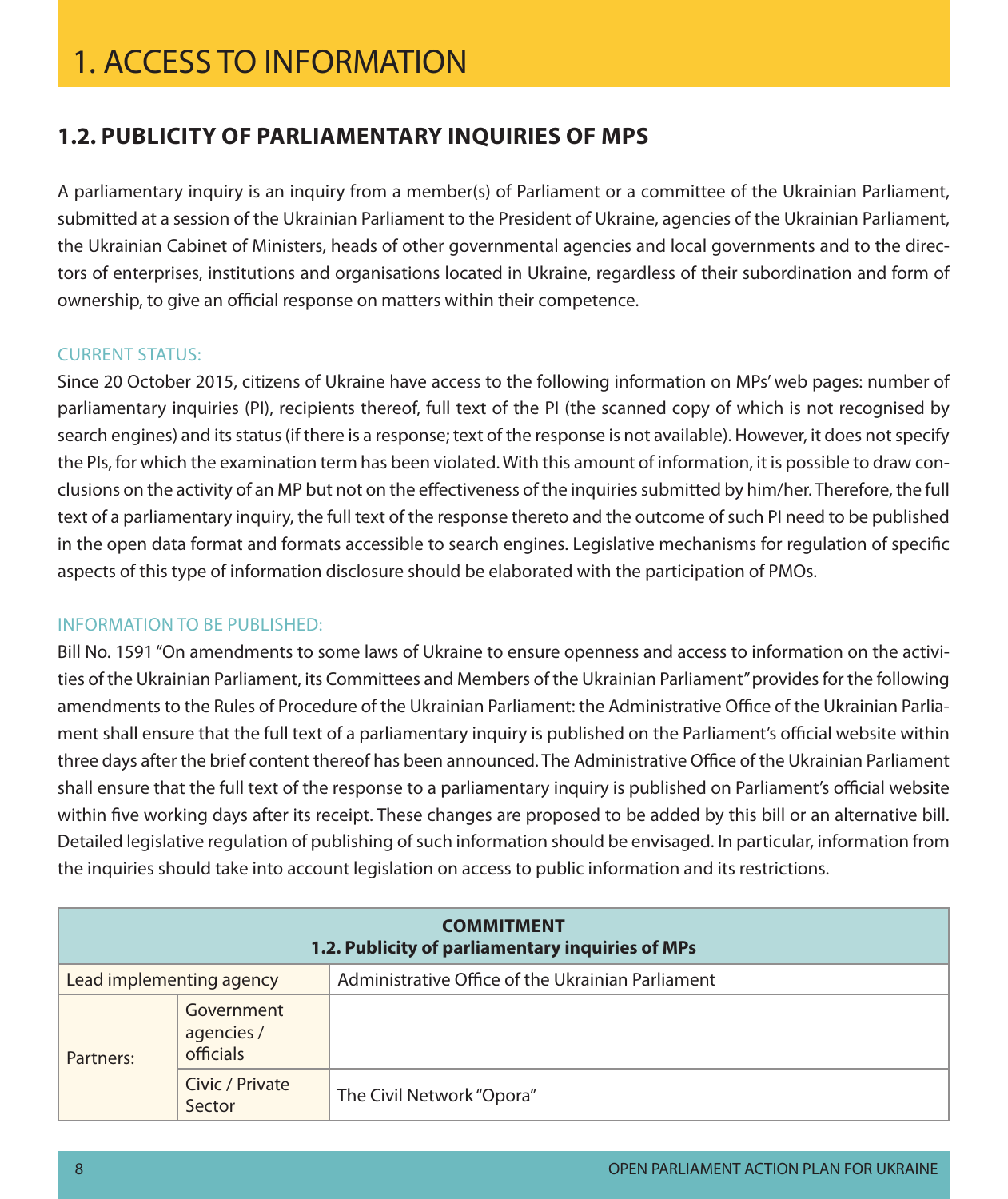# 1. ACCESS TO INFORMATION

## 1.2. PUBLICITY OF PARLIAMENTARY INQUIRIES OF MPS

A parliamentary inquiry is an inquiry from a member(s) of Parliament or a committee of the Ukrainian Parliament, submitted at a session of the Ukrainian Parliament to the President of Ukraine, agencies of the Ukrainian Parliament, the Ukrainian Cabinet of Ministers, heads of other governmental agencies and local governments and to the directors of enterprises, institutions and organisations located in Ukraine, regardless of their subordination and form of ownership, to give an official response on matters within their competence.

CURRENT STATUS:

Since 20 October 2015, citizens of Ukraine have access to the following information on MPs' web pages: number of parliamentary inquiries (PI), recipients thereof, full text of the PI (the scanned copy of which is not recognised by search engines) and its status (if there is a response; text of the response is not available). However, it does not specify the PIs, for which the examination term has been violated. With this amount of information, it is possible to draw conclusions on the activity of an MP but not on the effectiveness of the inquiries submitted by him/her. Therefore, the full text of a parliamentary inquiry, the full text of the response thereto and the outcome of such PI need to be published in the open data format and formats accessible to search engines. Legislative mechanisms for regulation of specific aspects of this type of information disclosure should be elaborated with the participation of PMOs.

INFORMATION TO BE PUBLISHED:

Bill No. 1591 "On amendments to some laws of Ukraine to ensure openness and access to information on the activities of the Ukrainian Parliament, its Committees and Members of the Ukrainian Parliament" provides for the following amendments to the Rules of Procedure of the Ukrainian Parliament: the Administrative Office of the Ukrainian Parliament shall ensure that the full text of a parliamentary inquiry is published on the Parliament's official website within three days after the brief content thereof has been announced. The Administrative Office of the Ukrainian Parliament shall ensure that the full text of the response to a parliamentary inquiry is published on Parliament's official website within five working days after its receipt. These changes are proposed to be added by this bill or an alternative bill. Detailed legislative regulation of publishing of such information should be envisaged. In particular, information from the inquiries should take into account legislation on access to public information and its restrictions.

| **COMMITMENT 1.2. Publicity of parliamentary inquiries of MPs** | | |
|---|---|---|
| Lead implementing agency | | Administrative Office of the Ukrainian Parliament |
| Partners: | Government agencies / officials | |
| | Civic / Private Sector | The Civil Network "Opora" |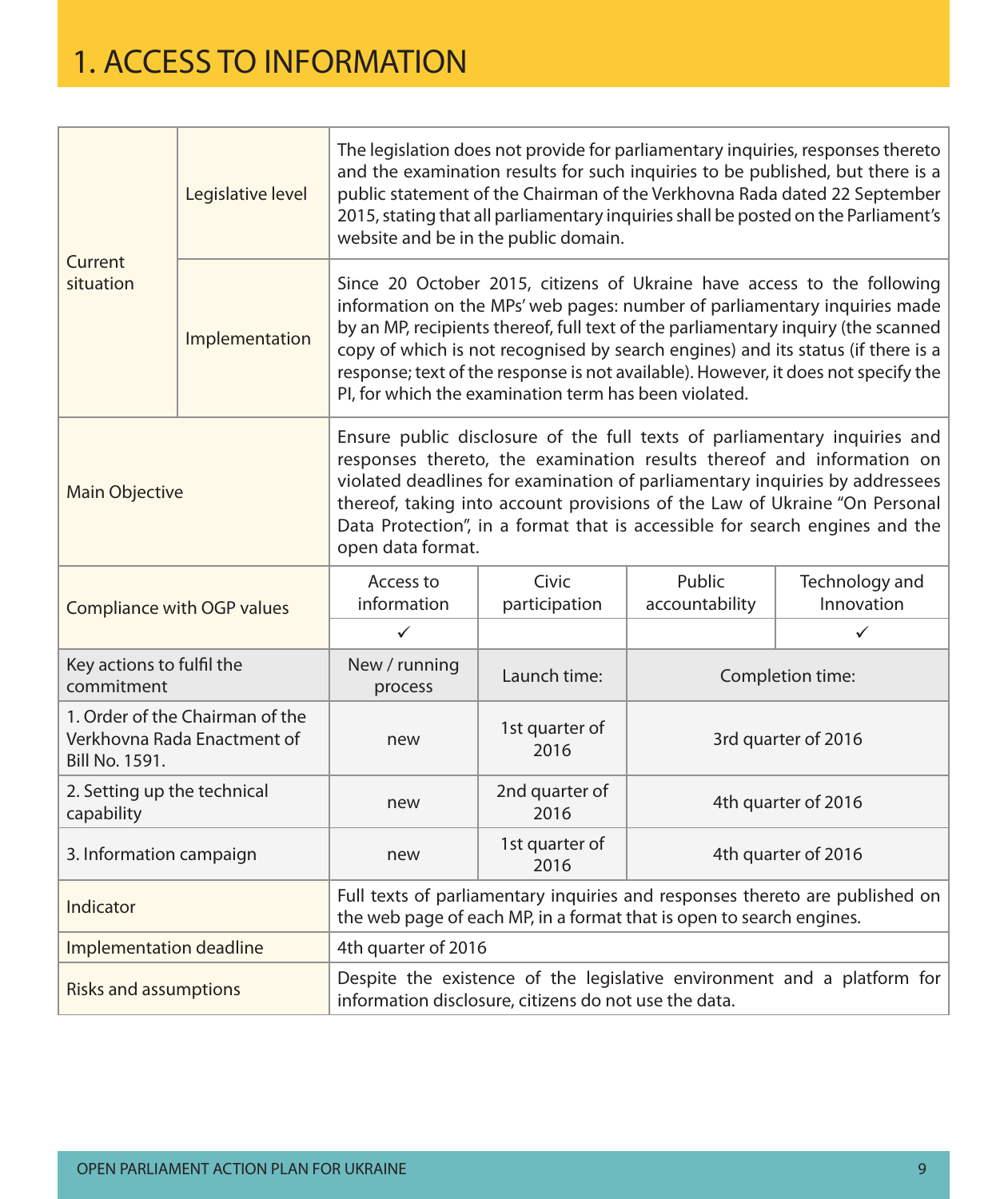# 1. ACCESS TO INFORMATION

| | | | | | |
|---|---|---|---|---|---|
| Current situation | Legislative level | The legislation does not provide for parliamentary inquiries, responses thereto and the examination results for such inquiries to be published, but there is a public statement of the Chairman of the Verkhovna Rada dated 22 September 2015, stating that all parliamentary inquiries shall be posted on the Parliament's website and be in the public domain. | | | |
| | Implementation | Since 20 October 2015, citizens of Ukraine have access to the following information on the MPs' web pages: number of parliamentary inquiries made by an MP, recipients thereof, full text of the parliamentary inquiry (the scanned copy of which is not recognised by search engines) and its status (if there is a response; text of the response is not available). However, it does not specify the PI, for which the examination term has been violated. | | | |
| Main Objective | | Ensure public disclosure of the full texts of parliamentary inquiries and responses thereto, the examination results thereof and information on violated deadlines for examination of parliamentary inquiries by addressees thereof, taking into account provisions of the Law of Ukraine "On Personal Data Protection", in a format that is accessible for search engines and the open data format. | | | |
| Compliance with OGP values | | Access to information | Civic participation | Public accountability | Technology and Innovation |
| | | ✓ | | | ✓ |
| Key actions to fulfil the commitment | | New / running process | Launch time: | Completion time: | |
| 1. Order of the Chairman of the Verkhovna Rada Enactment of Bill No. 1591. | | new | 1st quarter of 2016 | 3rd quarter of 2016 | |
| 2. Setting up the technical capability | | new | 2nd quarter of 2016 | 4th quarter of 2016 | |
| 3. Information campaign | | new | 1st quarter of 2016 | 4th quarter of 2016 | |
| Indicator | | Full texts of parliamentary inquiries and responses thereto are published on the web page of each MP, in a format that is open to search engines. | | | |
| Implementation deadline | | 4th quarter of 2016 | | | |
| Risks and assumptions | | Despite the existence of the legislative environment and a platform for information disclosure, citizens do not use the data. | | | |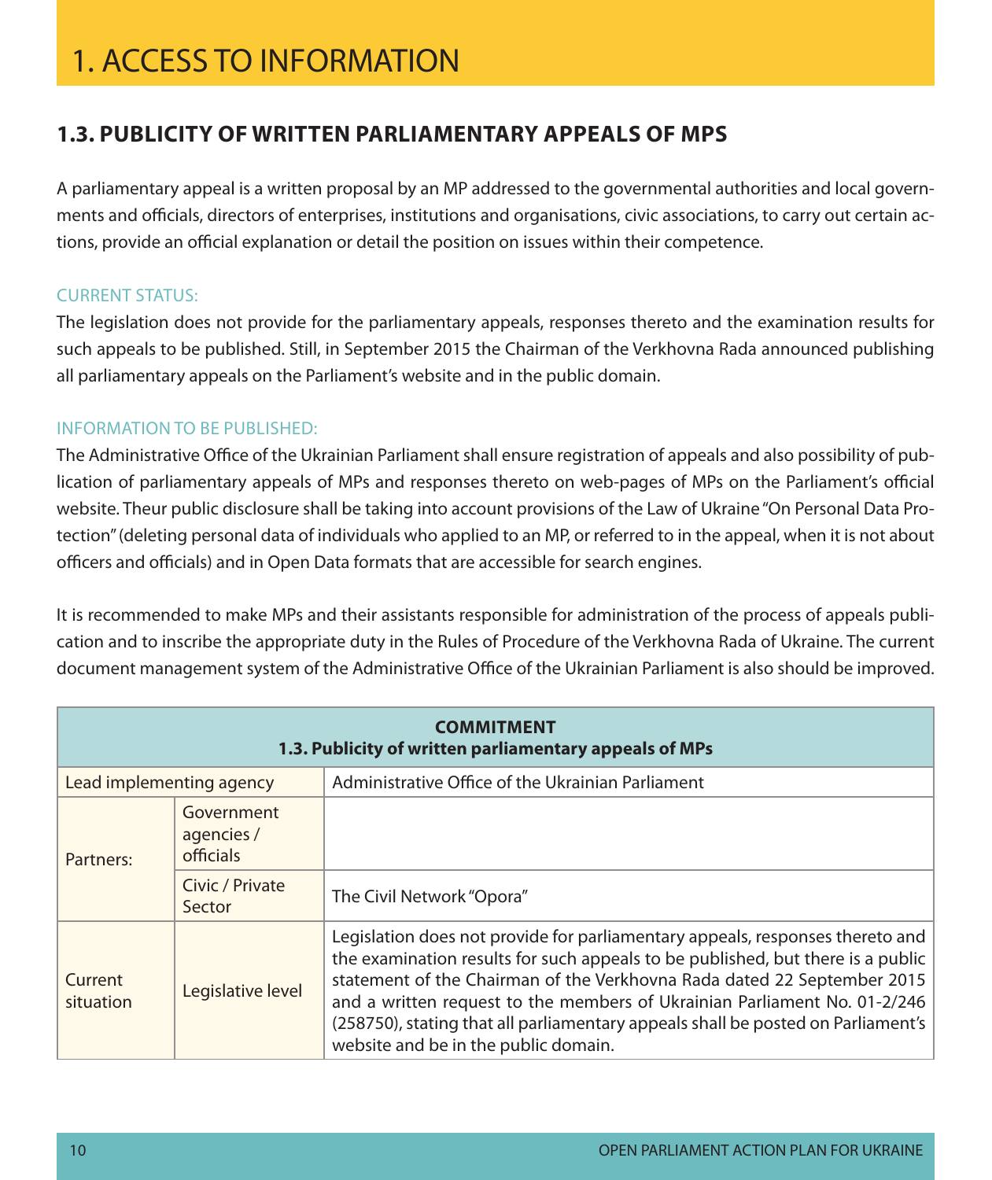# 1. ACCESS TO INFORMATION

## 1.3. PUBLICITY OF WRITTEN PARLIAMENTARY APPEALS OF MPS

A parliamentary appeal is a written proposal by an MP addressed to the governmental authorities and local governments and officials, directors of enterprises, institutions and organisations, civic associations, to carry out certain actions, provide an official explanation or detail the position on issues within their competence.

CURRENT STATUS:

The legislation does not provide for the parliamentary appeals, responses thereto and the examination results for such appeals to be published. Still, in September 2015 the Chairman of the Verkhovna Rada announced publishing all parliamentary appeals on the Parliament's website and in the public domain.

INFORMATION TO BE PUBLISHED:

The Administrative Office of the Ukrainian Parliament shall ensure registration of appeals and also possibility of publication of parliamentary appeals of MPs and responses thereto on web-pages of MPs on the Parliament's official website. Theur public disclosure shall be taking into account provisions of the Law of Ukraine "On Personal Data Protection" (deleting personal data of individuals who applied to an MP, or referred to in the appeal, when it is not about officers and officials) and in Open Data formats that are accessible for search engines.

It is recommended to make MPs and their assistants responsible for administration of the process of appeals publication and to inscribe the appropriate duty in the Rules of Procedure of the Verkhovna Rada of Ukraine. The current document management system of the Administrative Office of the Ukrainian Parliament is also should be improved.

| **COMMITMENT 1.3. Publicity of written parliamentary appeals of MPs** | | |
|---|---|---|
| Lead implementing agency | | Administrative Office of the Ukrainian Parliament |
| Partners: | Government agencies / officials | |
| | Civic / Private Sector | The Civil Network "Opora" |
| Current situation | Legislative level | Legislation does not provide for parliamentary appeals, responses thereto and the examination results for such appeals to be published, but there is a public statement of the Chairman of the Verkhovna Rada dated 22 September 2015 and a written request to the members of Ukrainian Parliament No. 01-2/246 (258750), stating that all parliamentary appeals shall be posted on Parliament's website and be in the public domain. |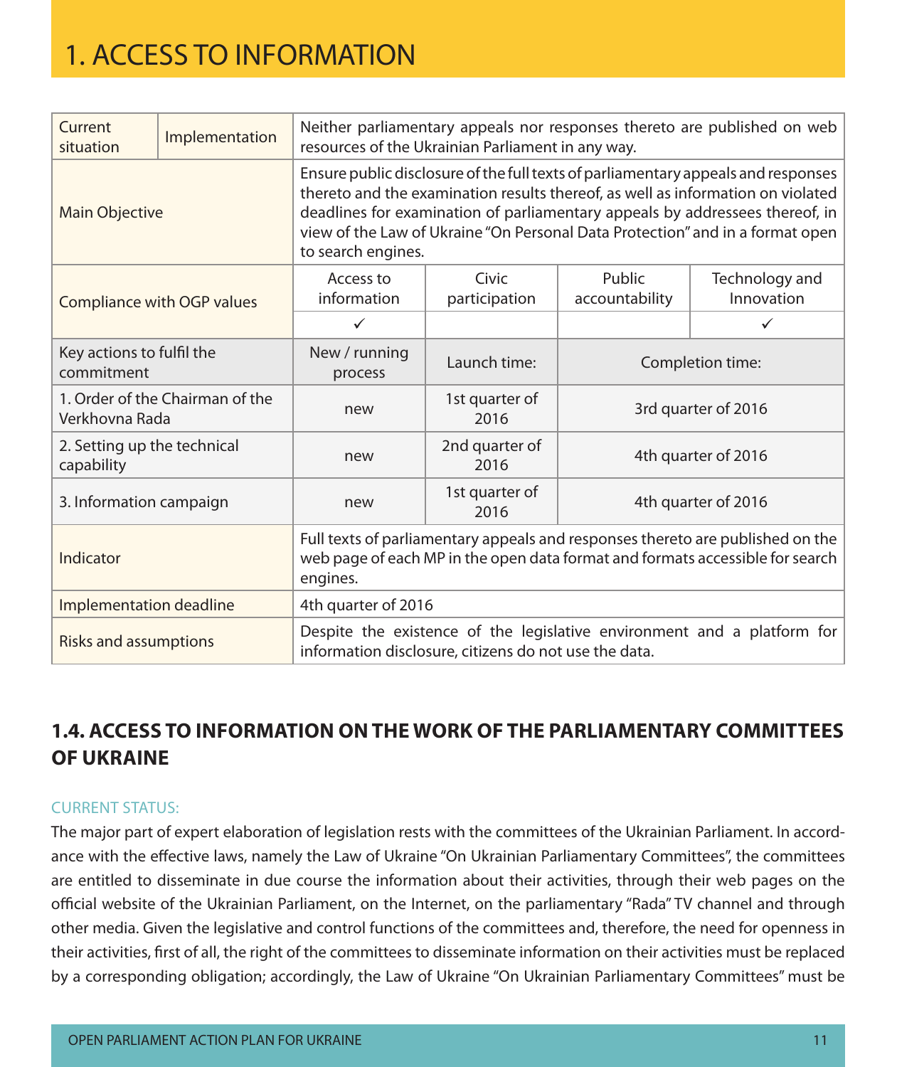# 1. ACCESS TO INFORMATION

| Current situation | Implementation | Neither parliamentary appeals nor responses thereto are published on web resources of the Ukrainian Parliament in any way. | | | |
|---|---|---|---|---|---|
| Main Objective | | Ensure public disclosure of the full texts of parliamentary appeals and responses thereto and the examination results thereof, as well as information on violated deadlines for examination of parliamentary appeals by addressees thereof, in view of the Law of Ukraine "On Personal Data Protection" and in a format open to search engines. | | | |
| Compliance with OGP values | | Access to information | Civic participation | Public accountability | Technology and Innovation |
| | | ✓ | | | ✓ |
| Key actions to fulfil the commitment | | New / running process | Launch time: | Completion time: | |
| 1. Order of the Chairman of the Verkhovna Rada | | new | 1st quarter of 2016 | 3rd quarter of 2016 | |
| 2. Setting up the technical capability | | new | 2nd quarter of 2016 | 4th quarter of 2016 | |
| 3. Information campaign | | new | 1st quarter of 2016 | 4th quarter of 2016 | |
| Indicator | | Full texts of parliamentary appeals and responses thereto are published on the web page of each MP in the open data format and formats accessible for search engines. | | | |
| Implementation deadline | | 4th quarter of 2016 | | | |
| Risks and assumptions | | Despite the existence of the legislative environment and a platform for information disclosure, citizens do not use the data. | | | |

## 1.4. ACCESS TO INFORMATION ON THE WORK OF THE PARLIAMENTARY COMMITTEES OF UKRAINE

CURRENT STATUS:

The major part of expert elaboration of legislation rests with the committees of the Ukrainian Parliament. In accordance with the effective laws, namely the Law of Ukraine "On Ukrainian Parliamentary Committees", the committees are entitled to disseminate in due course the information about their activities, through their web pages on the official website of the Ukrainian Parliament, on the Internet, on the parliamentary "Rada" TV channel and through other media. Given the legislative and control functions of the committees and, therefore, the need for openness in their activities, first of all, the right of the committees to disseminate information on their activities must be replaced by a corresponding obligation; accordingly, the Law of Ukraine "On Ukrainian Parliamentary Committees" must be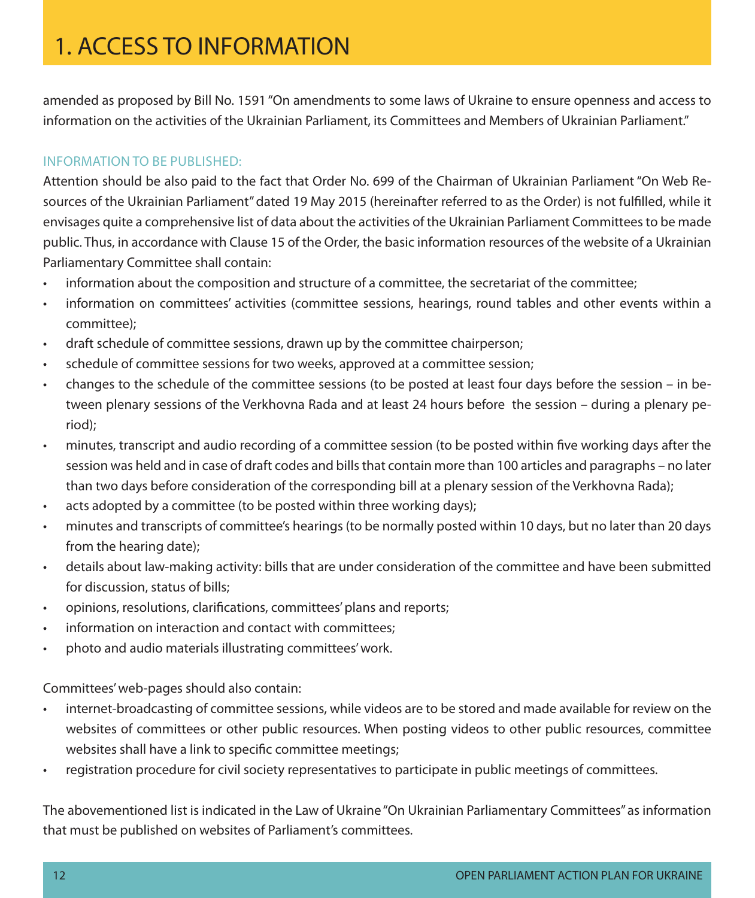# 1. ACCESS TO INFORMATION

amended as proposed by Bill No. 1591 "On amendments to some laws of Ukraine to ensure openness and access to information on the activities of the Ukrainian Parliament, its Committees and Members of Ukrainian Parliament."

### INFORMATION TO BE PUBLISHED:

Attention should be also paid to the fact that Order No. 699 of the Chairman of Ukrainian Parliament "On Web Resources of the Ukrainian Parliament" dated 19 May 2015 (hereinafter referred to as the Order) is not fulfilled, while it envisages quite a comprehensive list of data about the activities of the Ukrainian Parliament Committees to be made public. Thus, in accordance with Clause 15 of the Order, the basic information resources of the website of a Ukrainian Parliamentary Committee shall contain:

- information about the composition and structure of a committee, the secretariat of the committee;
- information on committees' activities (committee sessions, hearings, round tables and other events within a committee);
- draft schedule of committee sessions, drawn up by the committee chairperson;
- schedule of committee sessions for two weeks, approved at a committee session;
- changes to the schedule of the committee sessions (to be posted at least four days before the session – in between plenary sessions of the Verkhovna Rada and at least 24 hours before the session – during a plenary period);
- minutes, transcript and audio recording of a committee session (to be posted within five working days after the session was held and in case of draft codes and bills that contain more than 100 articles and paragraphs – no later than two days before consideration of the corresponding bill at a plenary session of the Verkhovna Rada);
- acts adopted by a committee (to be posted within three working days);
- minutes and transcripts of committee's hearings (to be normally posted within 10 days, but no later than 20 days from the hearing date);
- details about law-making activity: bills that are under consideration of the committee and have been submitted for discussion, status of bills;
- opinions, resolutions, clarifications, committees' plans and reports;
- information on interaction and contact with committees;
- photo and audio materials illustrating committees' work.

Committees' web-pages should also contain:

- internet-broadcasting of committee sessions, while videos are to be stored and made available for review on the websites of committees or other public resources. When posting videos to other public resources, committee websites shall have a link to specific committee meetings;
- registration procedure for civil society representatives to participate in public meetings of committees.

The abovementioned list is indicated in the Law of Ukraine "On Ukrainian Parliamentary Committees" as information that must be published on websites of Parliament's committees.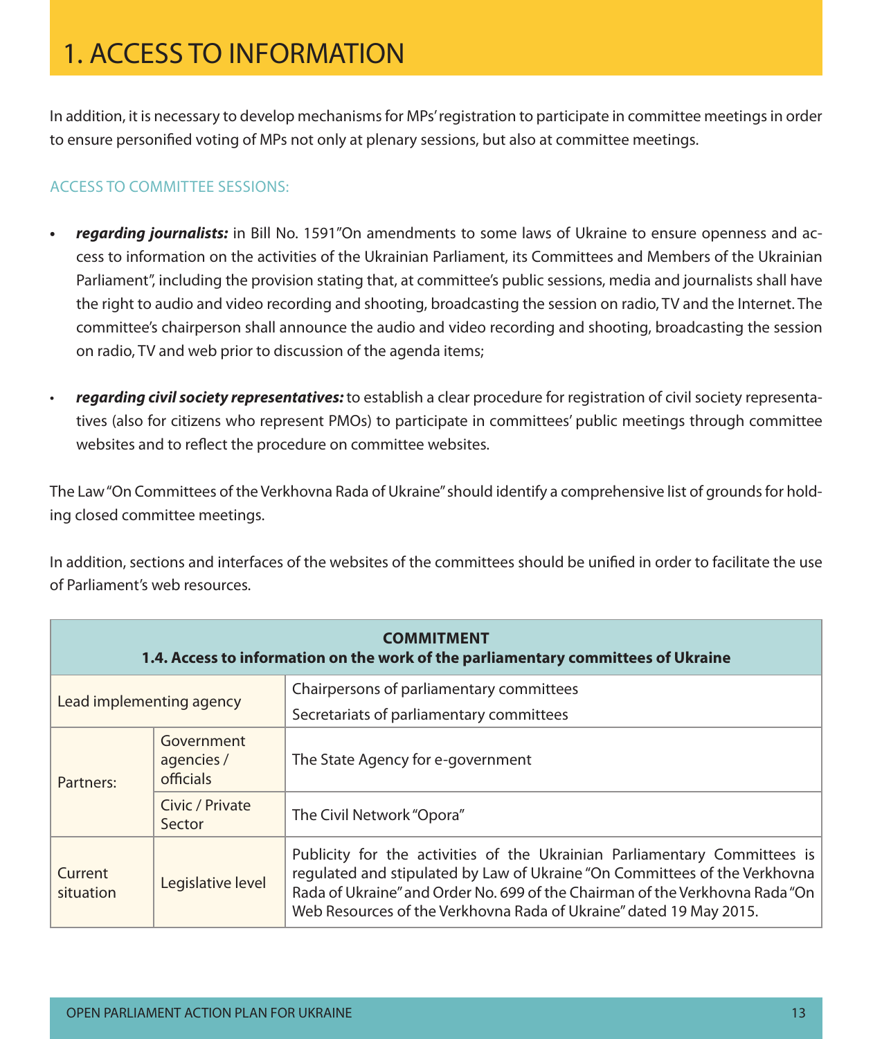# 1. ACCESS TO INFORMATION

In addition, it is necessary to develop mechanisms for MPs' registration to participate in committee meetings in order to ensure personified voting of MPs not only at plenary sessions, but also at committee meetings.

ACCESS TO COMMITTEE SESSIONS:

- ***regarding journalists:*** in Bill No. 1591"On amendments to some laws of Ukraine to ensure openness and access to information on the activities of the Ukrainian Parliament, its Committees and Members of the Ukrainian Parliament", including the provision stating that, at committee's public sessions, media and journalists shall have the right to audio and video recording and shooting, broadcasting the session on radio, TV and the Internet. The committee's chairperson shall announce the audio and video recording and shooting, broadcasting the session on radio, TV and web prior to discussion of the agenda items;
- ***regarding civil society representatives:*** to establish a clear procedure for registration of civil society representatives (also for citizens who represent PMOs) to participate in committees' public meetings through committee websites and to reflect the procedure on committee websites.

The Law "On Committees of the Verkhovna Rada of Ukraine" should identify a comprehensive list of grounds for holding closed committee meetings.

In addition, sections and interfaces of the websites of the committees should be unified in order to facilitate the use of Parliament's web resources.

| **COMMITMENT<br>1.4. Access to information on the work of the parliamentary committees of Ukraine** | | |
|---|---|---|
| Lead implementing agency | | Chairpersons of parliamentary committees<br>Secretariats of parliamentary committees |
| Partners: | Government agencies / officials | The State Agency for e-government |
| | Civic / Private Sector | The Civil Network "Opora" |
| Current situation | Legislative level | Publicity for the activities of the Ukrainian Parliamentary Committees is regulated and stipulated by Law of Ukraine "On Committees of the Verkhovna Rada of Ukraine" and Order No. 699 of the Chairman of the Verkhovna Rada "On Web Resources of the Verkhovna Rada of Ukraine" dated 19 May 2015. |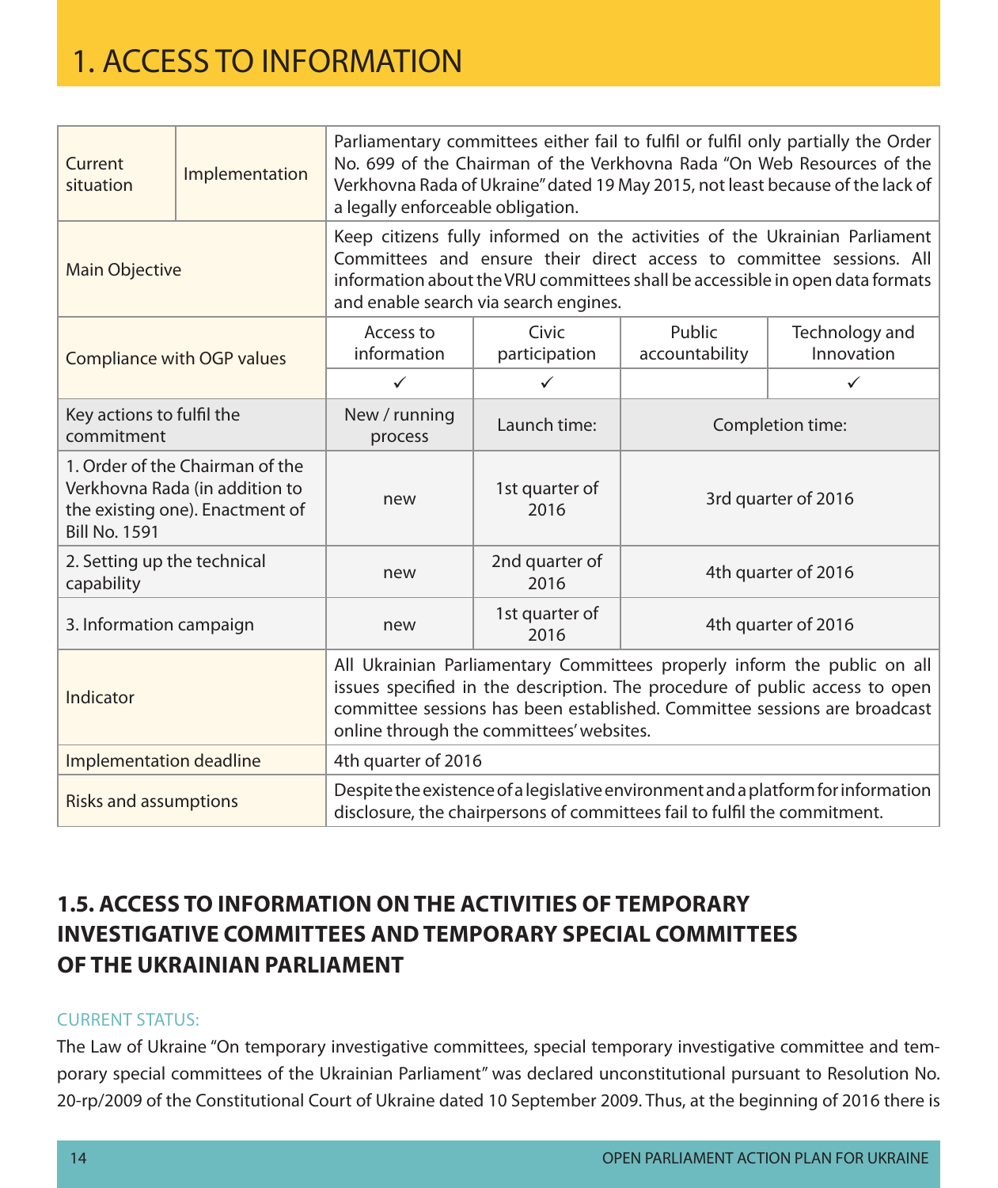# 1. ACCESS TO INFORMATION

| | | | | | |
|---|---|---|---|---|---|
| Current situation | Implementation | Parliamentary committees either fail to fulfil or fulfil only partially the Order No. 699 of the Chairman of the Verkhovna Rada "On Web Resources of the Verkhovna Rada of Ukraine" dated 19 May 2015, not least because of the lack of a legally enforceable obligation. | | | |
| Main Objective | | Keep citizens fully informed on the activities of the Ukrainian Parliament Committees and ensure their direct access to committee sessions. All information about the VRU committees shall be accessible in open data formats and enable search via search engines. | | | |
| Compliance with OGP values | | Access to information | Civic participation | Public accountability | Technology and Innovation |
| | | ✓ | ✓ | | ✓ |
| Key actions to fulfil the commitment | | New / running process | Launch time: | Completion time: | |
| 1. Order of the Chairman of the Verkhovna Rada (in addition to the existing one). Enactment of Bill No. 1591 | | new | 1st quarter of 2016 | 3rd quarter of 2016 | |
| 2. Setting up the technical capability | | new | 2nd quarter of 2016 | 4th quarter of 2016 | |
| 3. Information campaign | | new | 1st quarter of 2016 | 4th quarter of 2016 | |
| Indicator | | All Ukrainian Parliamentary Committees properly inform the public on all issues specified in the description. The procedure of public access to open committee sessions has been established. Committee sessions are broadcast online through the committees' websites. | | | |
| Implementation deadline | | 4th quarter of 2016 | | | |
| Risks and assumptions | | Despite the existence of a legislative environment and a platform for information disclosure, the chairpersons of committees fail to fulfil the commitment. | | | |

## 1.5. ACCESS TO INFORMATION ON THE ACTIVITIES OF TEMPORARY INVESTIGATIVE COMMITTEES AND TEMPORARY SPECIAL COMMITTEES OF THE UKRAINIAN PARLIAMENT

CURRENT STATUS:

The Law of Ukraine "On temporary investigative committees, special temporary investigative committee and temporary special committees of the Ukrainian Parliament" was declared unconstitutional pursuant to Resolution No. 20-rp/2009 of the Constitutional Court of Ukraine dated 10 September 2009. Thus, at the beginning of 2016 there is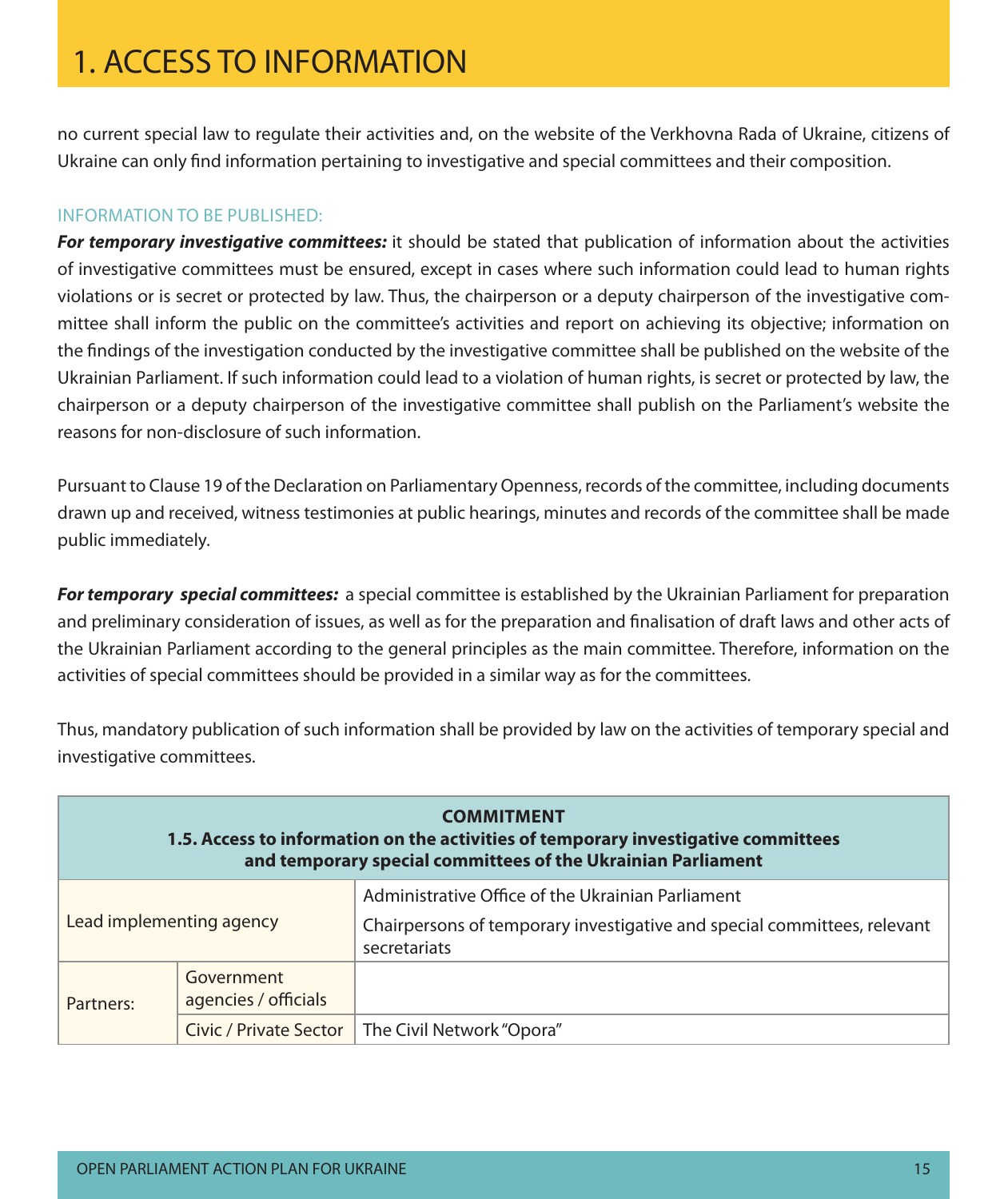# 1. ACCESS TO INFORMATION

no current special law to regulate their activities and, on the website of the Verkhovna Rada of Ukraine, citizens of Ukraine can only find information pertaining to investigative and special committees and their composition.

INFORMATION TO BE PUBLISHED:

***For temporary investigative committees:*** it should be stated that publication of information about the activities of investigative committees must be ensured, except in cases where such information could lead to human rights violations or is secret or protected by law. Thus, the chairperson or a deputy chairperson of the investigative committee shall inform the public on the committee's activities and report on achieving its objective; information on the findings of the investigation conducted by the investigative committee shall be published on the website of the Ukrainian Parliament. If such information could lead to a violation of human rights, is secret or protected by law, the chairperson or a deputy chairperson of the investigative committee shall publish on the Parliament's website the reasons for non-disclosure of such information.

Pursuant to Clause 19 of the Declaration on Parliamentary Openness, records of the committee, including documents drawn up and received, witness testimonies at public hearings, minutes and records of the committee shall be made public immediately.

***For temporary special committees:*** a special committee is established by the Ukrainian Parliament for preparation and preliminary consideration of issues, as well as for the preparation and finalisation of draft laws and other acts of the Ukrainian Parliament according to the general principles as the main committee. Therefore, information on the activities of special committees should be provided in a similar way as for the committees.

Thus, mandatory publication of such information shall be provided by law on the activities of temporary special and investigative committees.

| **COMMITMENT<br>1.5. Access to information on the activities of temporary investigative committees and temporary special committees of the Ukrainian Parliament** | | |
|---|---|---|
| Lead implementing agency | | Administrative Office of the Ukrainian Parliament<br>Chairpersons of temporary investigative and special committees, relevant secretariats |
| Partners: | Government agencies / officials | |
| | Civic / Private Sector | The Civil Network "Opora" |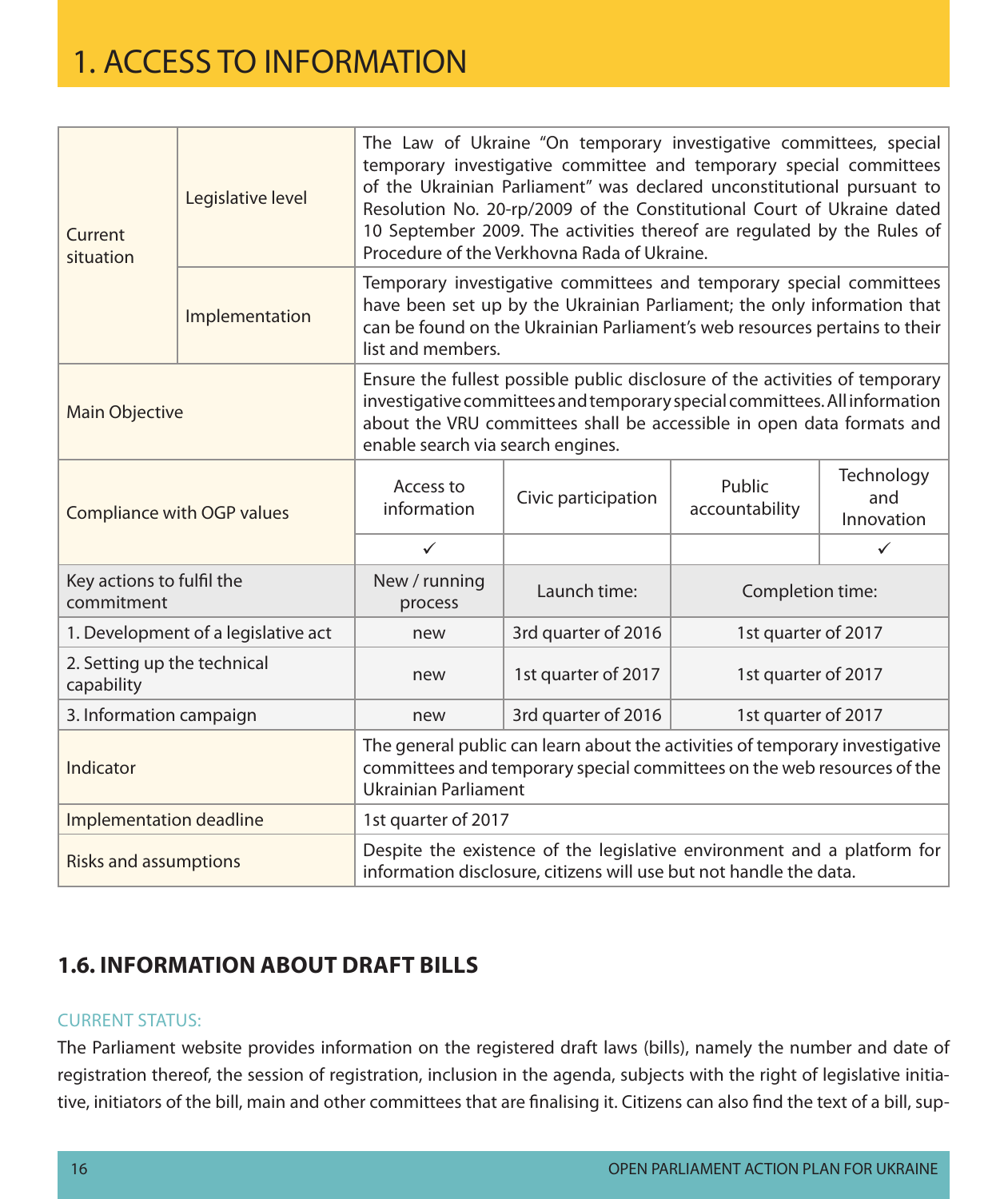# 1. ACCESS TO INFORMATION

| | | | | | |
|---|---|---|---|---|---|
| Current situation | Legislative level | The Law of Ukraine "On temporary investigative committees, special temporary investigative committee and temporary special committees of the Ukrainian Parliament" was declared unconstitutional pursuant to Resolution No. 20-rp/2009 of the Constitutional Court of Ukraine dated 10 September 2009. The activities thereof are regulated by the Rules of Procedure of the Verkhovna Rada of Ukraine. | | | |
| | Implementation | Temporary investigative committees and temporary special committees have been set up by the Ukrainian Parliament; the only information that can be found on the Ukrainian Parliament's web resources pertains to their list and members. | | | |
| Main Objective | | Ensure the fullest possible public disclosure of the activities of temporary investigative committees and temporary special committees. All information about the VRU committees shall be accessible in open data formats and enable search via search engines. | | | |
| Compliance with OGP values | | Access to information | Civic participation | Public accountability | Technology and Innovation |
| | | ✓ | | | ✓ |
| Key actions to fulfil the commitment | | New / running process | Launch time: | Completion time: | |
| 1. Development of a legislative act | | new | 3rd quarter of 2016 | 1st quarter of 2017 | |
| 2. Setting up the technical capability | | new | 1st quarter of 2017 | 1st quarter of 2017 | |
| 3. Information campaign | | new | 3rd quarter of 2016 | 1st quarter of 2017 | |
| Indicator | | The general public can learn about the activities of temporary investigative committees and temporary special committees on the web resources of the Ukrainian Parliament | | | |
| Implementation deadline | | 1st quarter of 2017 | | | |
| Risks and assumptions | | Despite the existence of the legislative environment and a platform for information disclosure, citizens will use but not handle the data. | | | |

## 1.6. INFORMATION ABOUT DRAFT BILLS

CURRENT STATUS:

The Parliament website provides information on the registered draft laws (bills), namely the number and date of registration thereof, the session of registration, inclusion in the agenda, subjects with the right of legislative initiative, initiators of the bill, main and other committees that are finalising it. Citizens can also find the text of a bill, sup-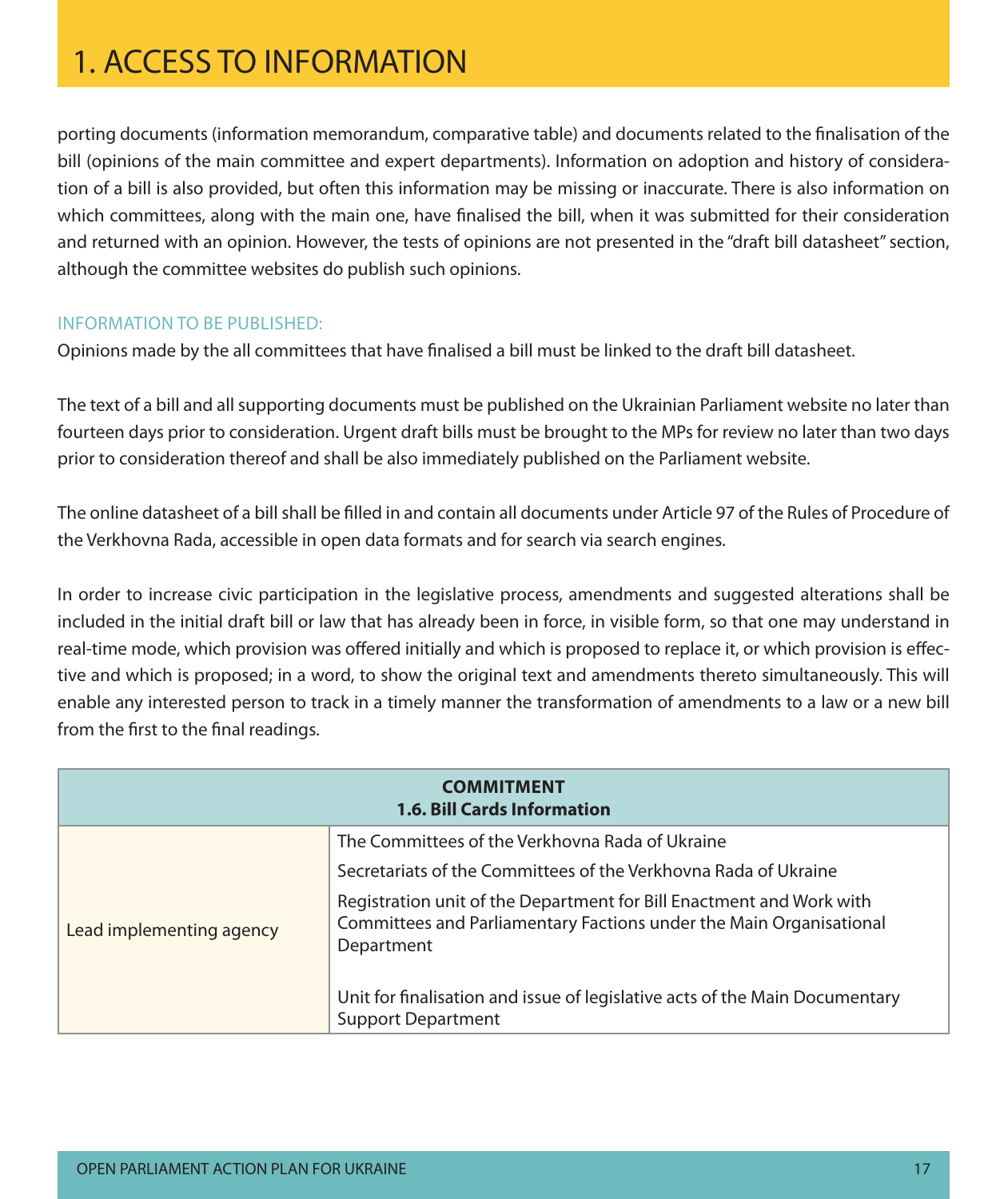# 1. ACCESS TO INFORMATION

porting documents (information memorandum, comparative table) and documents related to the finalisation of the bill (opinions of the main committee and expert departments). Information on adoption and history of consideration of a bill is also provided, but often this information may be missing or inaccurate. There is also information on which committees, along with the main one, have finalised the bill, when it was submitted for their consideration and returned with an opinion. However, the tests of opinions are not presented in the "draft bill datasheet" section, although the committee websites do publish such opinions.

INFORMATION TO BE PUBLISHED:

Opinions made by the all committees that have finalised a bill must be linked to the draft bill datasheet.

The text of a bill and all supporting documents must be published on the Ukrainian Parliament website no later than fourteen days prior to consideration. Urgent draft bills must be brought to the MPs for review no later than two days prior to consideration thereof and shall be also immediately published on the Parliament website.

The online datasheet of a bill shall be filled in and contain all documents under Article 97 of the Rules of Procedure of the Verkhovna Rada, accessible in open data formats and for search via search engines.

In order to increase civic participation in the legislative process, amendments and suggested alterations shall be included in the initial draft bill or law that has already been in force, in visible form, so that one may understand in real-time mode, which provision was offered initially and which is proposed to replace it, or which provision is effective and which is proposed; in a word, to show the original text and amendments thereto simultaneously. This will enable any interested person to track in a timely manner the transformation of amendments to a law or a new bill from the first to the final readings.

| **COMMITMENT**<br>**1.6. Bill Cards Information** | |
|---|---|
| Lead implementing agency | The Committees of the Verkhovna Rada of Ukraine<br>Secretariats of the Committees of the Verkhovna Rada of Ukraine<br>Registration unit of the Department for Bill Enactment and Work with Committees and Parliamentary Factions under the Main Organisational Department<br>Unit for finalisation and issue of legislative acts of the Main Documentary Support Department |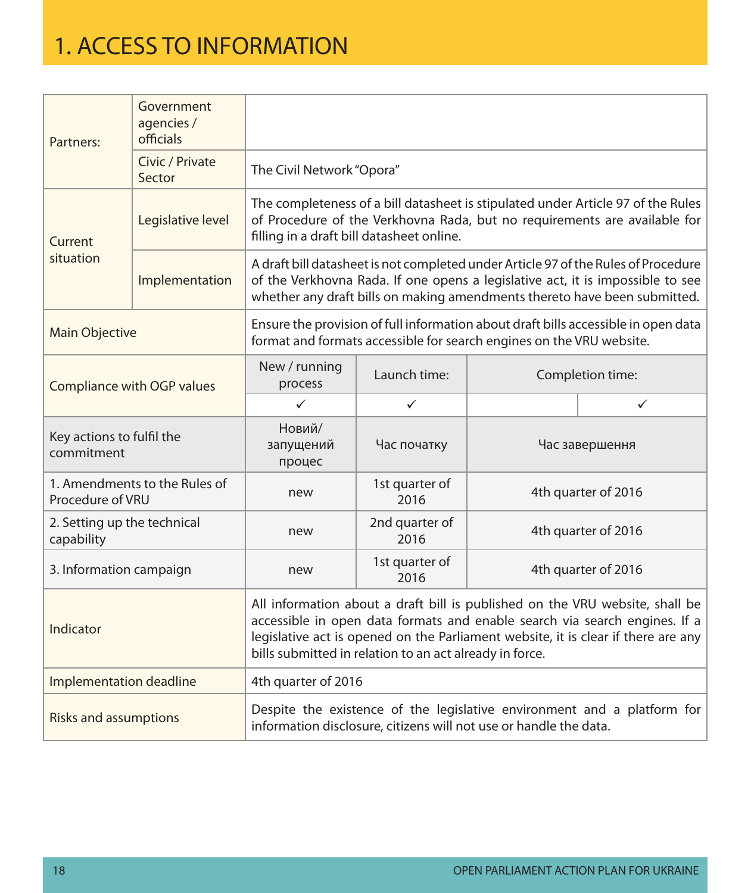# 1. ACCESS TO INFORMATION

| | | | | | |
|---|---|---|---|---|---|
| Partners: | Government agencies / officials | | | | |
| | Civic / Private Sector | The Civil Network "Opora" | | | |
| Current situation | Legislative level | The completeness of a bill datasheet is stipulated under Article 97 of the Rules of Procedure of the Verkhovna Rada, but no requirements are available for filling in a draft bill datasheet online. | | | |
| | Implementation | A draft bill datasheet is not completed under Article 97 of the Rules of Procedure of the Verkhovna Rada. If one opens a legislative act, it is impossible to see whether any draft bills on making amendments thereto have been submitted. | | | |
| Main Objective | | Ensure the provision of full information about draft bills accessible in open data format and formats accessible for search engines on the VRU website. | | | |
| Compliance with OGP values | | New / running process | Launch time: | Completion time: | |
| | | ✓ | ✓ | | ✓ |
| Key actions to fulfil the commitment | | Новий/ запущений процес | Час початку | Час завершення | |
| 1. Amendments to the Rules of Procedure of VRU | | new | 1st quarter of 2016 | 4th quarter of 2016 | |
| 2. Setting up the technical capability | | new | 2nd quarter of 2016 | 4th quarter of 2016 | |
| 3. Information campaign | | new | 1st quarter of 2016 | 4th quarter of 2016 | |
| Indicator | | All information about a draft bill is published on the VRU website, shall be accessible in open data formats and enable search via search engines. If a legislative act is opened on the Parliament website, it is clear if there are any bills submitted in relation to an act already in force. | | | |
| Implementation deadline | | 4th quarter of 2016 | | | |
| Risks and assumptions | | Despite the existence of the legislative environment and a platform for information disclosure, citizens will not use or handle the data. | | | |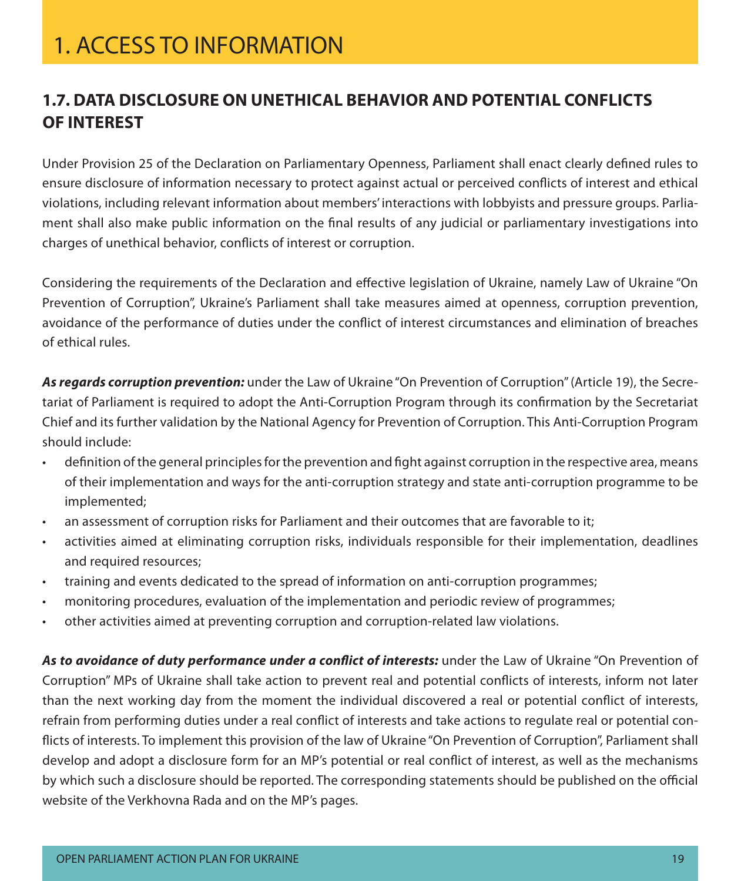# 1. ACCESS TO INFORMATION

## 1.7. DATA DISCLOSURE ON UNETHICAL BEHAVIOR AND POTENTIAL CONFLICTS OF INTEREST

Under Provision 25 of the Declaration on Parliamentary Openness, Parliament shall enact clearly defined rules to ensure disclosure of information necessary to protect against actual or perceived conflicts of interest and ethical violations, including relevant information about members' interactions with lobbyists and pressure groups. Parliament shall also make public information on the final results of any judicial or parliamentary investigations into charges of unethical behavior, conflicts of interest or corruption.

Considering the requirements of the Declaration and effective legislation of Ukraine, namely Law of Ukraine "On Prevention of Corruption", Ukraine's Parliament shall take measures aimed at openness, corruption prevention, avoidance of the performance of duties under the conflict of interest circumstances and elimination of breaches of ethical rules.

***As regards corruption prevention:*** under the Law of Ukraine "On Prevention of Corruption" (Article 19), the Secretariat of Parliament is required to adopt the Anti-Corruption Program through its confirmation by the Secretariat Chief and its further validation by the National Agency for Prevention of Corruption. This Anti-Corruption Program should include:

- definition of the general principles for the prevention and fight against corruption in the respective area, means of their implementation and ways for the anti-corruption strategy and state anti-corruption programme to be implemented;
- an assessment of corruption risks for Parliament and their outcomes that are favorable to it;
- activities aimed at eliminating corruption risks, individuals responsible for their implementation, deadlines and required resources;
- training and events dedicated to the spread of information on anti-corruption programmes;
- monitoring procedures, evaluation of the implementation and periodic review of programmes;
- other activities aimed at preventing corruption and corruption-related law violations.

***As to avoidance of duty performance under a conflict of interests:*** under the Law of Ukraine "On Prevention of Corruption" MPs of Ukraine shall take action to prevent real and potential conflicts of interests, inform not later than the next working day from the moment the individual discovered a real or potential conflict of interests, refrain from performing duties under a real conflict of interests and take actions to regulate real or potential conflicts of interests. To implement this provision of the law of Ukraine "On Prevention of Corruption", Parliament shall develop and adopt a disclosure form for an MP's potential or real conflict of interest, as well as the mechanisms by which such a disclosure should be reported. The corresponding statements should be published on the official website of the Verkhovna Rada and on the MP's pages.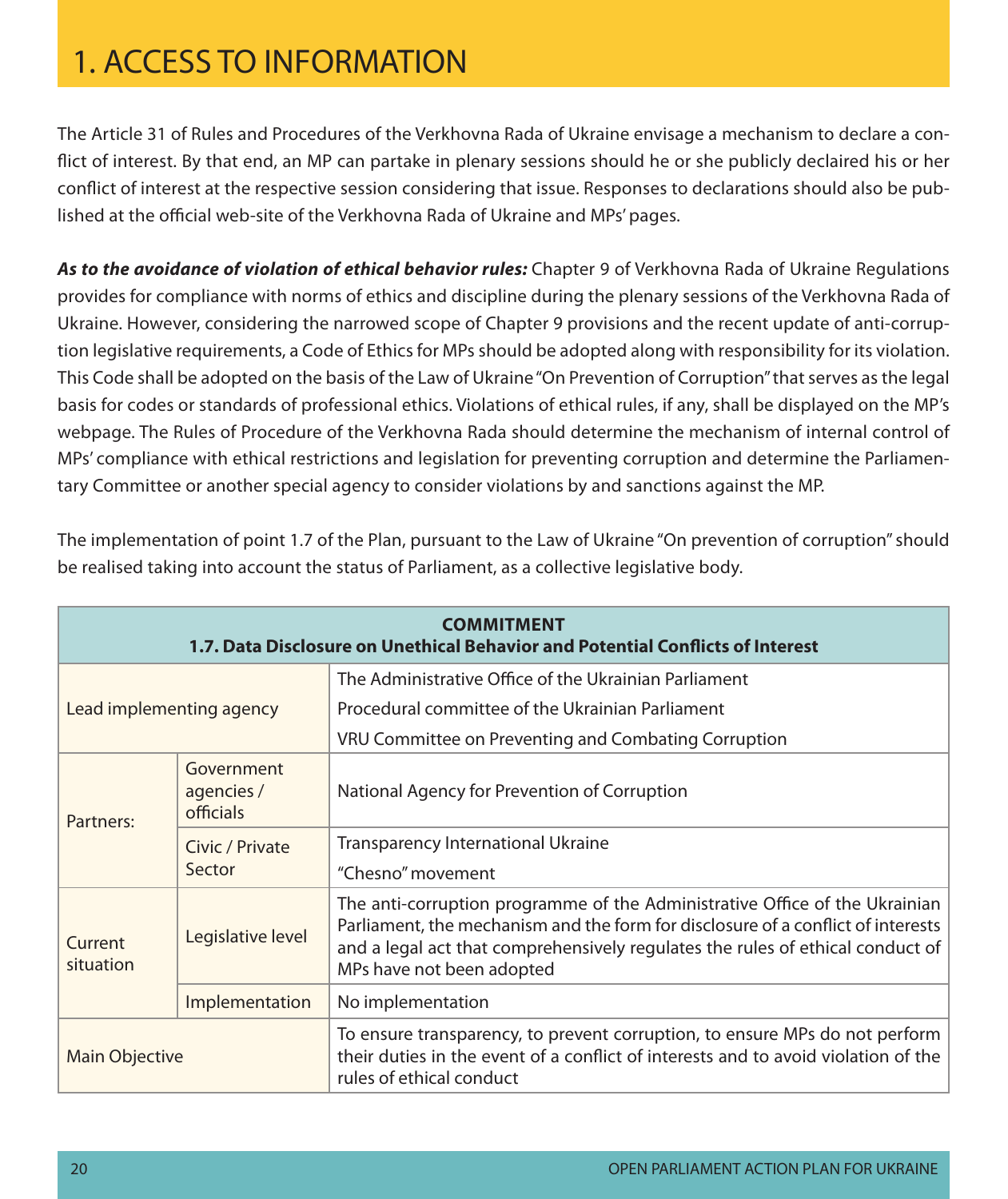# 1. ACCESS TO INFORMATION

The Article 31 of Rules and Procedures of the Verkhovna Rada of Ukraine envisage a mechanism to declare a conflict of interest. By that end, an MP can partake in plenary sessions should he or she publicly declaired his or her conflict of interest at the respective session considering that issue. Responses to declarations should also be published at the official web-site of the Verkhovna Rada of Ukraine and MPs' pages.

***As to the avoidance of violation of ethical behavior rules:*** Chapter 9 of Verkhovna Rada of Ukraine Regulations provides for compliance with norms of ethics and discipline during the plenary sessions of the Verkhovna Rada of Ukraine. However, considering the narrowed scope of Chapter 9 provisions and the recent update of anti-corruption legislative requirements, a Code of Ethics for MPs should be adopted along with responsibility for its violation. This Code shall be adopted on the basis of the Law of Ukraine "On Prevention of Corruption" that serves as the legal basis for codes or standards of professional ethics. Violations of ethical rules, if any, shall be displayed on the MP's webpage. The Rules of Procedure of the Verkhovna Rada should determine the mechanism of internal control of MPs' compliance with ethical restrictions and legislation for preventing corruption and determine the Parliamentary Committee or another special agency to consider violations by and sanctions against the MP.

The implementation of point 1.7 of the Plan, pursuant to the Law of Ukraine "On prevention of corruption" should be realised taking into account the status of Parliament, as a collective legislative body.

| **COMMITMENT<br>1.7. Data Disclosure on Unethical Behavior and Potential Conflicts of Interest** | | |
|---|---|---|
| Lead implementing agency | | The Administrative Office of the Ukrainian Parliament<br>Procedural committee of the Ukrainian Parliament<br>VRU Committee on Preventing and Combating Corruption |
| Partners: | Government agencies / officials | National Agency for Prevention of Corruption |
| | Civic / Private Sector | Transparency International Ukraine<br>"Chesno" movement |
| Current situation | Legislative level | The anti-corruption programme of the Administrative Office of the Ukrainian Parliament, the mechanism and the form for disclosure of a conflict of interests and a legal act that comprehensively regulates the rules of ethical conduct of MPs have not been adopted |
| | Implementation | No implementation |
| Main Objective | | To ensure transparency, to prevent corruption, to ensure MPs do not perform their duties in the event of a conflict of interests and to avoid violation of the rules of ethical conduct |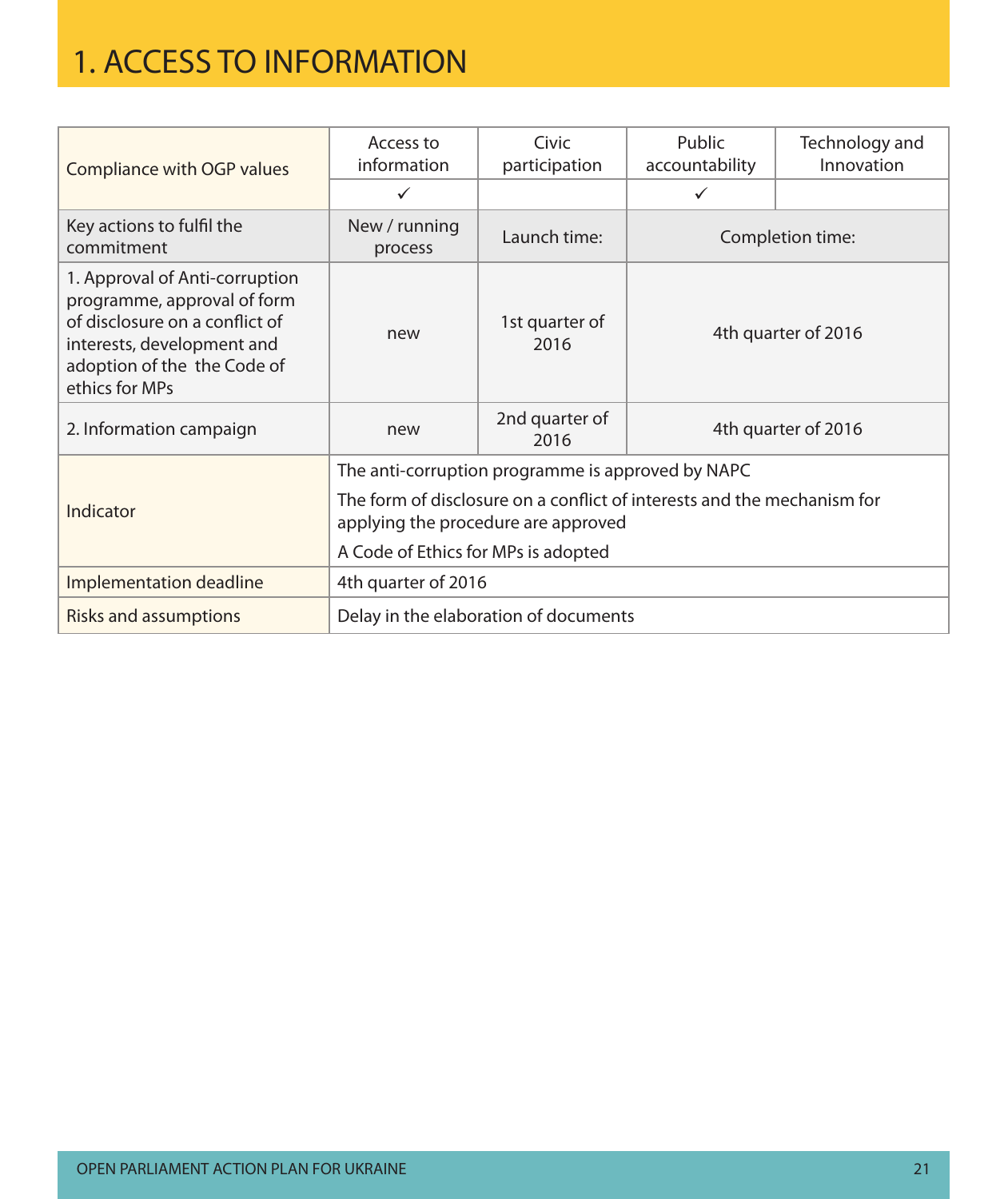# 1. ACCESS TO INFORMATION

| Compliance with OGP values | Access to information | Civic participation | Public accountability | Technology and Innovation |
|---|---|---|---|---|
| | ✓ | | ✓ | |
| Key actions to fulfil the commitment | New / running process | Launch time: | Completion time: | |
| 1. Approval of Anti-corruption programme, approval of form of disclosure on a conflict of interests, development and adoption of the the Code of ethics for MPs | new | 1st quarter of 2016 | 4th quarter of 2016 | |
| 2. Information campaign | new | 2nd quarter of 2016 | 4th quarter of 2016 | |
| Indicator | The anti-corruption programme is approved by NAPC<br>The form of disclosure on a conflict of interests and the mechanism for applying the procedure are approved<br>A Code of Ethics for MPs is adopted | | | |
| Implementation deadline | 4th quarter of 2016 | | | |
| Risks and assumptions | Delay in the elaboration of documents | | | |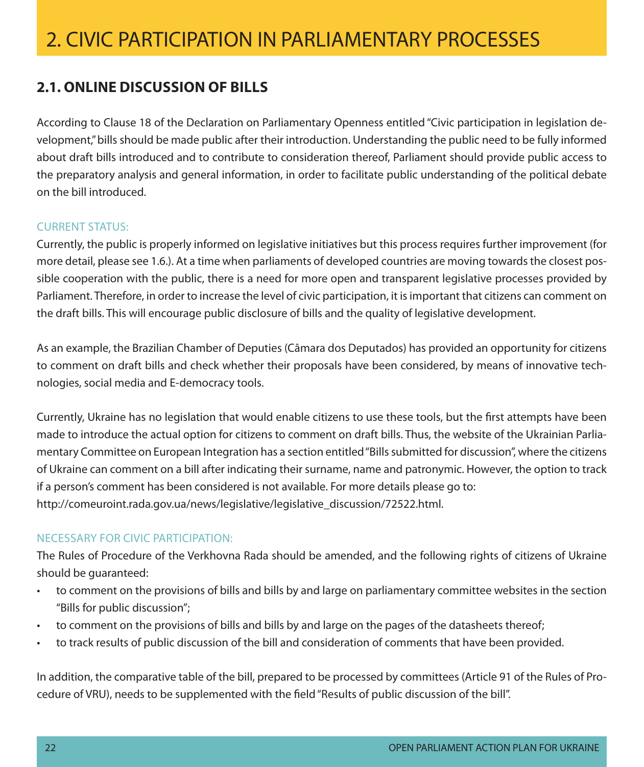# 2. CIVIC PARTICIPATION IN PARLIAMENTARY PROCESSES

## 2.1. ONLINE DISCUSSION OF BILLS

According to Clause 18 of the Declaration on Parliamentary Openness entitled "Civic participation in legislation development," bills should be made public after their introduction. Understanding the public need to be fully informed about draft bills introduced and to contribute to consideration thereof, Parliament should provide public access to the preparatory analysis and general information, in order to facilitate public understanding of the political debate on the bill introduced.

CURRENT STATUS:

Currently, the public is properly informed on legislative initiatives but this process requires further improvement (for more detail, please see 1.6.). At a time when parliaments of developed countries are moving towards the closest possible cooperation with the public, there is a need for more open and transparent legislative processes provided by Parliament. Therefore, in order to increase the level of civic participation, it is important that citizens can comment on the draft bills. This will encourage public disclosure of bills and the quality of legislative development.

As an example, the Brazilian Chamber of Deputies (Câmara dos Deputados) has provided an opportunity for citizens to comment on draft bills and check whether their proposals have been considered, by means of innovative technologies, social media and E-democracy tools.

Currently, Ukraine has no legislation that would enable citizens to use these tools, but the first attempts have been made to introduce the actual option for citizens to comment on draft bills. Thus, the website of the Ukrainian Parliamentary Committee on European Integration has a section entitled "Bills submitted for discussion", where the citizens of Ukraine can comment on a bill after indicating their surname, name and patronymic. However, the option to track if a person's comment has been considered is not available. For more details please go to:
http://comeuroint.rada.gov.ua/news/legislative/legislative_discussion/72522.html.

NECESSARY FOR CIVIC PARTICIPATION:

The Rules of Procedure of the Verkhovna Rada should be amended, and the following rights of citizens of Ukraine should be guaranteed:

- to comment on the provisions of bills and bills by and large on parliamentary committee websites in the section "Bills for public discussion";
- to comment on the provisions of bills and bills by and large on the pages of the datasheets thereof;
- to track results of public discussion of the bill and consideration of comments that have been provided.

In addition, the comparative table of the bill, prepared to be processed by committees (Article 91 of the Rules of Procedure of VRU), needs to be supplemented with the field "Results of public discussion of the bill".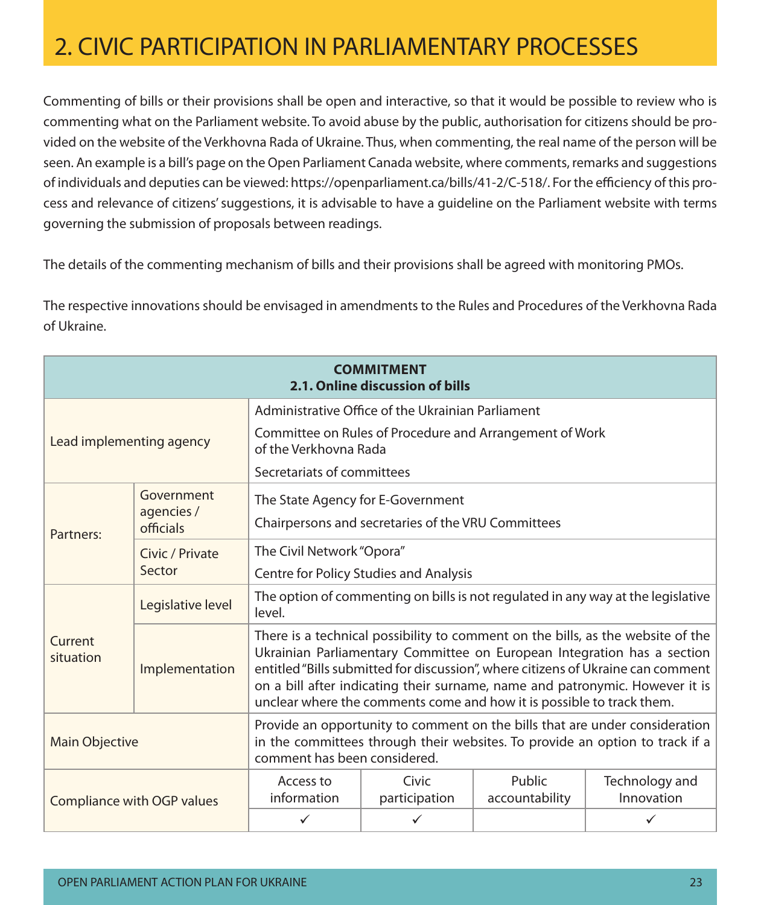# 2. CIVIC PARTICIPATION IN PARLIAMENTARY PROCESSES

Commenting of bills or their provisions shall be open and interactive, so that it would be possible to review who is commenting what on the Parliament website. To avoid abuse by the public, authorisation for citizens should be provided on the website of the Verkhovna Rada of Ukraine. Thus, when commenting, the real name of the person will be seen. An example is a bill's page on the Open Parliament Canada website, where comments, remarks and suggestions of individuals and deputies can be viewed: https://openparliament.ca/bills/41-2/C-518/. For the efficiency of this process and relevance of citizens' suggestions, it is advisable to have a guideline on the Parliament website with terms governing the submission of proposals between readings.

The details of the commenting mechanism of bills and their provisions shall be agreed with monitoring PMOs.

The respective innovations should be envisaged in amendments to the Rules and Procedures of the Verkhovna Rada of Ukraine.

| **COMMITMENT 2.1. Online discussion of bills** | | | | | |
|---|---|---|---|---|---|
| Lead implementing agency | | Administrative Office of the Ukrainian Parliament<br>Committee on Rules of Procedure and Arrangement of Work of the Verkhovna Rada<br>Secretariats of committees | | | |
| Partners: | Government agencies / officials | The State Agency for E-Government<br>Chairpersons and secretaries of the VRU Committees | | | |
| | Civic / Private Sector | The Civil Network "Opora"<br>Centre for Policy Studies and Analysis | | | |
| Current situation | Legislative level | The option of commenting on bills is not regulated in any way at the legislative level. | | | |
| | Implementation | There is a technical possibility to comment on the bills, as the website of the Ukrainian Parliamentary Committee on European Integration has a section entitled "Bills submitted for discussion", where citizens of Ukraine can comment on a bill after indicating their surname, name and patronymic. However it is unclear where the comments come and how it is possible to track them. | | | |
| Main Objective | | Provide an opportunity to comment on the bills that are under consideration in the committees through their websites. To provide an option to track if a comment has been considered. | | | |
| Compliance with OGP values | | Access to information | Civic participation | Public accountability | Technology and Innovation |
| | | ✓ | ✓ | | ✓ |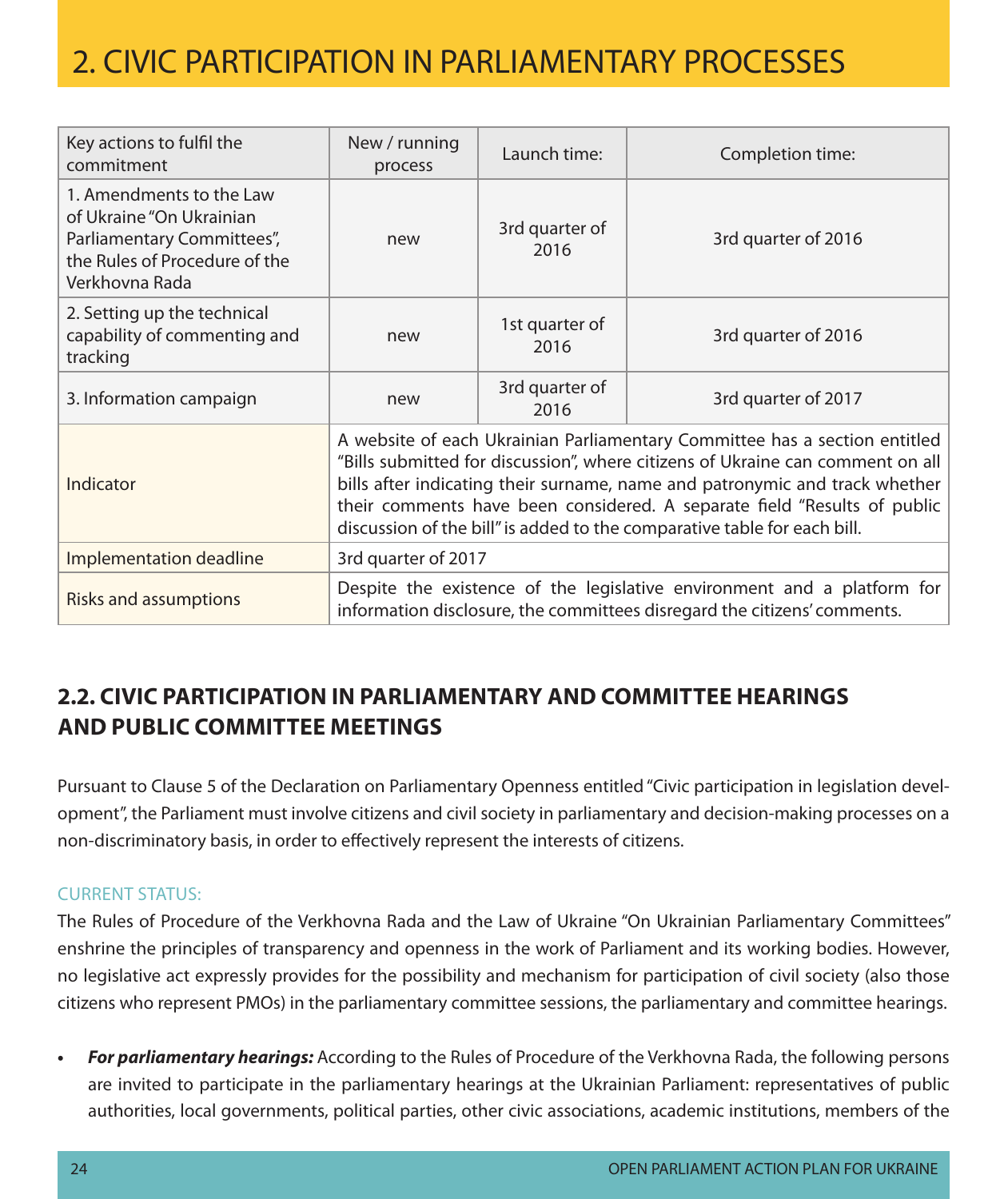# 2. CIVIC PARTICIPATION IN PARLIAMENTARY PROCESSES

| Key actions to fulfil the commitment | New / running process | Launch time: | Completion time: |
|---|---|---|---|
| 1. Amendments to the Law of Ukraine "On Ukrainian Parliamentary Committees", the Rules of Procedure of the Verkhovna Rada | new | 3rd quarter of 2016 | 3rd quarter of 2016 |
| 2. Setting up the technical capability of commenting and tracking | new | 1st quarter of 2016 | 3rd quarter of 2016 |
| 3. Information campaign | new | 3rd quarter of 2016 | 3rd quarter of 2017 |
| Indicator | A website of each Ukrainian Parliamentary Committee has a section entitled "Bills submitted for discussion", where citizens of Ukraine can comment on all bills after indicating their surname, name and patronymic and track whether their comments have been considered. A separate field "Results of public discussion of the bill" is added to the comparative table for each bill. | | |
| Implementation deadline | 3rd quarter of 2017 | | |
| Risks and assumptions | Despite the existence of the legislative environment and a platform for information disclosure, the committees disregard the citizens' comments. | | |

## 2.2. CIVIC PARTICIPATION IN PARLIAMENTARY AND COMMITTEE HEARINGS AND PUBLIC COMMITTEE MEETINGS

Pursuant to Clause 5 of the Declaration on Parliamentary Openness entitled "Civic participation in legislation development", the Parliament must involve citizens and civil society in parliamentary and decision-making processes on a non-discriminatory basis, in order to effectively represent the interests of citizens.

CURRENT STATUS:

The Rules of Procedure of the Verkhovna Rada and the Law of Ukraine "On Ukrainian Parliamentary Committees" enshrine the principles of transparency and openness in the work of Parliament and its working bodies. However, no legislative act expressly provides for the possibility and mechanism for participation of civil society (also those citizens who represent PMOs) in the parliamentary committee sessions, the parliamentary and committee hearings.

- ***For parliamentary hearings:*** According to the Rules of Procedure of the Verkhovna Rada, the following persons are invited to participate in the parliamentary hearings at the Ukrainian Parliament: representatives of public authorities, local governments, political parties, other civic associations, academic institutions, members of the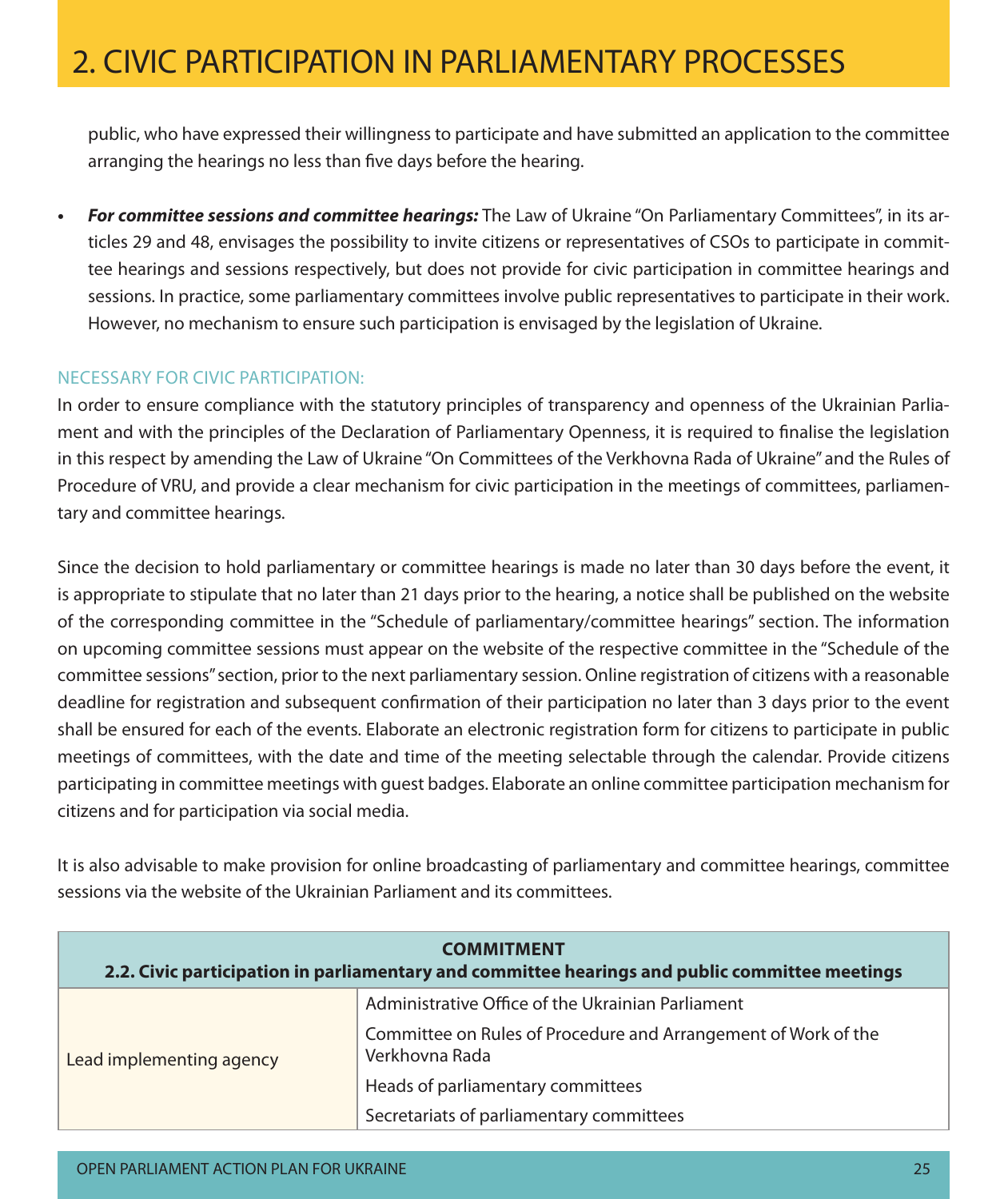public, who have expressed their willingness to participate and have submitted an application to the committee arranging the hearings no less than five days before the hearing.

- ***For committee sessions and committee hearings:*** The Law of Ukraine "On Parliamentary Committees", in its articles 29 and 48, envisages the possibility to invite citizens or representatives of CSOs to participate in committee hearings and sessions respectively, but does not provide for civic participation in committee hearings and sessions. In practice, some parliamentary committees involve public representatives to participate in their work. However, no mechanism to ensure such participation is envisaged by the legislation of Ukraine.

### NECESSARY FOR CIVIC PARTICIPATION:

In order to ensure compliance with the statutory principles of transparency and openness of the Ukrainian Parliament and with the principles of the Declaration of Parliamentary Openness, it is required to finalise the legislation in this respect by amending the Law of Ukraine "On Committees of the Verkhovna Rada of Ukraine" and the Rules of Procedure of VRU, and provide a clear mechanism for civic participation in the meetings of committees, parliamentary and committee hearings.

Since the decision to hold parliamentary or committee hearings is made no later than 30 days before the event, it is appropriate to stipulate that no later than 21 days prior to the hearing, a notice shall be published on the website of the corresponding committee in the "Schedule of parliamentary/committee hearings" section. The information on upcoming committee sessions must appear on the website of the respective committee in the "Schedule of the committee sessions" section, prior to the next parliamentary session. Online registration of citizens with a reasonable deadline for registration and subsequent confirmation of their participation no later than 3 days prior to the event shall be ensured for each of the events. Elaborate an electronic registration form for citizens to participate in public meetings of committees, with the date and time of the meeting selectable through the calendar. Provide citizens participating in committee meetings with guest badges. Elaborate an online committee participation mechanism for citizens and for participation via social media.

It is also advisable to make provision for online broadcasting of parliamentary and committee hearings, committee sessions via the website of the Ukrainian Parliament and its committees.

| **COMMITMENT**<br>**2.2. Civic participation in parliamentary and committee hearings and public committee meetings** | |
|---|---|
| Lead implementing agency | Administrative Office of the Ukrainian Parliament<br>Committee on Rules of Procedure and Arrangement of Work of the Verkhovna Rada<br>Heads of parliamentary committees<br>Secretariats of parliamentary committees |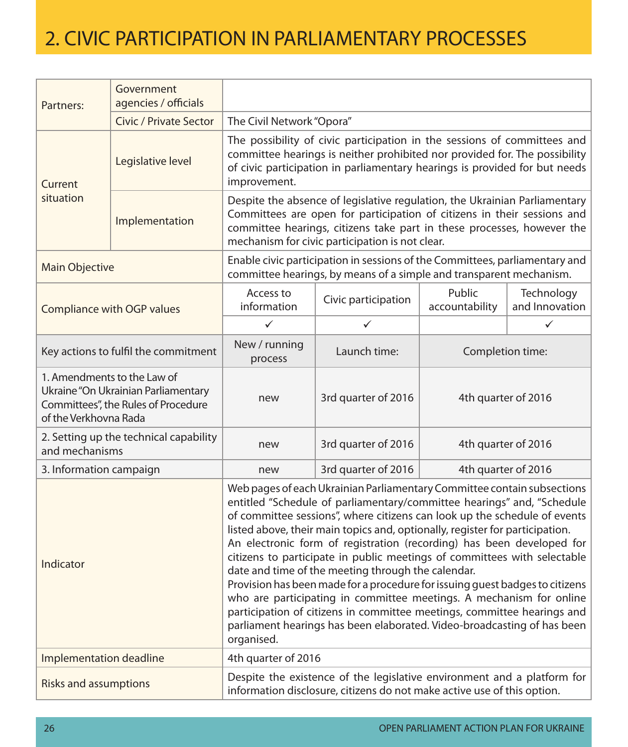# 2. CIVIC PARTICIPATION IN PARLIAMENTARY PROCESSES

| | | | | | |
|---|---|---|---|---|---|
| Partners: | Government agencies / officials | | | | |
| | Civic / Private Sector | The Civil Network "Opora" | | | |
| Current situation | Legislative level | The possibility of civic participation in the sessions of committees and committee hearings is neither prohibited nor provided for. The possibility of civic participation in parliamentary hearings is provided for but needs improvement. | | | |
| | Implementation | Despite the absence of legislative regulation, the Ukrainian Parliamentary Committees are open for participation of citizens in their sessions and committee hearings, citizens take part in these processes, however the mechanism for civic participation is not clear. | | | |
| Main Objective | | Enable civic participation in sessions of the Committees, parliamentary and committee hearings, by means of a simple and transparent mechanism. | | | |
| Compliance with OGP values | | Access to information | Civic participation | Public accountability | Technology and Innovation |
| | | ✓ | ✓ | | ✓ |
| Key actions to fulfil the commitment | | New / running process | Launch time: | Completion time: | |
| 1. Amendments to the Law of Ukraine "On Ukrainian Parliamentary Committees", the Rules of Procedure of the Verkhovna Rada | | new | 3rd quarter of 2016 | 4th quarter of 2016 | |
| 2. Setting up the technical capability and mechanisms | | new | 3rd quarter of 2016 | 4th quarter of 2016 | |
| 3. Information campaign | | new | 3rd quarter of 2016 | 4th quarter of 2016 | |
| Indicator | | Web pages of each Ukrainian Parliamentary Committee contain subsections entitled "Schedule of parliamentary/committee hearings" and, "Schedule of committee sessions", where citizens can look up the schedule of events listed above, their main topics and, optionally, register for participation. An electronic form of registration (recording) has been developed for citizens to participate in public meetings of committees with selectable date and time of the meeting through the calendar. Provision has been made for a procedure for issuing guest badges to citizens who are participating in committee meetings. A mechanism for online participation of citizens in committee meetings, committee hearings and parliament hearings has been elaborated. Video-broadcasting of has been organised. | | | |
| Implementation deadline | | 4th quarter of 2016 | | | |
| Risks and assumptions | | Despite the existence of the legislative environment and a platform for information disclosure, citizens do not make active use of this option. | | | |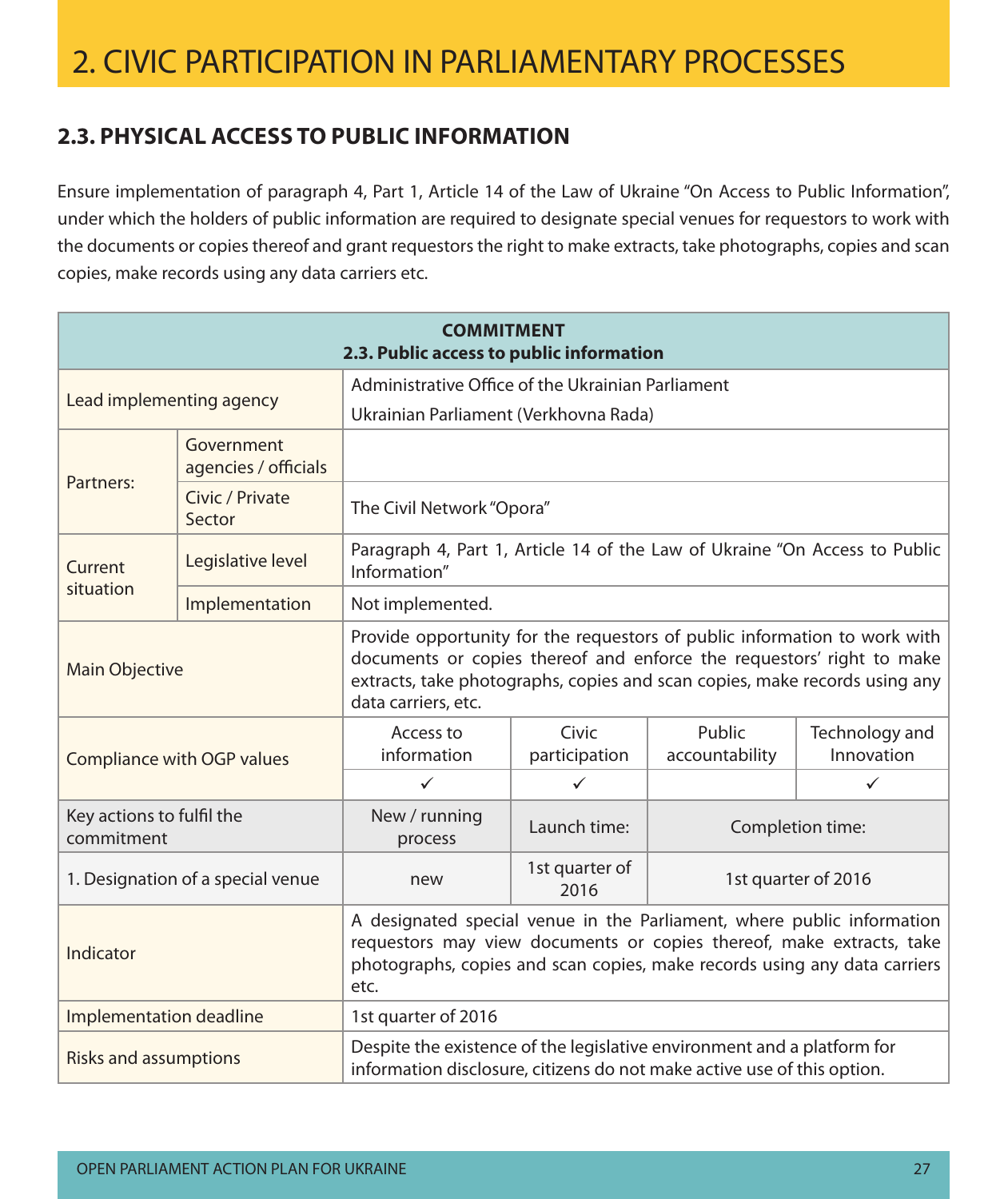# 2. CIVIC PARTICIPATION IN PARLIAMENTARY PROCESSES

## 2.3. PHYSICAL ACCESS TO PUBLIC INFORMATION

Ensure implementation of paragraph 4, Part 1, Article 14 of the Law of Ukraine "On Access to Public Information", under which the holders of public information are required to designate special venues for requestors to work with the documents or copies thereof and grant requestors the right to make extracts, take photographs, copies and scan copies, make records using any data carriers etc.

| **COMMITMENT**<br>**2.3. Public access to public information** | | | | | |
|---|---|---|---|---|---|
| Lead implementing agency | | Administrative Office of the Ukrainian Parliament<br>Ukrainian Parliament (Verkhovna Rada) | | | |
| Partners: | Government agencies / officials | | | | |
| | Civic / Private Sector | The Civil Network "Opora" | | | |
| Current situation | Legislative level | Paragraph 4, Part 1, Article 14 of the Law of Ukraine "On Access to Public Information" | | | |
| | Implementation | Not implemented. | | | |
| Main Objective | | Provide opportunity for the requestors of public information to work with documents or copies thereof and enforce the requestors' right to make extracts, take photographs, copies and scan copies, make records using any data carriers, etc. | | | |
| Compliance with OGP values | | Access to information | Civic participation | Public accountability | Technology and Innovation |
| | | ✓ | ✓ | | ✓ |
| Key actions to fulfil the commitment | | New / running process | Launch time: | Completion time: | |
| 1. Designation of a special venue | | new | 1st quarter of 2016 | 1st quarter of 2016 | |
| Indicator | | A designated special venue in the Parliament, where public information requestors may view documents or copies thereof, make extracts, take photographs, copies and scan copies, make records using any data carriers etc. | | | |
| Implementation deadline | | 1st quarter of 2016 | | | |
| Risks and assumptions | | Despite the existence of the legislative environment and a platform for information disclosure, citizens do not make active use of this option. | | | |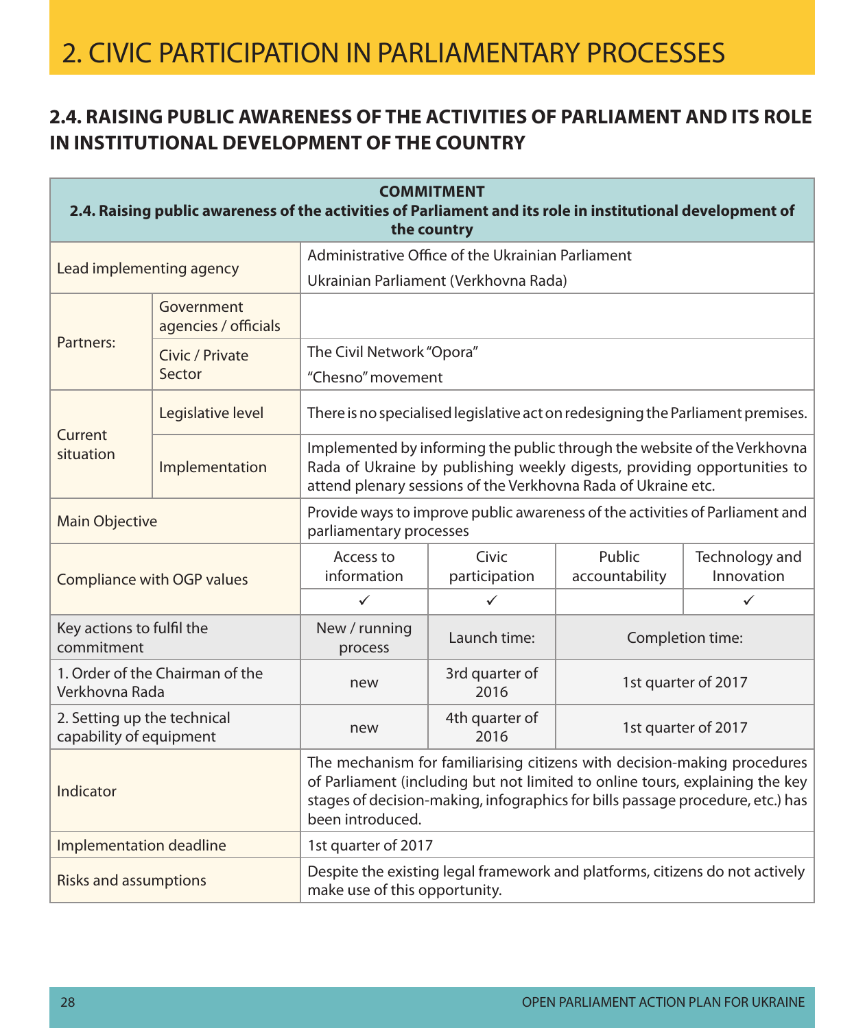# 2. CIVIC PARTICIPATION IN PARLIAMENTARY PROCESSES

## 2.4. RAISING PUBLIC AWARENESS OF THE ACTIVITIES OF PARLIAMENT AND ITS ROLE IN INSTITUTIONAL DEVELOPMENT OF THE COUNTRY

| **COMMITMENT 2.4. Raising public awareness of the activities of Parliament and its role in institutional development of the country** | | | | | |
|---|---|---|---|---|---|
| Lead implementing agency | | Administrative Office of the Ukrainian Parliament<br>Ukrainian Parliament (Verkhovna Rada) | | | |
| Partners: | Government agencies / officials | | | | |
| | Civic / Private Sector | The Civil Network "Opora"<br>"Chesno" movement | | | |
| Current situation | Legislative level | There is no specialised legislative act on redesigning the Parliament premises. | | | |
| | Implementation | Implemented by informing the public through the website of the Verkhovna Rada of Ukraine by publishing weekly digests, providing opportunities to attend plenary sessions of the Verkhovna Rada of Ukraine etc. | | | |
| Main Objective | | Provide ways to improve public awareness of the activities of Parliament and parliamentary processes | | | |
| Compliance with OGP values | | Access to information | Civic participation | Public accountability | Technology and Innovation |
| | | ✓ | ✓ | | ✓ |
| Key actions to fulfil the commitment | | New / running process | Launch time: | Completion time: | |
| 1. Order of the Chairman of the Verkhovna Rada | | new | 3rd quarter of 2016 | 1st quarter of 2017 | |
| 2. Setting up the technical capability of equipment | | new | 4th quarter of 2016 | 1st quarter of 2017 | |
| Indicator | | The mechanism for familiarising citizens with decision-making procedures of Parliament (including but not limited to online tours, explaining the key stages of decision-making, infographics for bills passage procedure, etc.) has been introduced. | | | |
| Implementation deadline | | 1st quarter of 2017 | | | |
| Risks and assumptions | | Despite the existing legal framework and platforms, citizens do not actively make use of this opportunity. | | | |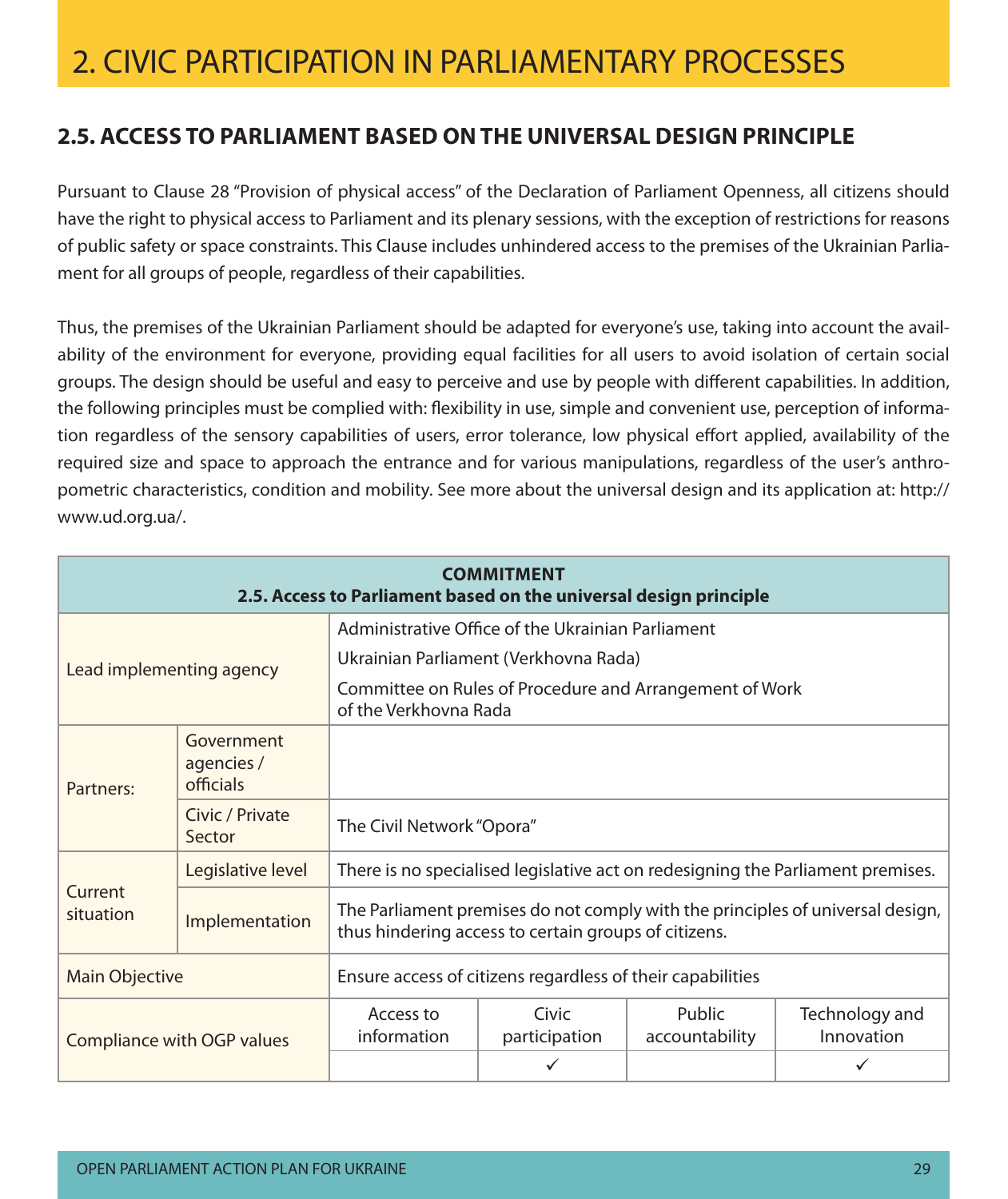# 2. CIVIC PARTICIPATION IN PARLIAMENTARY PROCESSES

## 2.5. ACCESS TO PARLIAMENT BASED ON THE UNIVERSAL DESIGN PRINCIPLE

Pursuant to Clause 28 "Provision of physical access" of the Declaration of Parliament Openness, all citizens should have the right to physical access to Parliament and its plenary sessions, with the exception of restrictions for reasons of public safety or space constraints. This Clause includes unhindered access to the premises of the Ukrainian Parliament for all groups of people, regardless of their capabilities.

Thus, the premises of the Ukrainian Parliament should be adapted for everyone's use, taking into account the availability of the environment for everyone, providing equal facilities for all users to avoid isolation of certain social groups. The design should be useful and easy to perceive and use by people with different capabilities. In addition, the following principles must be complied with: flexibility in use, simple and convenient use, perception of information regardless of the sensory capabilities of users, error tolerance, low physical effort applied, availability of the required size and space to approach the entrance and for various manipulations, regardless of the user's anthropometric characteristics, condition and mobility. See more about the universal design and its application at: http://www.ud.org.ua/.

| **COMMITMENT<br>2.5. Access to Parliament based on the universal design principle** | | | | | |
|---|---|---|---|---|---|
| Lead implementing agency | | Administrative Office of the Ukrainian Parliament<br>Ukrainian Parliament (Verkhovna Rada)<br>Committee on Rules of Procedure and Arrangement of Work of the Verkhovna Rada | | | |
| Partners: | Government agencies / officials | | | | |
| | Civic / Private Sector | The Civil Network "Opora" | | | |
| Current situation | Legislative level | There is no specialised legislative act on redesigning the Parliament premises. | | | |
| | Implementation | The Parliament premises do not comply with the principles of universal design, thus hindering access to certain groups of citizens. | | | |
| Main Objective | | Ensure access of citizens regardless of their capabilities | | | |
| Compliance with OGP values | | Access to information | Civic participation | Public accountability | Technology and Innovation |
| | | | ✓ | | ✓ |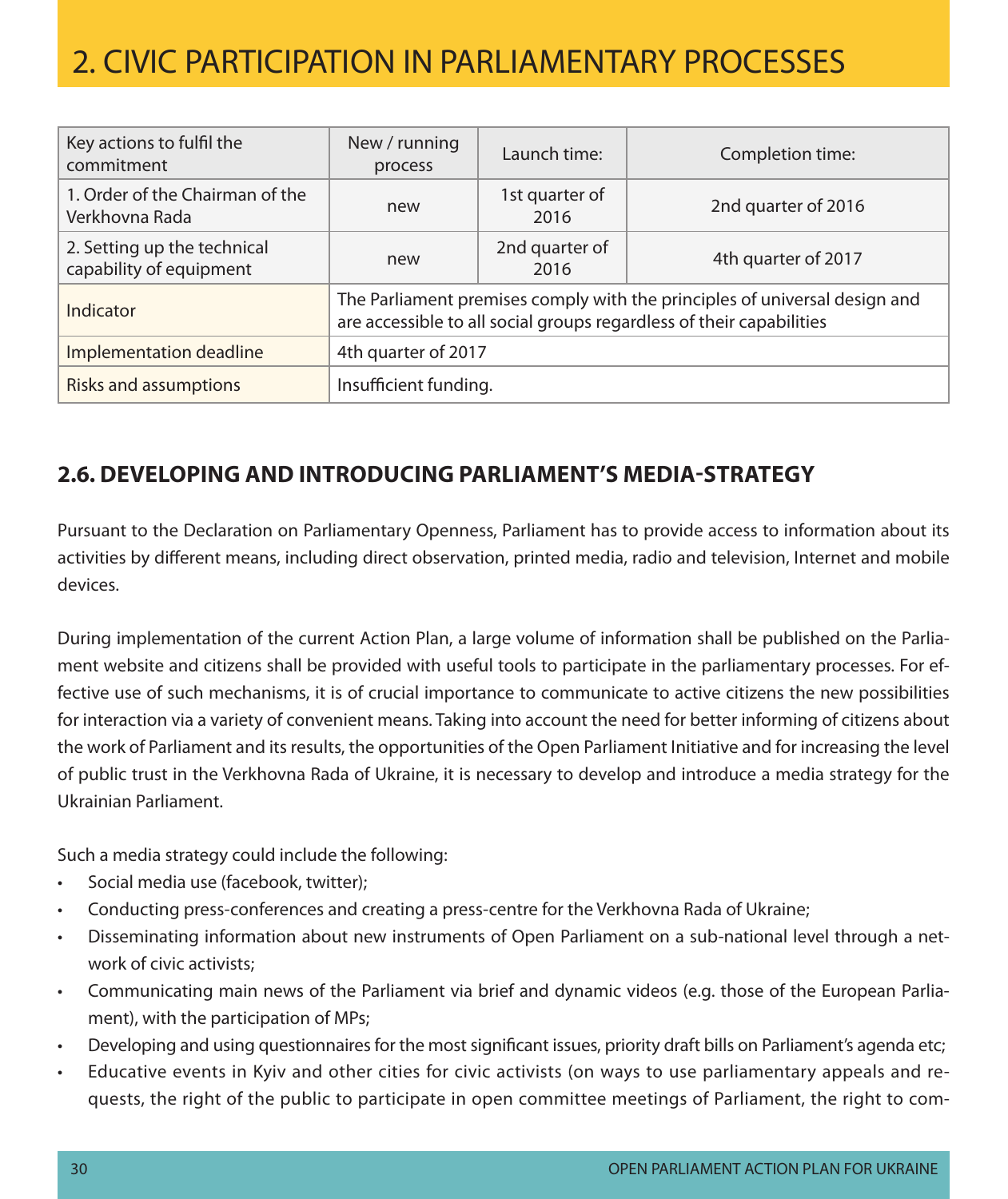# 2. CIVIC PARTICIPATION IN PARLIAMENTARY PROCESSES

| Key actions to fulfil the commitment | New / running process | Launch time: | Completion time: |
|---|---|---|---|
| 1. Order of the Chairman of the Verkhovna Rada | new | 1st quarter of 2016 | 2nd quarter of 2016 |
| 2. Setting up the technical capability of equipment | new | 2nd quarter of 2016 | 4th quarter of 2017 |
| Indicator | The Parliament premises comply with the principles of universal design and are accessible to all social groups regardless of their capabilities | | |
| Implementation deadline | 4th quarter of 2017 | | |
| Risks and assumptions | Insufficient funding. | | |

## 2.6. DEVELOPING AND INTRODUCING PARLIAMENT'S MEDIA-STRATEGY

Pursuant to the Declaration on Parliamentary Openness, Parliament has to provide access to information about its activities by different means, including direct observation, printed media, radio and television, Internet and mobile devices.

During implementation of the current Action Plan, a large volume of information shall be published on the Parliament website and citizens shall be provided with useful tools to participate in the parliamentary processes. For effective use of such mechanisms, it is of crucial importance to communicate to active citizens the new possibilities for interaction via a variety of convenient means. Taking into account the need for better informing of citizens about the work of Parliament and its results, the opportunities of the Open Parliament Initiative and for increasing the level of public trust in the Verkhovna Rada of Ukraine, it is necessary to develop and introduce a media strategy for the Ukrainian Parliament.

Such a media strategy could include the following:

- Social media use (facebook, twitter);
- Conducting press-conferences and creating a press-centre for the Verkhovna Rada of Ukraine;
- Disseminating information about new instruments of Open Parliament on a sub-national level through a network of civic activists;
- Communicating main news of the Parliament via brief and dynamic videos (e.g. those of the European Parliament), with the participation of MPs;
- Developing and using questionnaires for the most significant issues, priority draft bills on Parliament's agenda etc;
- Educative events in Kyiv and other cities for civic activists (on ways to use parliamentary appeals and requests, the right of the public to participate in open committee meetings of Parliament, the right to com-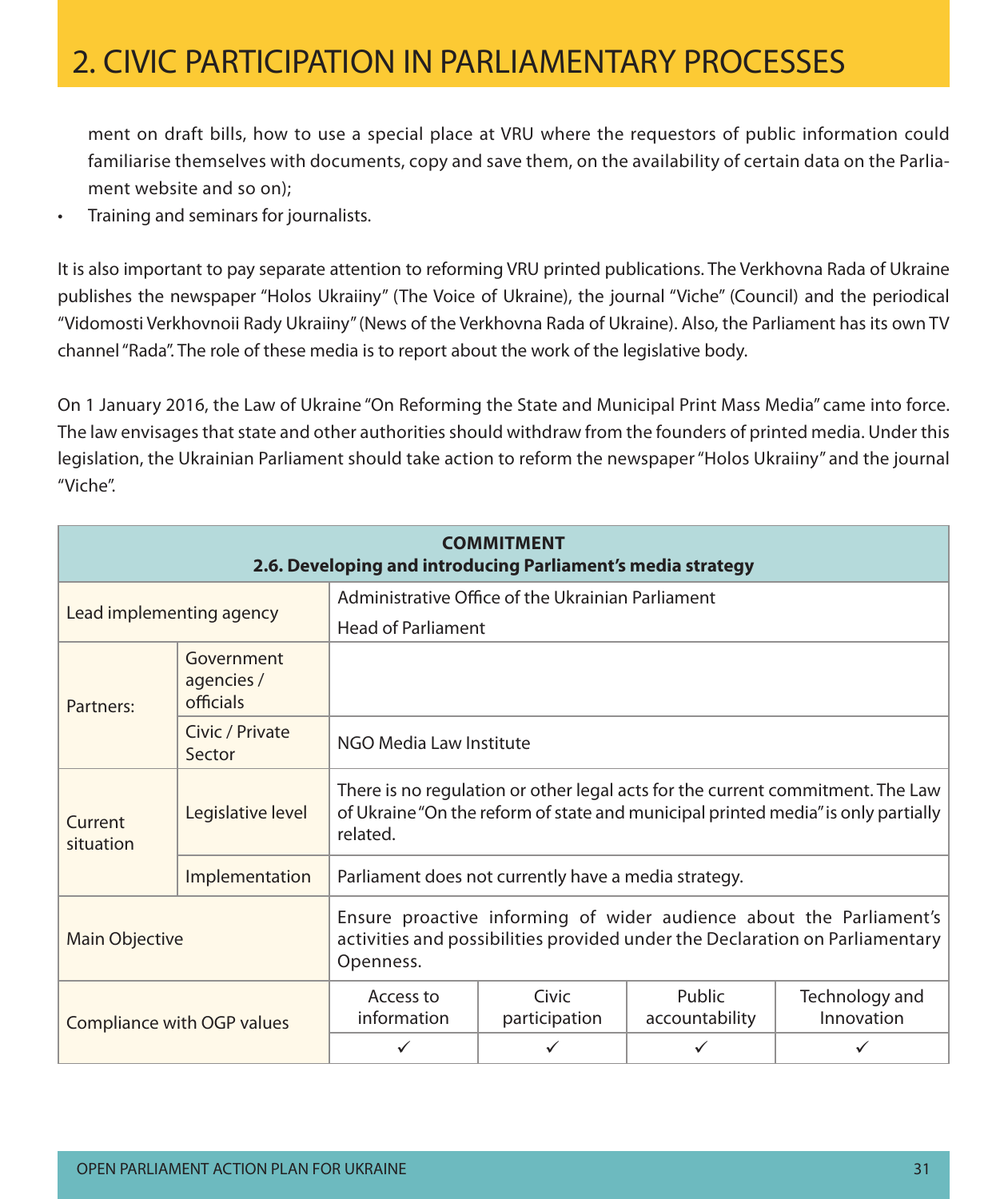ment on draft bills, how to use a special place at VRU where the requestors of public information could familiarise themselves with documents, copy and save them, on the availability of certain data on the Parliament website and so on);

- Training and seminars for journalists.

It is also important to pay separate attention to reforming VRU printed publications. The Verkhovna Rada of Ukraine publishes the newspaper "Holos Ukraiiny" (The Voice of Ukraine), the journal "Viche" (Council) and the periodical "Vidomosti Verkhovnoii Rady Ukraiiny" (News of the Verkhovna Rada of Ukraine). Also, the Parliament has its own TV channel "Rada". The role of these media is to report about the work of the legislative body.

On 1 January 2016, the Law of Ukraine "On Reforming the State and Municipal Print Mass Media" came into force. The law envisages that state and other authorities should withdraw from the founders of printed media. Under this legislation, the Ukrainian Parliament should take action to reform the newspaper "Holos Ukraiiny" and the journal "Viche".

| **COMMITMENT 2.6. Developing and introducing Parliament's media strategy** | | | | | |
|---|---|---|---|---|---|
| Lead implementing agency | | Administrative Office of the Ukrainian Parliament<br>Head of Parliament | | | |
| Partners: | Government agencies / officials | | | | |
| | Civic / Private Sector | NGO Media Law Institute | | | |
| Current situation | Legislative level | There is no regulation or other legal acts for the current commitment. The Law of Ukraine "On the reform of state and municipal printed media" is only partially related. | | | |
| | Implementation | Parliament does not currently have a media strategy. | | | |
| Main Objective | | Ensure proactive informing of wider audience about the Parliament's activities and possibilities provided under the Declaration on Parliamentary Openness. | | | |
| Compliance with OGP values | | Access to information | Civic participation | Public accountability | Technology and Innovation |
| | | ✓ | ✓ | ✓ | ✓ |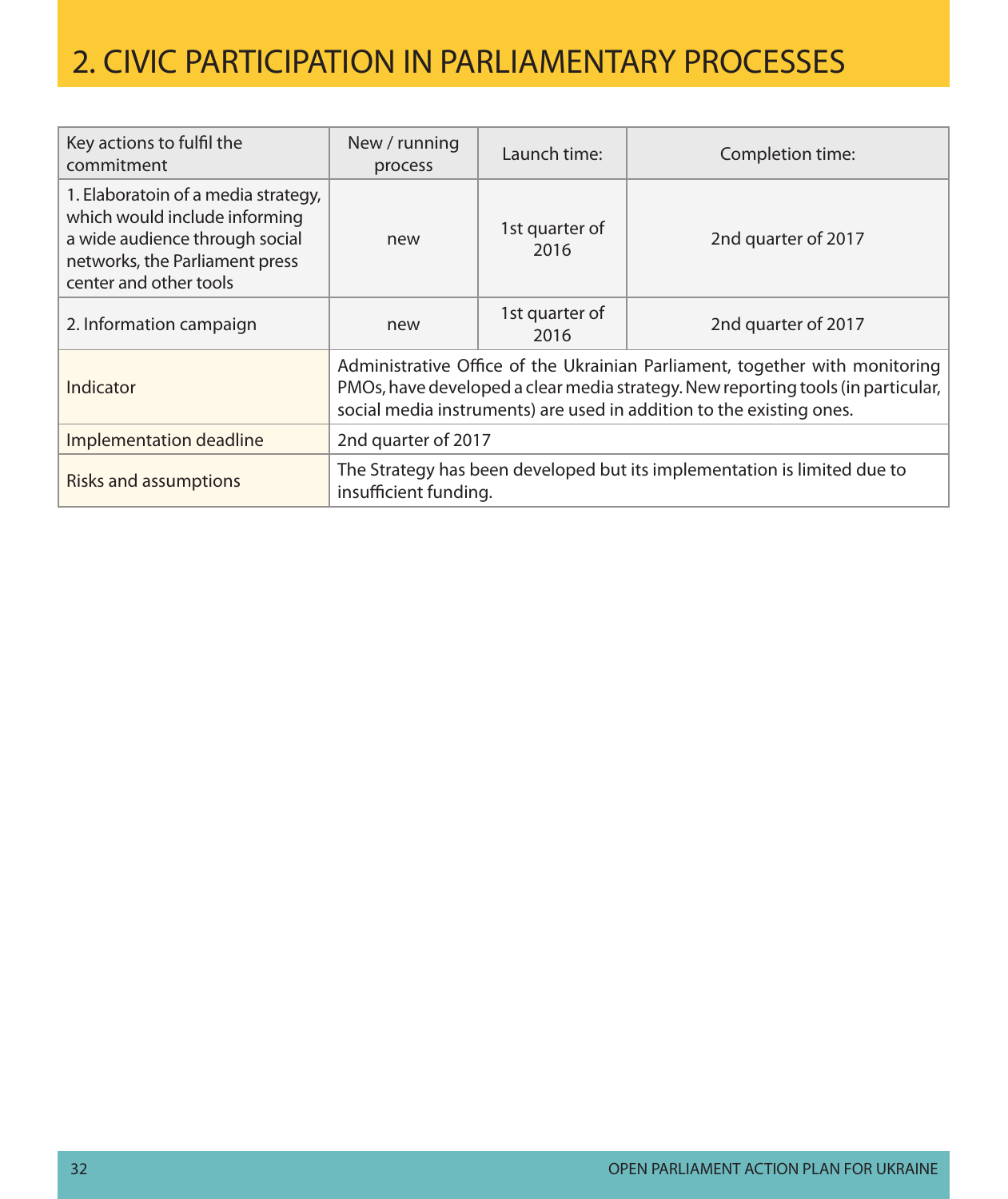## 2. CIVIC PARTICIPATION IN PARLIAMENTARY PROCESSES

| Key actions to fulfil the commitment | New / running process | Launch time: | Completion time: |
|---|---|---|---|
| 1. Elaboratoin of a media strategy, which would include informing a wide audience through social networks, the Parliament press center and other tools | new | 1st quarter of 2016 | 2nd quarter of 2017 |
| 2. Information campaign | new | 1st quarter of 2016 | 2nd quarter of 2017 |
| Indicator | Administrative Office of the Ukrainian Parliament, together with monitoring PMOs, have developed a clear media strategy. New reporting tools (in particular, social media instruments) are used in addition to the existing ones. | | |
| Implementation deadline | 2nd quarter of 2017 | | |
| Risks and assumptions | The Strategy has been developed but its implementation is limited due to insufficient funding. | | |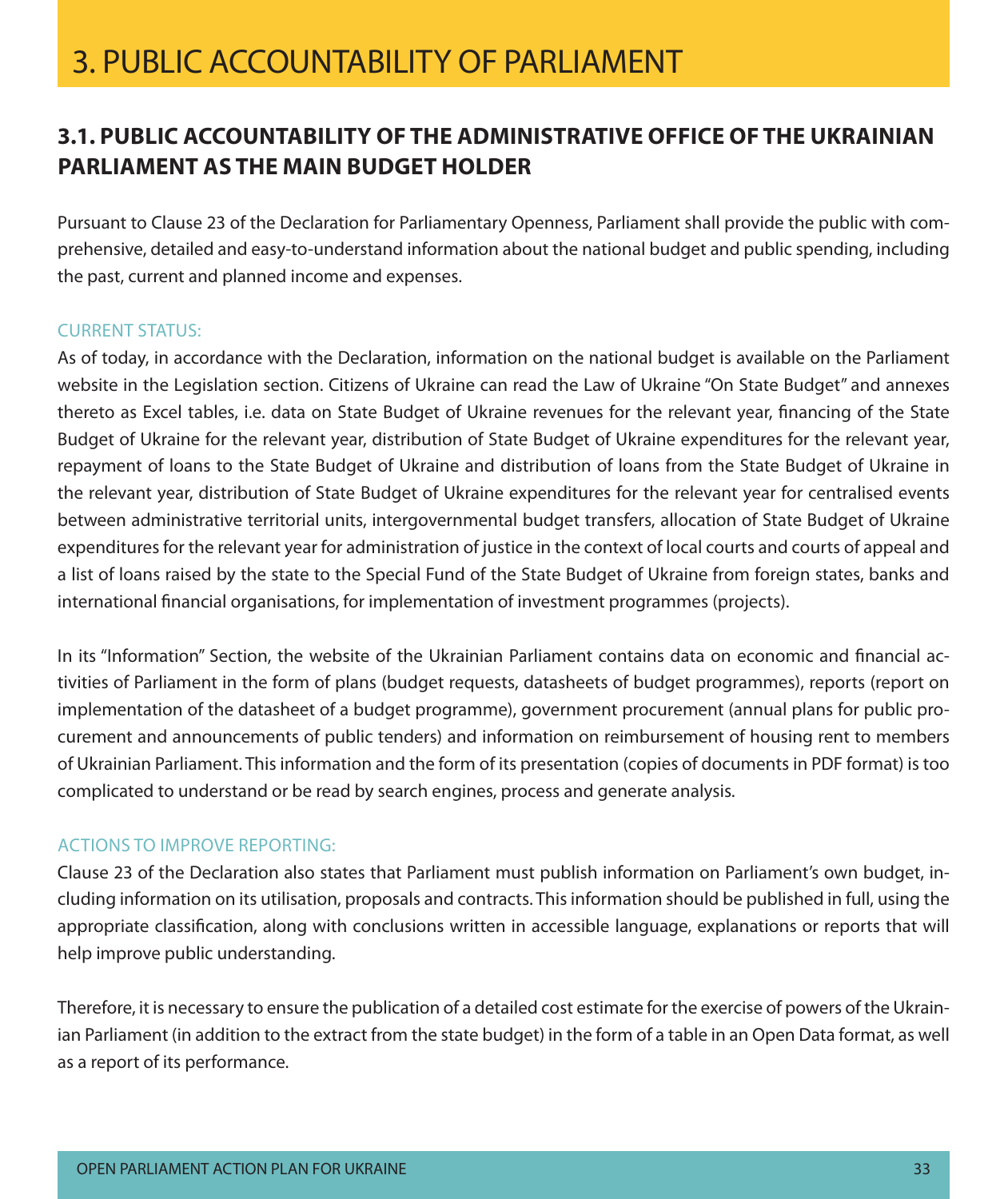# 3. PUBLIC ACCOUNTABILITY OF PARLIAMENT

## 3.1. PUBLIC ACCOUNTABILITY OF THE ADMINISTRATIVE OFFICE OF THE UKRAINIAN PARLIAMENT AS THE MAIN BUDGET HOLDER

Pursuant to Clause 23 of the Declaration for Parliamentary Openness, Parliament shall provide the public with comprehensive, detailed and easy-to-understand information about the national budget and public spending, including the past, current and planned income and expenses.

CURRENT STATUS:

As of today, in accordance with the Declaration, information on the national budget is available on the Parliament website in the Legislation section. Citizens of Ukraine can read the Law of Ukraine "On State Budget" and annexes thereto as Excel tables, i.e. data on State Budget of Ukraine revenues for the relevant year, financing of the State Budget of Ukraine for the relevant year, distribution of State Budget of Ukraine expenditures for the relevant year, repayment of loans to the State Budget of Ukraine and distribution of loans from the State Budget of Ukraine in the relevant year, distribution of State Budget of Ukraine expenditures for the relevant year for centralised events between administrative territorial units, intergovernmental budget transfers, allocation of State Budget of Ukraine expenditures for the relevant year for administration of justice in the context of local courts and courts of appeal and a list of loans raised by the state to the Special Fund of the State Budget of Ukraine from foreign states, banks and international financial organisations, for implementation of investment programmes (projects).

In its "Information" Section, the website of the Ukrainian Parliament contains data on economic and financial activities of Parliament in the form of plans (budget requests, datasheets of budget programmes), reports (report on implementation of the datasheet of a budget programme), government procurement (annual plans for public procurement and announcements of public tenders) and information on reimbursement of housing rent to members of Ukrainian Parliament. This information and the form of its presentation (copies of documents in PDF format) is too complicated to understand or be read by search engines, process and generate analysis.

ACTIONS TO IMPROVE REPORTING:

Clause 23 of the Declaration also states that Parliament must publish information on Parliament's own budget, including information on its utilisation, proposals and contracts. This information should be published in full, using the appropriate classification, along with conclusions written in accessible language, explanations or reports that will help improve public understanding.

Therefore, it is necessary to ensure the publication of a detailed cost estimate for the exercise of powers of the Ukrainian Parliament (in addition to the extract from the state budget) in the form of a table in an Open Data format, as well as a report of its performance.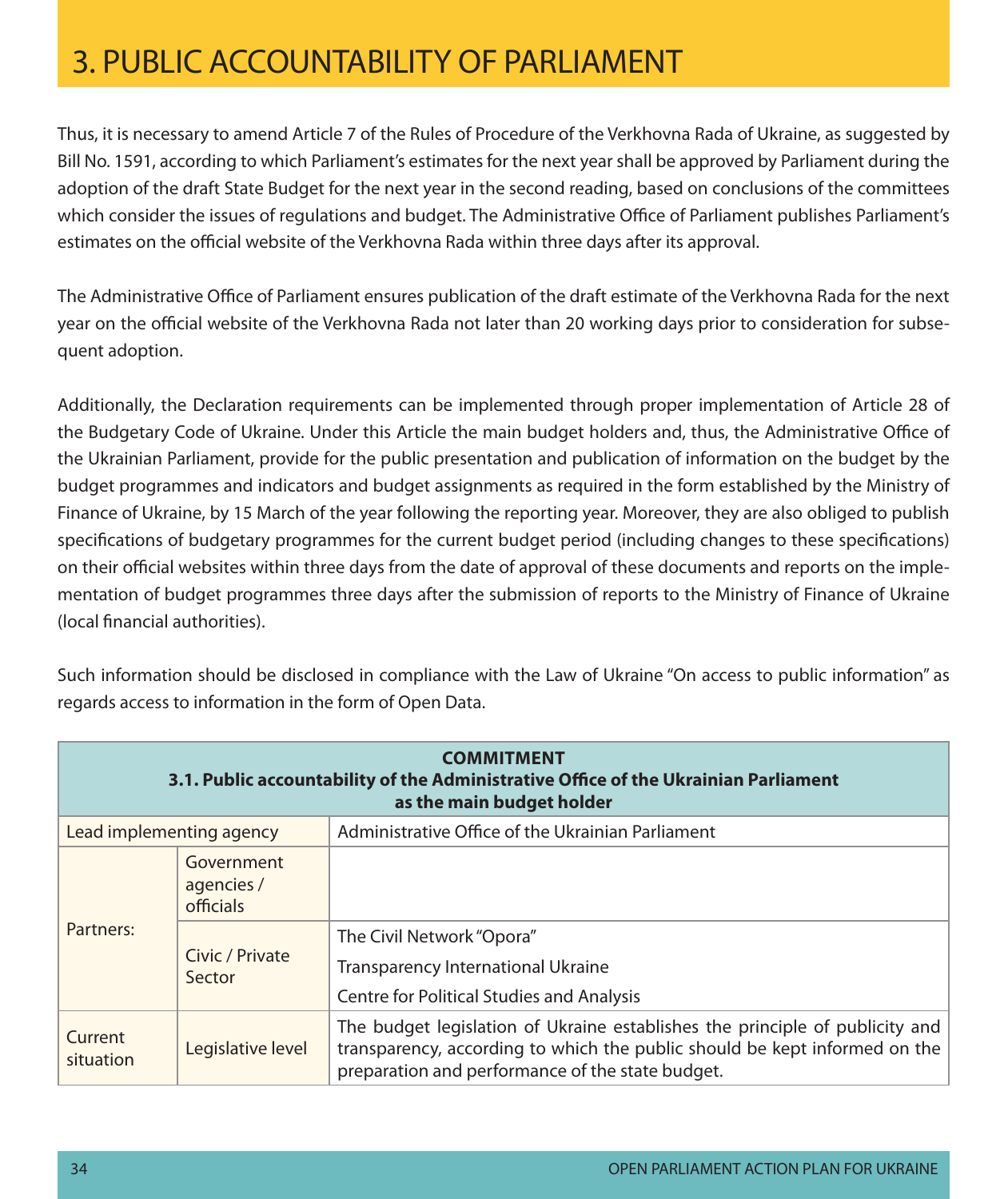# 3. PUBLIC ACCOUNTABILITY OF PARLIAMENT

Thus, it is necessary to amend Article 7 of the Rules of Procedure of the Verkhovna Rada of Ukraine, as suggested by Bill No. 1591, according to which Parliament's estimates for the next year shall be approved by Parliament during the adoption of the draft State Budget for the next year in the second reading, based on conclusions of the committees which consider the issues of regulations and budget. The Administrative Office of Parliament publishes Parliament's estimates on the official website of the Verkhovna Rada within three days after its approval.

The Administrative Office of Parliament ensures publication of the draft estimate of the Verkhovna Rada for the next year on the official website of the Verkhovna Rada not later than 20 working days prior to consideration for subsequent adoption.

Additionally, the Declaration requirements can be implemented through proper implementation of Article 28 of the Budgetary Code of Ukraine. Under this Article the main budget holders and, thus, the Administrative Office of the Ukrainian Parliament, provide for the public presentation and publication of information on the budget by the budget programmes and indicators and budget assignments as required in the form established by the Ministry of Finance of Ukraine, by 15 March of the year following the reporting year. Moreover, they are also obliged to publish specifications of budgetary programmes for the current budget period (including changes to these specifications) on their official websites within three days from the date of approval of these documents and reports on the implementation of budget programmes three days after the submission of reports to the Ministry of Finance of Ukraine (local financial authorities).

Such information should be disclosed in compliance with the Law of Ukraine "On access to public information" as regards access to information in the form of Open Data.

| **COMMITMENT 3.1. Public accountability of the Administrative Office of the Ukrainian Parliament as the main budget holder** | | |
|---|---|---|
| Lead implementing agency | | Administrative Office of the Ukrainian Parliament |
| Partners: | Government agencies / officials | |
| | Civic / Private Sector | The Civil Network "Opora"<br>Transparency International Ukraine<br>Centre for Political Studies and Analysis |
| Current situation | Legislative level | The budget legislation of Ukraine establishes the principle of publicity and transparency, according to which the public should be kept informed on the preparation and performance of the state budget. |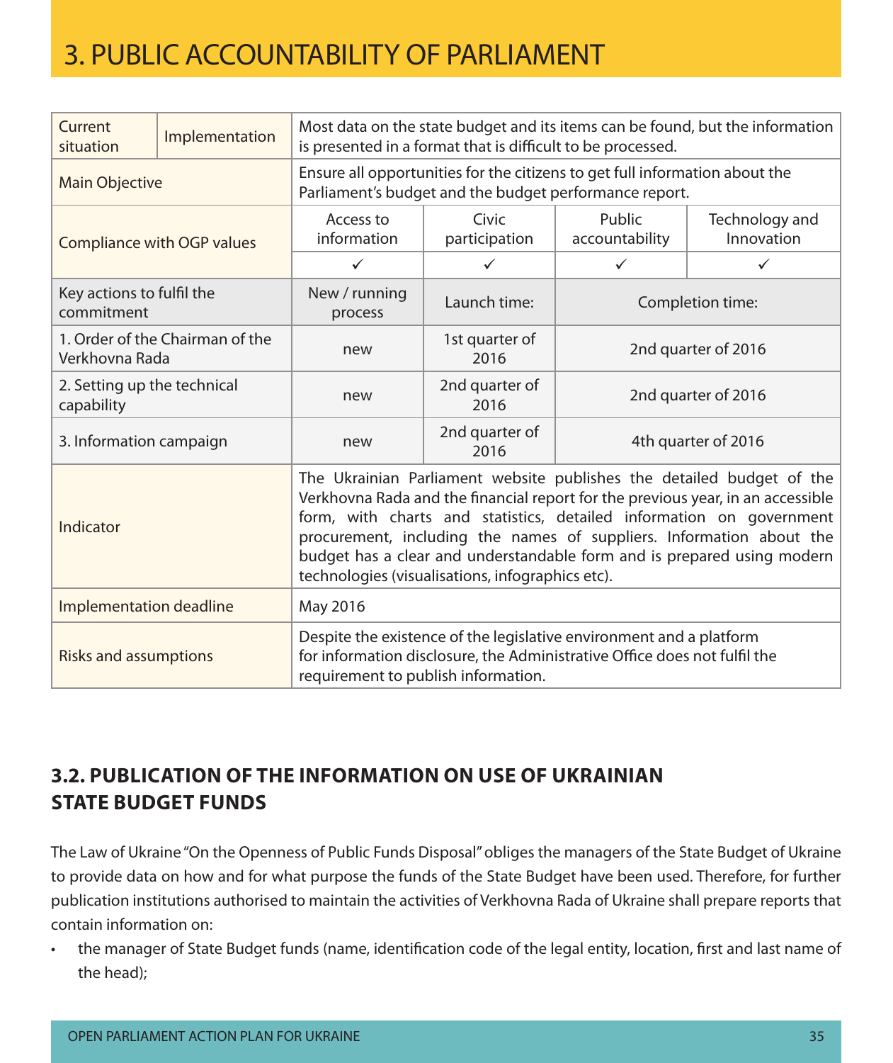# 3. PUBLIC ACCOUNTABILITY OF PARLIAMENT

| Current situation | Implementation | Most data on the state budget and its items can be found, but the information is presented in a format that is difficult to be processed. | | |
|---|---|---|---|---|
| Main Objective | | Ensure all opportunities for the citizens to get full information about the Parliament's budget and the budget performance report. | | |
| Compliance with OGP values | | Access to information | Civic participation | Public accountability | Technology and Innovation |
| | | ✓ | ✓ | ✓ | ✓ |
| Key actions to fulfil the commitment | | New / running process | Launch time: | Completion time: | |
| 1. Order of the Chairman of the Verkhovna Rada | | new | 1st quarter of 2016 | 2nd quarter of 2016 | |
| 2. Setting up the technical capability | | new | 2nd quarter of 2016 | 2nd quarter of 2016 | |
| 3. Information campaign | | new | 2nd quarter of 2016 | 4th quarter of 2016 | |
| Indicator | | The Ukrainian Parliament website publishes the detailed budget of the Verkhovna Rada and the financial report for the previous year, in an accessible form, with charts and statistics, detailed information on government procurement, including the names of suppliers. Information about the budget has a clear and understandable form and is prepared using modern technologies (visualisations, infographics etc). | | |
| Implementation deadline | | May 2016 | | |
| Risks and assumptions | | Despite the existence of the legislative environment and a platform for information disclosure, the Administrative Office does not fulfil the requirement to publish information. | | |

## 3.2. PUBLICATION OF THE INFORMATION ON USE OF UKRAINIAN STATE BUDGET FUNDS

The Law of Ukraine "On the Openness of Public Funds Disposal" obliges the managers of the State Budget of Ukraine to provide data on how and for what purpose the funds of the State Budget have been used. Therefore, for further publication institutions authorised to maintain the activities of Verkhovna Rada of Ukraine shall prepare reports that contain information on:

- the manager of State Budget funds (name, identification code of the legal entity, location, first and last name of the head);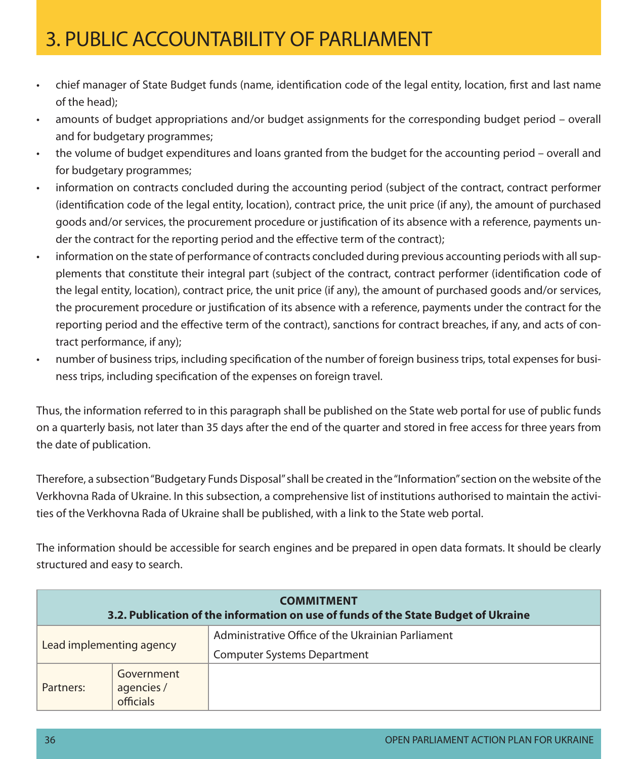# 3. PUBLIC ACCOUNTABILITY OF PARLIAMENT

- chief manager of State Budget funds (name, identification code of the legal entity, location, first and last name of the head);
- amounts of budget appropriations and/or budget assignments for the corresponding budget period – overall and for budgetary programmes;
- the volume of budget expenditures and loans granted from the budget for the accounting period – overall and for budgetary programmes;
- information on contracts concluded during the accounting period (subject of the contract, contract performer (identification code of the legal entity, location), contract price, the unit price (if any), the amount of purchased goods and/or services, the procurement procedure or justification of its absence with a reference, payments under the contract for the reporting period and the effective term of the contract);
- information on the state of performance of contracts concluded during previous accounting periods with all supplements that constitute their integral part (subject of the contract, contract performer (identification code of the legal entity, location), contract price, the unit price (if any), the amount of purchased goods and/or services, the procurement procedure or justification of its absence with a reference, payments under the contract for the reporting period and the effective term of the contract), sanctions for contract breaches, if any, and acts of contract performance, if any);
- number of business trips, including specification of the number of foreign business trips, total expenses for business trips, including specification of the expenses on foreign travel.

Thus, the information referred to in this paragraph shall be published on the State web portal for use of public funds on a quarterly basis, not later than 35 days after the end of the quarter and stored in free access for three years from the date of publication.

Therefore, a subsection "Budgetary Funds Disposal" shall be created in the "Information" section on the website of the Verkhovna Rada of Ukraine. In this subsection, a comprehensive list of institutions authorised to maintain the activities of the Verkhovna Rada of Ukraine shall be published, with a link to the State web portal.

The information should be accessible for search engines and be prepared in open data formats. It should be clearly structured and easy to search.

| **COMMITMENT<br>3.2. Publication of the information on use of funds of the State Budget of Ukraine** | | |
|---|---|---|
| Lead implementing agency | | Administrative Office of the Ukrainian Parliament<br>Computer Systems Department |
| Partners: | Government agencies / officials | |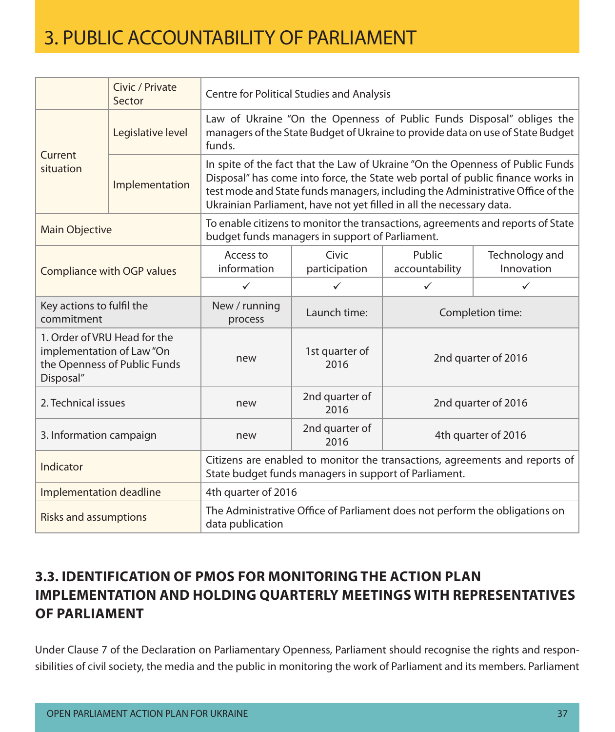# 3. PUBLIC ACCOUNTABILITY OF PARLIAMENT

| | | | | | |
|---|---|---|---|---|---|
| | Civic / Private Sector | Centre for Political Studies and Analysis | | | |
| Current situation | Legislative level | Law of Ukraine "On the Openness of Public Funds Disposal" obliges the managers of the State Budget of Ukraine to provide data on use of State Budget funds. | | | |
| | Implementation | In spite of the fact that the Law of Ukraine "On the Openness of Public Funds Disposal" has come into force, the State web portal of public finance works in test mode and State funds managers, including the Administrative Office of the Ukrainian Parliament, have not yet filled in all the necessary data. | | | |
| Main Objective | | To enable citizens to monitor the transactions, agreements and reports of State budget funds managers in support of Parliament. | | | |
| Compliance with OGP values | | Access to information | Civic participation | Public accountability | Technology and Innovation |
| | | ✓ | ✓ | ✓ | ✓ |
| Key actions to fulfil the commitment | | New / running process | Launch time: | Completion time: | |
| 1. Order of VRU Head for the implementation of Law "On the Openness of Public Funds Disposal" | | new | 1st quarter of 2016 | 2nd quarter of 2016 | |
| 2. Technical issues | | new | 2nd quarter of 2016 | 2nd quarter of 2016 | |
| 3. Information campaign | | new | 2nd quarter of 2016 | 4th quarter of 2016 | |
| Indicator | | Citizens are enabled to monitor the transactions, agreements and reports of State budget funds managers in support of Parliament. | | | |
| Implementation deadline | | 4th quarter of 2016 | | | |
| Risks and assumptions | | The Administrative Office of Parliament does not perform the obligations on data publication | | | |

## 3.3. IDENTIFICATION OF PMOS FOR MONITORING THE ACTION PLAN IMPLEMENTATION AND HOLDING QUARTERLY MEETINGS WITH REPRESENTATIVES OF PARLIAMENT

Under Clause 7 of the Declaration on Parliamentary Openness, Parliament should recognise the rights and responsibilities of civil society, the media and the public in monitoring the work of Parliament and its members. Parliament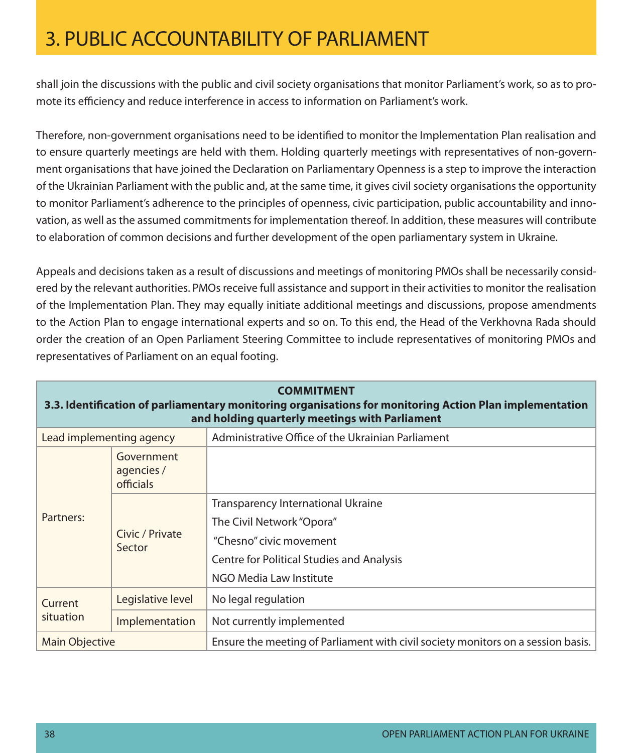# 3. PUBLIC ACCOUNTABILITY OF PARLIAMENT

shall join the discussions with the public and civil society organisations that monitor Parliament's work, so as to promote its efficiency and reduce interference in access to information on Parliament's work.

Therefore, non-government organisations need to be identified to monitor the Implementation Plan realisation and to ensure quarterly meetings are held with them. Holding quarterly meetings with representatives of non-government organisations that have joined the Declaration on Parliamentary Openness is a step to improve the interaction of the Ukrainian Parliament with the public and, at the same time, it gives civil society organisations the opportunity to monitor Parliament's adherence to the principles of openness, civic participation, public accountability and innovation, as well as the assumed commitments for implementation thereof. In addition, these measures will contribute to elaboration of common decisions and further development of the open parliamentary system in Ukraine.

Appeals and decisions taken as a result of discussions and meetings of monitoring PMOs shall be necessarily considered by the relevant authorities. PMOs receive full assistance and support in their activities to monitor the realisation of the Implementation Plan. They may equally initiate additional meetings and discussions, propose amendments to the Action Plan to engage international experts and so on. To this end, the Head of the Verkhovna Rada should order the creation of an Open Parliament Steering Committee to include representatives of monitoring PMOs and representatives of Parliament on an equal footing.

| **COMMITMENT<br>3.3. Identification of parliamentary monitoring organisations for monitoring Action Plan implementation and holding quarterly meetings with Parliament** | | |
|---|---|---|
| Lead implementing agency | | Administrative Office of the Ukrainian Parliament |
| Partners: | Government agencies / officials | |
| | Civic / Private Sector | Transparency International Ukraine<br>The Civil Network "Opora"<br>"Chesno" civic movement<br>Centre for Political Studies and Analysis<br>NGO Media Law Institute |
| Current situation | Legislative level | No legal regulation |
| | Implementation | Not currently implemented |
| Main Objective | | Ensure the meeting of Parliament with civil society monitors on a session basis. |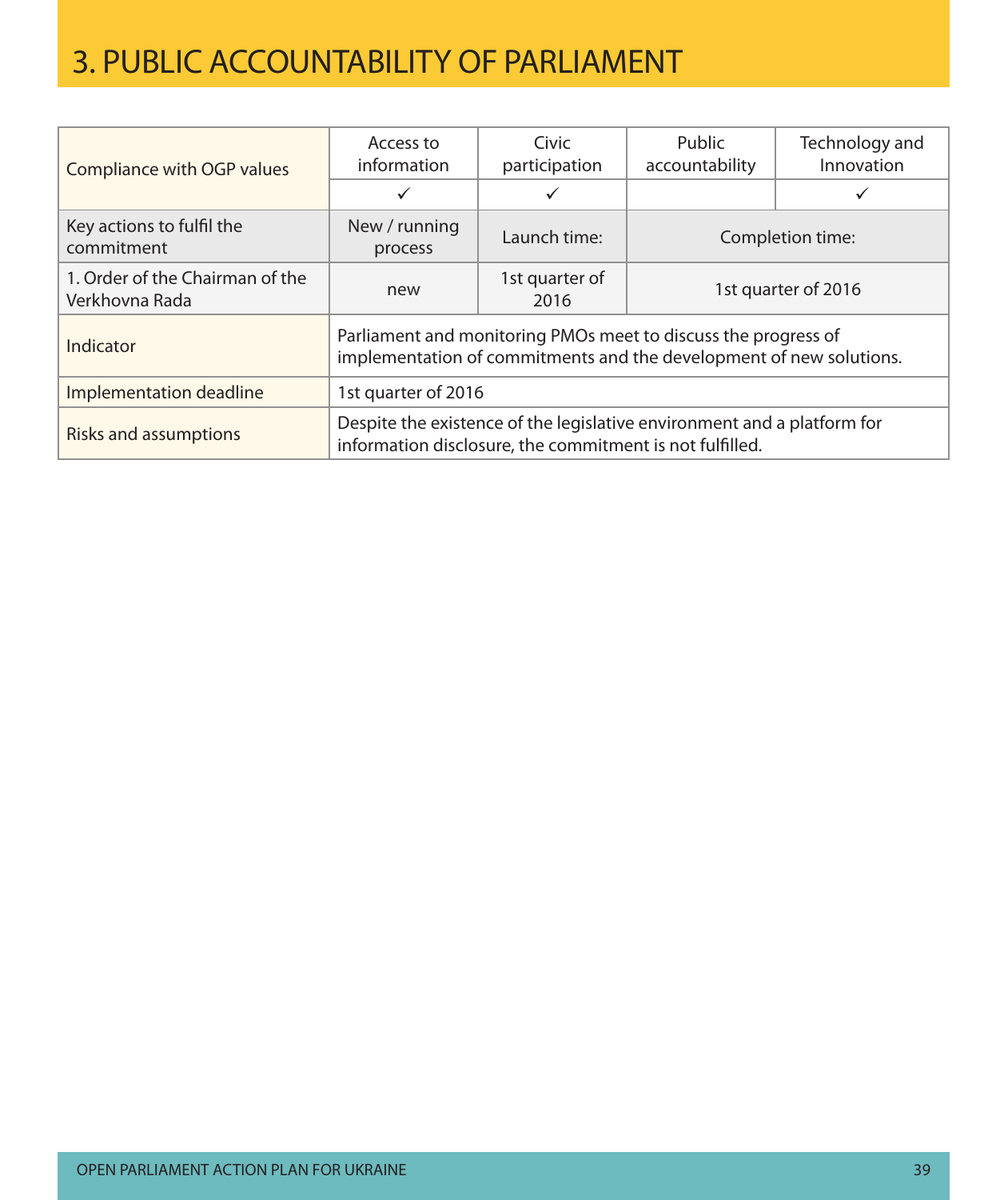# 3. PUBLIC ACCOUNTABILITY OF PARLIAMENT

| Compliance with OGP values | Access to information | Civic participation | Public accountability | Technology and Innovation |
|---|---|---|---|---|
| | ✓ | ✓ | | ✓ |
| Key actions to fulfil the commitment | New / running process | Launch time: | Completion time: | |
| 1. Order of the Chairman of the Verkhovna Rada | new | 1st quarter of 2016 | 1st quarter of 2016 | |
| Indicator | Parliament and monitoring PMOs meet to discuss the progress of implementation of commitments and the development of new solutions. | | | |
| Implementation deadline | 1st quarter of 2016 | | | |
| Risks and assumptions | Despite the existence of the legislative environment and a platform for information disclosure, the commitment is not fulfilled. | | | |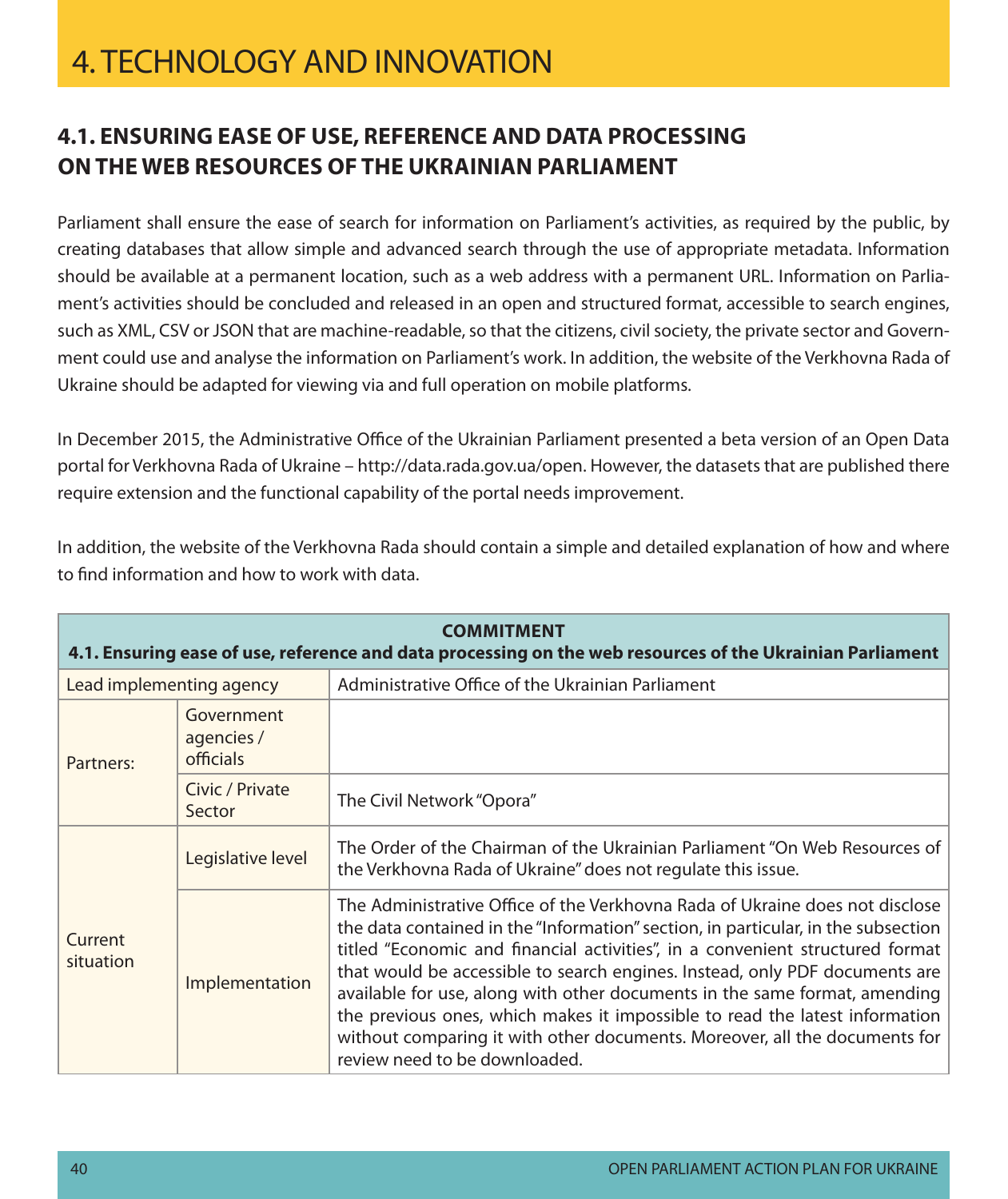# 4. TECHNOLOGY AND INNOVATION

## 4.1. ENSURING EASE OF USE, REFERENCE AND DATA PROCESSING ON THE WEB RESOURCES OF THE UKRAINIAN PARLIAMENT

Parliament shall ensure the ease of search for information on Parliament's activities, as required by the public, by creating databases that allow simple and advanced search through the use of appropriate metadata. Information should be available at a permanent location, such as a web address with a permanent URL. Information on Parliament's activities should be concluded and released in an open and structured format, accessible to search engines, such as XML, CSV or JSON that are machine-readable, so that the citizens, civil society, the private sector and Government could use and analyse the information on Parliament's work. In addition, the website of the Verkhovna Rada of Ukraine should be adapted for viewing via and full operation on mobile platforms.

In December 2015, the Administrative Office of the Ukrainian Parliament presented a beta version of an Open Data portal for Verkhovna Rada of Ukraine – http://data.rada.gov.ua/open. However, the datasets that are published there require extension and the functional capability of the portal needs improvement.

In addition, the website of the Verkhovna Rada should contain a simple and detailed explanation of how and where to find information and how to work with data.

| **COMMITMENT 4.1. Ensuring ease of use, reference and data processing on the web resources of the Ukrainian Parliament** | | |
|---|---|---|
| Lead implementing agency | | Administrative Office of the Ukrainian Parliament |
| Partners: | Government agencies / officials | |
| | Civic / Private Sector | The Civil Network "Opora" |
| Current situation | Legislative level | The Order of the Chairman of the Ukrainian Parliament "On Web Resources of the Verkhovna Rada of Ukraine" does not regulate this issue. |
| | Implementation | The Administrative Office of the Verkhovna Rada of Ukraine does not disclose the data contained in the "Information" section, in particular, in the subsection titled "Economic and financial activities", in a convenient structured format that would be accessible to search engines. Instead, only PDF documents are available for use, along with other documents in the same format, amending the previous ones, which makes it impossible to read the latest information without comparing it with other documents. Moreover, all the documents for review need to be downloaded. |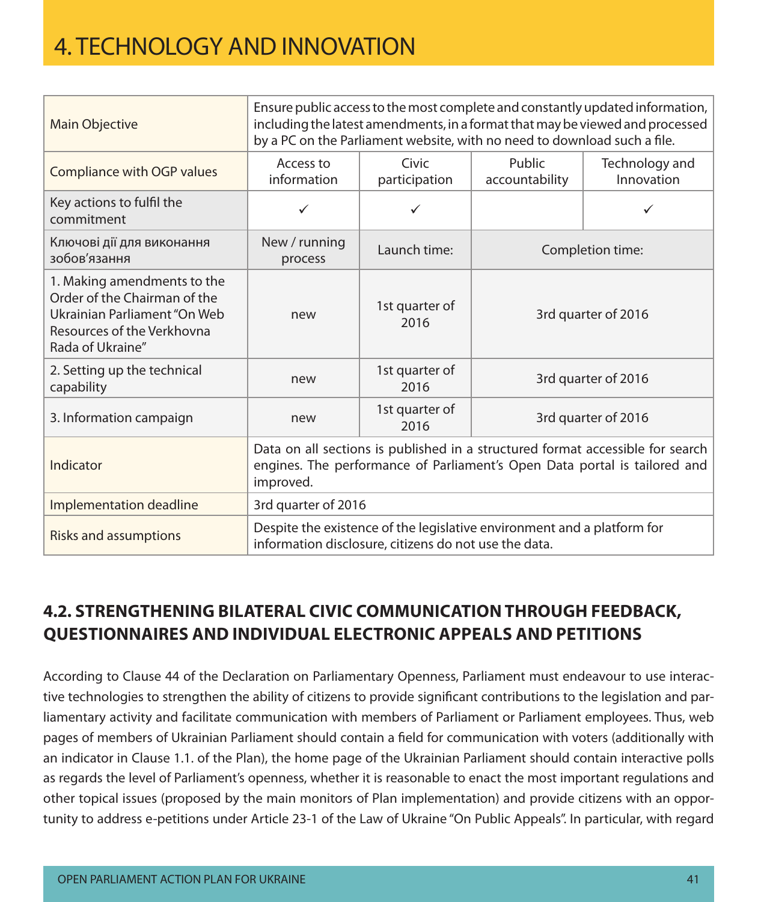# 4. TECHNOLOGY AND INNOVATION

| Main Objective | Ensure public access to the most complete and constantly updated information, including the latest amendments, in a format that may be viewed and processed by a PC on the Parliament website, with no need to download such a file. | | | |
|---|---|---|---|---|
| Compliance with OGP values | Access to information | Civic participation | Public accountability | Technology and Innovation |
| Key actions to fulfil the commitment | ✓ | ✓ | | ✓ |
| Ключові дії для виконання зобов'язання | New / running process | Launch time: | Completion time: | |
| 1. Making amendments to the Order of the Chairman of the Ukrainian Parliament "On Web Resources of the Verkhovna Rada of Ukraine" | new | 1st quarter of 2016 | 3rd quarter of 2016 | |
| 2. Setting up the technical capability | new | 1st quarter of 2016 | 3rd quarter of 2016 | |
| 3. Information campaign | new | 1st quarter of 2016 | 3rd quarter of 2016 | |
| Indicator | Data on all sections is published in a structured format accessible for search engines. The performance of Parliament's Open Data portal is tailored and improved. | | | |
| Implementation deadline | 3rd quarter of 2016 | | | |
| Risks and assumptions | Despite the existence of the legislative environment and a platform for information disclosure, citizens do not use the data. | | | |

## 4.2. STRENGTHENING BILATERAL CIVIC COMMUNICATION THROUGH FEEDBACK, QUESTIONNAIRES AND INDIVIDUAL ELECTRONIC APPEALS AND PETITIONS

According to Clause 44 of the Declaration on Parliamentary Openness, Parliament must endeavour to use interactive technologies to strengthen the ability of citizens to provide significant contributions to the legislation and parliamentary activity and facilitate communication with members of Parliament or Parliament employees. Thus, web pages of members of Ukrainian Parliament should contain a field for communication with voters (additionally with an indicator in Clause 1.1. of the Plan), the home page of the Ukrainian Parliament should contain interactive polls as regards the level of Parliament's openness, whether it is reasonable to enact the most important regulations and other topical issues (proposed by the main monitors of Plan implementation) and provide citizens with an opportunity to address e-petitions under Article 23-1 of the Law of Ukraine "On Public Appeals". In particular, with regard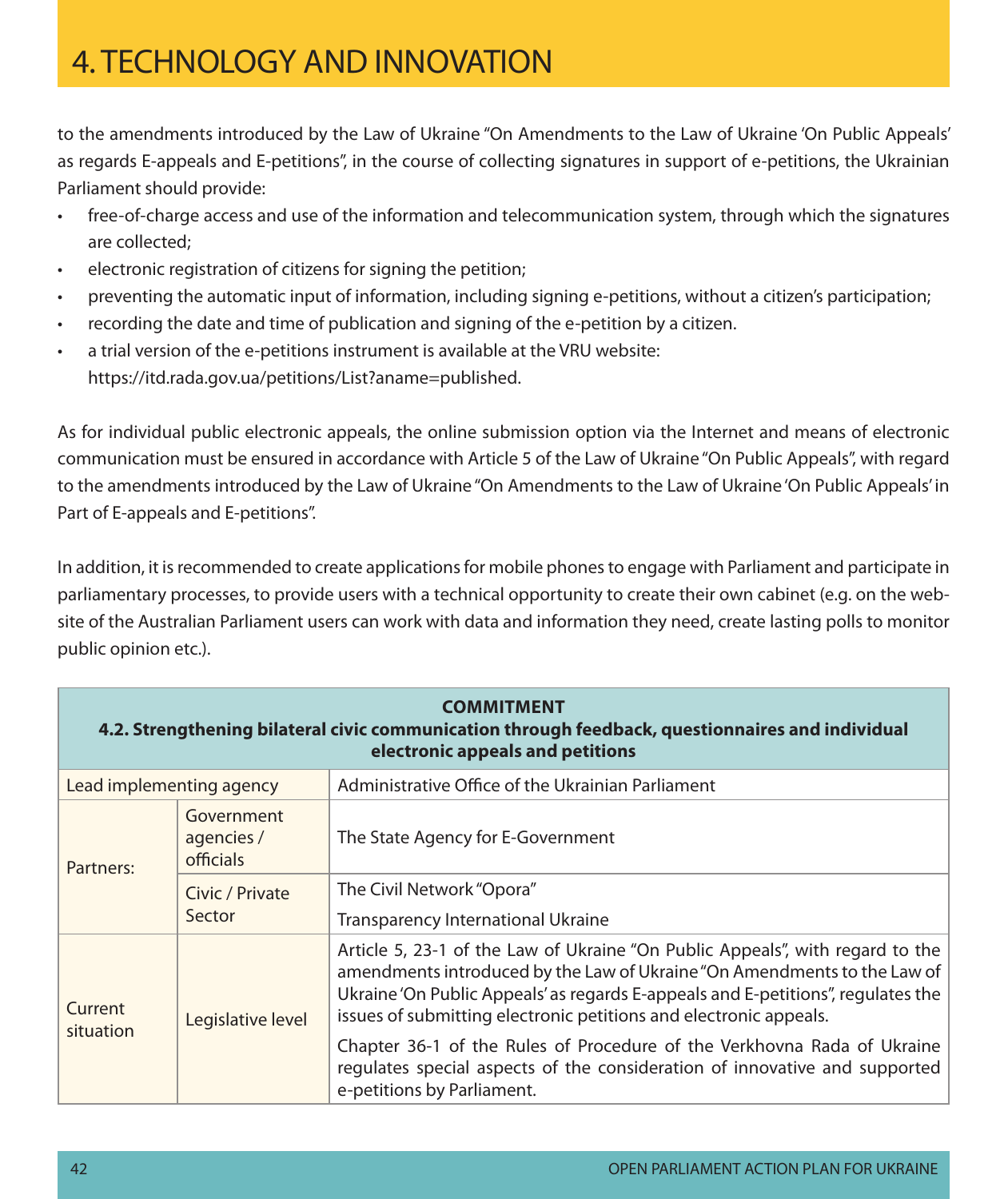# 4. TECHNOLOGY AND INNOVATION

to the amendments introduced by the Law of Ukraine "On Amendments to the Law of Ukraine 'On Public Appeals' as regards E-appeals and E-petitions", in the course of collecting signatures in support of e-petitions, the Ukrainian Parliament should provide:

- free-of-charge access and use of the information and telecommunication system, through which the signatures are collected;
- electronic registration of citizens for signing the petition;
- preventing the automatic input of information, including signing e-petitions, without a citizen's participation;
- recording the date and time of publication and signing of the e-petition by a citizen.
- a trial version of the e-petitions instrument is available at the VRU website: https://itd.rada.gov.ua/petitions/List?aname=published.

As for individual public electronic appeals, the online submission option via the Internet and means of electronic communication must be ensured in accordance with Article 5 of the Law of Ukraine "On Public Appeals", with regard to the amendments introduced by the Law of Ukraine "On Amendments to the Law of Ukraine 'On Public Appeals' in Part of E-appeals and E-petitions".

In addition, it is recommended to create applications for mobile phones to engage with Parliament and participate in parliamentary processes, to provide users with a technical opportunity to create their own cabinet (e.g. on the website of the Australian Parliament users can work with data and information they need, create lasting polls to monitor public opinion etc.).

| **COMMITMENT<br>4.2. Strengthening bilateral civic communication through feedback, questionnaires and individual electronic appeals and petitions** | | |
|---|---|---|
| Lead implementing agency | | Administrative Office of the Ukrainian Parliament |
| Partners: | Government agencies / officials | The State Agency for E-Government |
| | Civic / Private Sector | The Civil Network "Opora"<br>Transparency International Ukraine |
| Current situation | Legislative level | Article 5, 23-1 of the Law of Ukraine "On Public Appeals", with regard to the amendments introduced by the Law of Ukraine "On Amendments to the Law of Ukraine 'On Public Appeals' as regards E-appeals and E-petitions", regulates the issues of submitting electronic petitions and electronic appeals.<br>Chapter 36-1 of the Rules of Procedure of the Verkhovna Rada of Ukraine regulates special aspects of the consideration of innovative and supported e-petitions by Parliament. |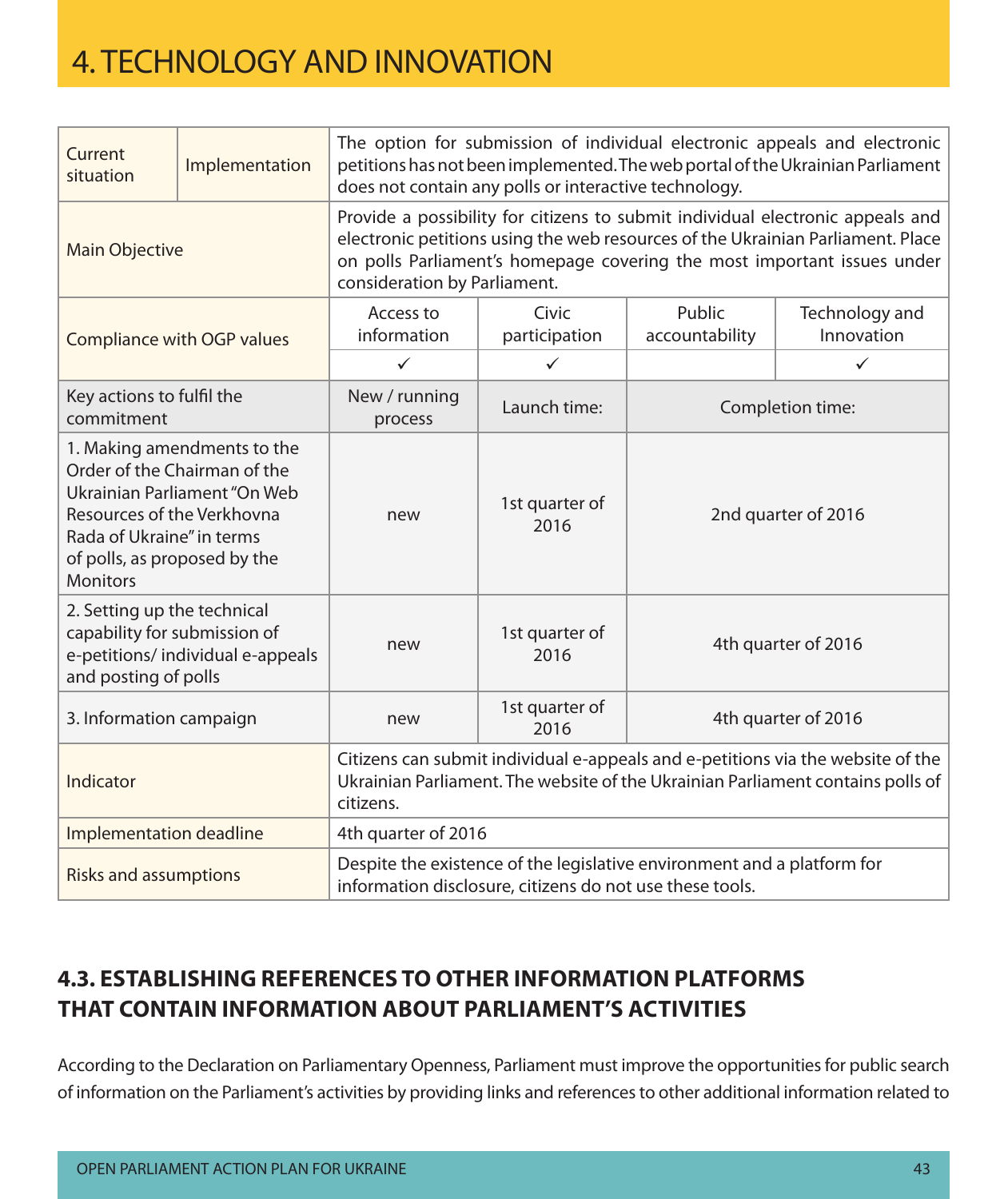# 4. TECHNOLOGY AND INNOVATION

| Current situation | Implementation | The option for submission of individual electronic appeals and electronic petitions has not been implemented. The web portal of the Ukrainian Parliament does not contain any polls or interactive technology. | | |
|---|---|---|---|---|
| Main Objective | | Provide a possibility for citizens to submit individual electronic appeals and electronic petitions using the web resources of the Ukrainian Parliament. Place on polls Parliament's homepage covering the most important issues under consideration by Parliament. | | |
| Compliance with OGP values | Access to information | Civic participation | Public accountability | Technology and Innovation |
| | ✓ | ✓ | | ✓ |
| Key actions to fulfil the commitment | New / running process | Launch time: | Completion time: | |
| 1. Making amendments to the Order of the Chairman of the Ukrainian Parliament "On Web Resources of the Verkhovna Rada of Ukraine" in terms of polls, as proposed by the Monitors | new | 1st quarter of 2016 | 2nd quarter of 2016 | |
| 2. Setting up the technical capability for submission of e-petitions/ individual e-appeals and posting of polls | new | 1st quarter of 2016 | 4th quarter of 2016 | |
| 3. Information campaign | new | 1st quarter of 2016 | 4th quarter of 2016 | |
| Indicator | Citizens can submit individual e-appeals and e-petitions via the website of the Ukrainian Parliament. The website of the Ukrainian Parliament contains polls of citizens. | | | |
| Implementation deadline | 4th quarter of 2016 | | | |
| Risks and assumptions | Despite the existence of the legislative environment and a platform for information disclosure, citizens do not use these tools. | | | |

## 4.3. ESTABLISHING REFERENCES TO OTHER INFORMATION PLATFORMS THAT CONTAIN INFORMATION ABOUT PARLIAMENT'S ACTIVITIES

According to the Declaration on Parliamentary Openness, Parliament must improve the opportunities for public search of information on the Parliament's activities by providing links and references to other additional information related to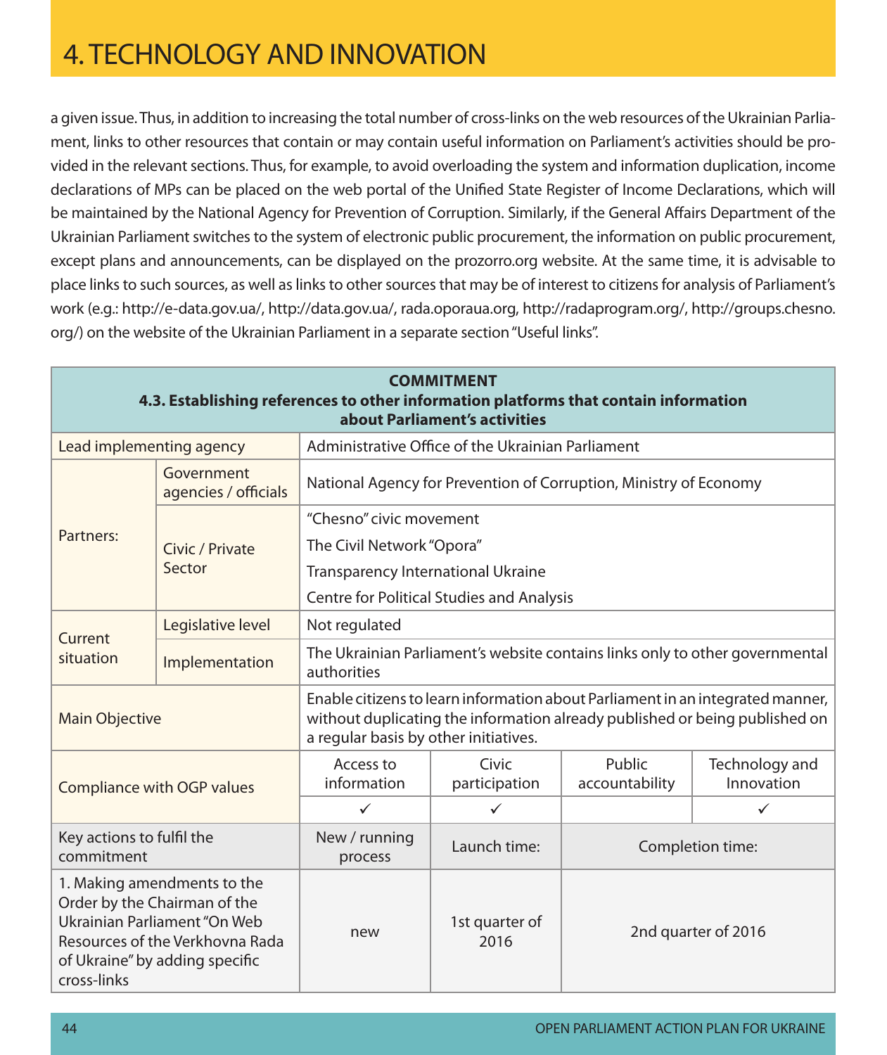# 4. TECHNOLOGY AND INNOVATION

a given issue. Thus, in addition to increasing the total number of cross-links on the web resources of the Ukrainian Parliament, links to other resources that contain or may contain useful information on Parliament's activities should be provided in the relevant sections. Thus, for example, to avoid overloading the system and information duplication, income declarations of MPs can be placed on the web portal of the Unified State Register of Income Declarations, which will be maintained by the National Agency for Prevention of Corruption. Similarly, if the General Affairs Department of the Ukrainian Parliament switches to the system of electronic public procurement, the information on public procurement, except plans and announcements, can be displayed on the prozorro.org website. At the same time, it is advisable to place links to such sources, as well as links to other sources that may be of interest to citizens for analysis of Parliament's work (e.g.: http://e-data.gov.ua/, http://data.gov.ua/, rada.oporaua.org, http://radaprogram.org/, http://groups.chesno.org/) on the website of the Ukrainian Parliament in a separate section "Useful links".

| **COMMITMENT 4.3. Establishing references to other information platforms that contain information about Parliament's activities** | | | | | |
|---|---|---|---|---|---|
| Lead implementing agency | | Administrative Office of the Ukrainian Parliament | | | |
| Partners: | Government agencies / officials | National Agency for Prevention of Corruption, Ministry of Economy | | | |
| | Civic / Private Sector | "Chesno" civic movement<br>The Civil Network "Opora"<br>Transparency International Ukraine<br>Centre for Political Studies and Analysis | | | |
| Current situation | Legislative level | Not regulated | | | |
| | Implementation | The Ukrainian Parliament's website contains links only to other governmental authorities | | | |
| Main Objective | | Enable citizens to learn information about Parliament in an integrated manner, without duplicating the information already published or being published on a regular basis by other initiatives. | | | |
| Compliance with OGP values | | Access to information | Civic participation | Public accountability | Technology and Innovation |
| | | ✓ | ✓ | | ✓ |
| Key actions to fulfil the commitment | | New / running process | Launch time: | Completion time: | |
| 1. Making amendments to the Order by the Chairman of the Ukrainian Parliament "On Web Resources of the Verkhovna Rada of Ukraine" by adding specific cross-links | | new | 1st quarter of 2016 | 2nd quarter of 2016 | |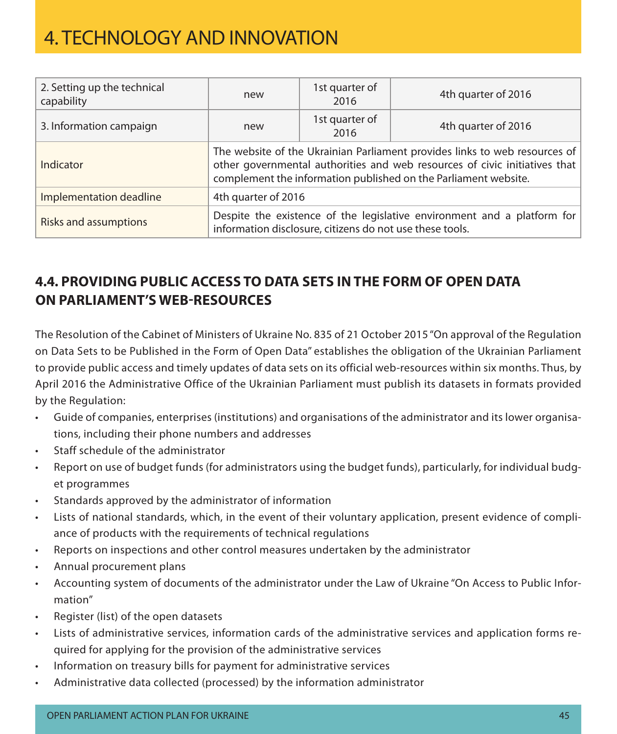# 4. TECHNOLOGY AND INNOVATION

| | | | |
|---|---|---|---|
| 2. Setting up the technical capability | new | 1st quarter of 2016 | 4th quarter of 2016 |
| 3. Information campaign | new | 1st quarter of 2016 | 4th quarter of 2016 |
| Indicator | The website of the Ukrainian Parliament provides links to web resources of other governmental authorities and web resources of civic initiatives that complement the information published on the Parliament website. | | |
| Implementation deadline | 4th quarter of 2016 | | |
| Risks and assumptions | Despite the existence of the legislative environment and a platform for information disclosure, citizens do not use these tools. | | |

## 4.4. PROVIDING PUBLIC ACCESS TO DATA SETS IN THE FORM OF OPEN DATA ON PARLIAMENT'S WEB-RESOURCES

The Resolution of the Cabinet of Ministers of Ukraine No. 835 of 21 October 2015 "On approval of the Regulation on Data Sets to be Published in the Form of Open Data" establishes the obligation of the Ukrainian Parliament to provide public access and timely updates of data sets on its official web-resources within six months. Thus, by April 2016 the Administrative Office of the Ukrainian Parliament must publish its datasets in formats provided by the Regulation:

- Guide of companies, enterprises (institutions) and organisations of the administrator and its lower organisations, including their phone numbers and addresses
- Staff schedule of the administrator
- Report on use of budget funds (for administrators using the budget funds), particularly, for individual budget programmes
- Standards approved by the administrator of information
- Lists of national standards, which, in the event of their voluntary application, present evidence of compliance of products with the requirements of technical regulations
- Reports on inspections and other control measures undertaken by the administrator
- Annual procurement plans
- Accounting system of documents of the administrator under the Law of Ukraine "On Access to Public Information"
- Register (list) of the open datasets
- Lists of administrative services, information cards of the administrative services and application forms required for applying for the provision of the administrative services
- Information on treasury bills for payment for administrative services
- Administrative data collected (processed) by the information administrator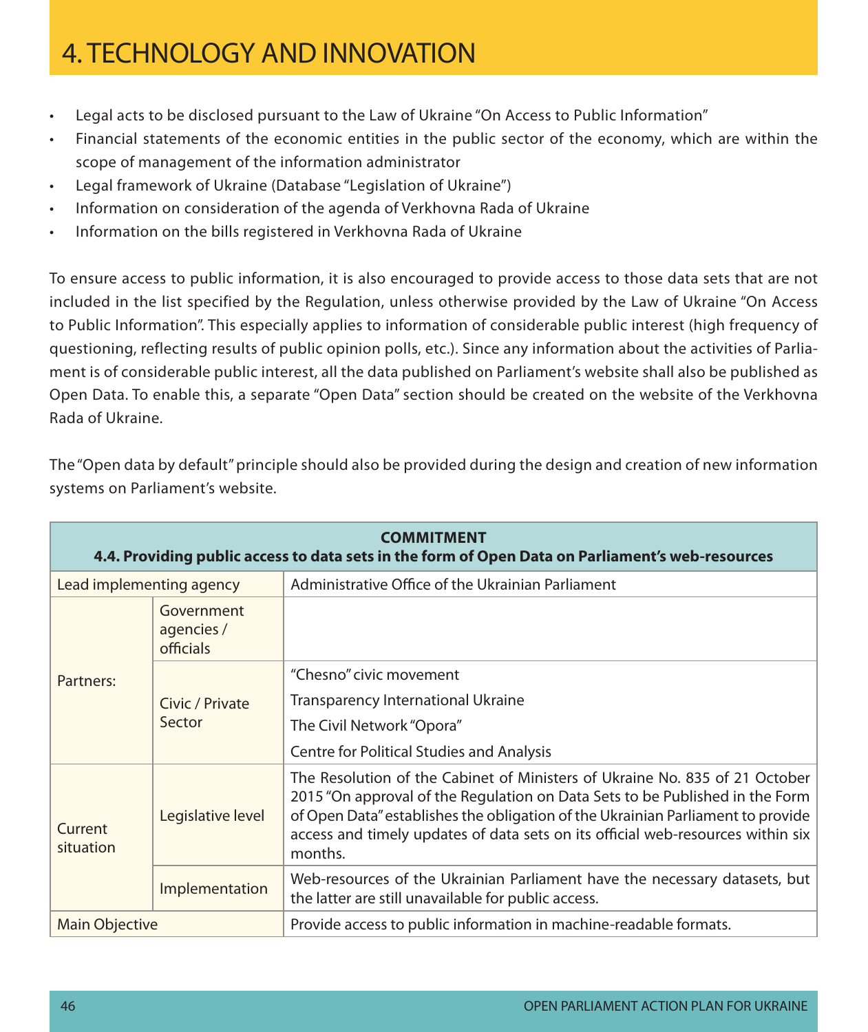# 4. TECHNOLOGY AND INNOVATION

- Legal acts to be disclosed pursuant to the Law of Ukraine "On Access to Public Information"
- Financial statements of the economic entities in the public sector of the economy, which are within the scope of management of the information administrator
- Legal framework of Ukraine (Database "Legislation of Ukraine")
- Information on consideration of the agenda of Verkhovna Rada of Ukraine
- Information on the bills registered in Verkhovna Rada of Ukraine

To ensure access to public information, it is also encouraged to provide access to those data sets that are not included in the list specified by the Regulation, unless otherwise provided by the Law of Ukraine "On Access to Public Information". This especially applies to information of considerable public interest (high frequency of questioning, reflecting results of public opinion polls, etc.). Since any information about the activities of Parliament is of considerable public interest, all the data published on Parliament's website shall also be published as Open Data. To enable this, a separate "Open Data" section should be created on the website of the Verkhovna Rada of Ukraine.

The "Open data by default" principle should also be provided during the design and creation of new information systems on Parliament's website.

| **COMMITMENT**<br>**4.4. Providing public access to data sets in the form of Open Data on Parliament's web-resources** | | |
|---|---|---|
| Lead implementing agency | | Administrative Office of the Ukrainian Parliament |
| Partners: | Government agencies / officials | |
| | Civic / Private Sector | "Chesno" civic movement<br>Transparency International Ukraine<br>The Civil Network "Opora"<br>Centre for Political Studies and Analysis |
| Current situation | Legislative level | The Resolution of the Cabinet of Ministers of Ukraine No. 835 of 21 October 2015 "On approval of the Regulation on Data Sets to be Published in the Form of Open Data" establishes the obligation of the Ukrainian Parliament to provide access and timely updates of data sets on its official web-resources within six months. |
| | Implementation | Web-resources of the Ukrainian Parliament have the necessary datasets, but the latter are still unavailable for public access. |
| Main Objective | | Provide access to public information in machine-readable formats. |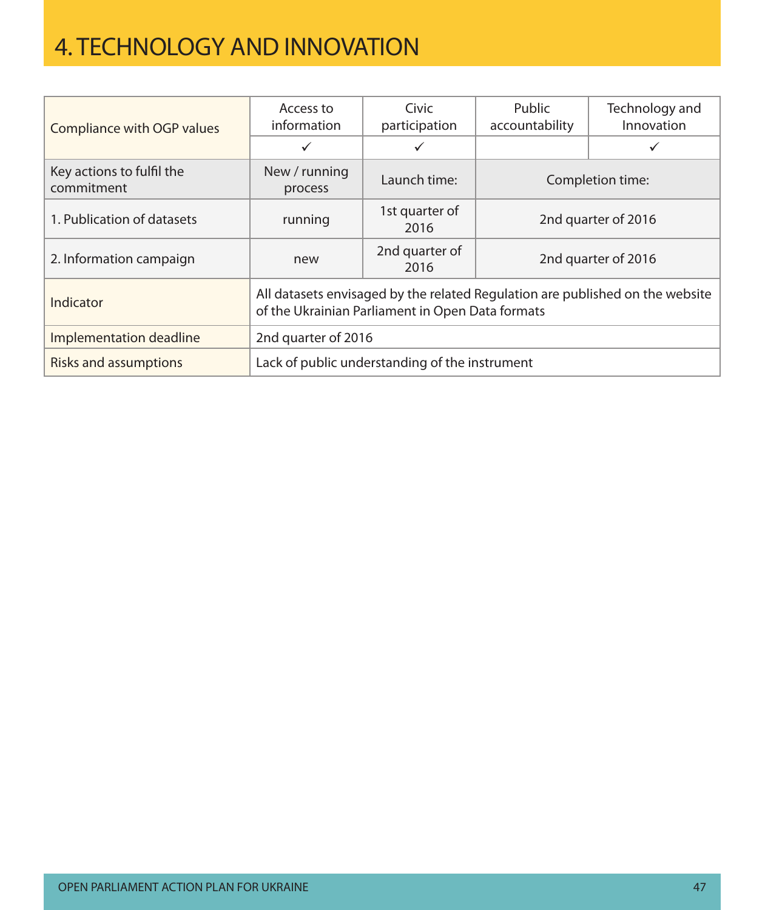# 4. TECHNOLOGY AND INNOVATION

| | | | | |
|---|---|---|---|---|
| Compliance with OGP values | Access to information | Civic participation | Public accountability | Technology and Innovation |
| | ✓ | ✓ | | ✓ |
| Key actions to fulfil the commitment | New / running process | Launch time: | Completion time: | |
| 1. Publication of datasets | running | 1st quarter of 2016 | 2nd quarter of 2016 | |
| 2. Information campaign | new | 2nd quarter of 2016 | 2nd quarter of 2016 | |
| Indicator | All datasets envisaged by the related Regulation are published on the website of the Ukrainian Parliament in Open Data formats | | | |
| Implementation deadline | 2nd quarter of 2016 | | | |
| Risks and assumptions | Lack of public understanding of the instrument | | | |